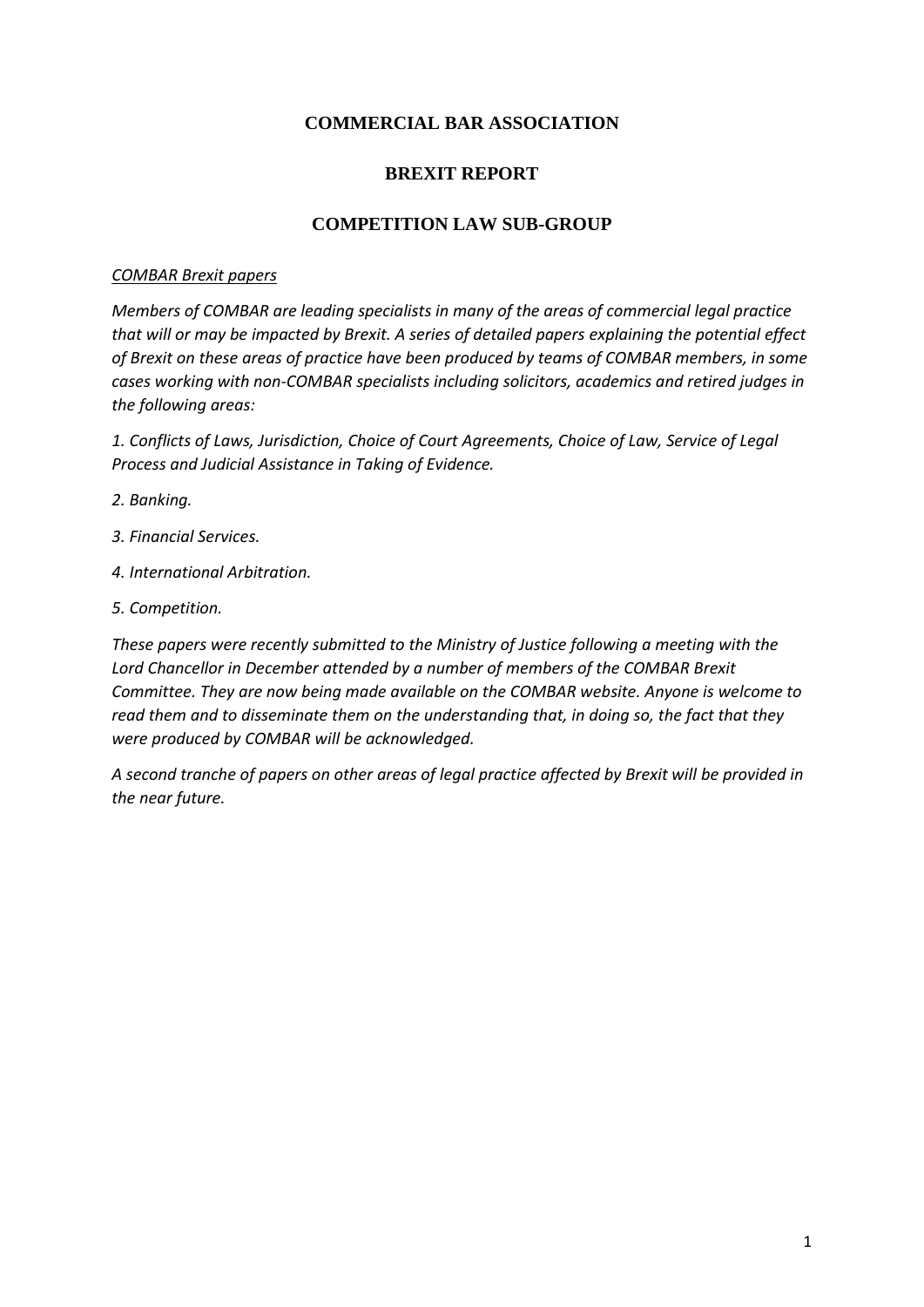# COMMERCIAL BAR ASSOCIATION

# BREXIT REPORT

## COMPETITION LAW SUB-GROUP

*COMBAR Brexit papers*

*Members of COMBAR are leading specialists in many of the areas of commercial legal practice that will or may be impacted by Brexit. A series of detailed papers explaining the potential effect of Brexit on these areas of practice have been produced by teams of COMBAR members, in some cases working with non-COMBAR specialists including solicitors, academics and retired judges in the following areas:*

*1. Conflicts of Laws, Jurisdiction, Choice of Court Agreements, Choice of Law, Service of Legal Process and Judicial Assistance in Taking of Evidence.*

*2. Banking.*

*3. Financial Services.*

*4. International Arbitration.*

*5. Competition.*

*These papers were recently submitted to the Ministry of Justice following a meeting with the Lord Chancellor in December attended by a number of members of the COMBAR Brexit Committee. They are now being made available on the COMBAR website. Anyone is welcome to read them and to disseminate them on the understanding that, in doing so, the fact that they were produced by COMBAR will be acknowledged.*

*A second tranche of papers on other areas of legal practice affected by Brexit will be provided in the near future.*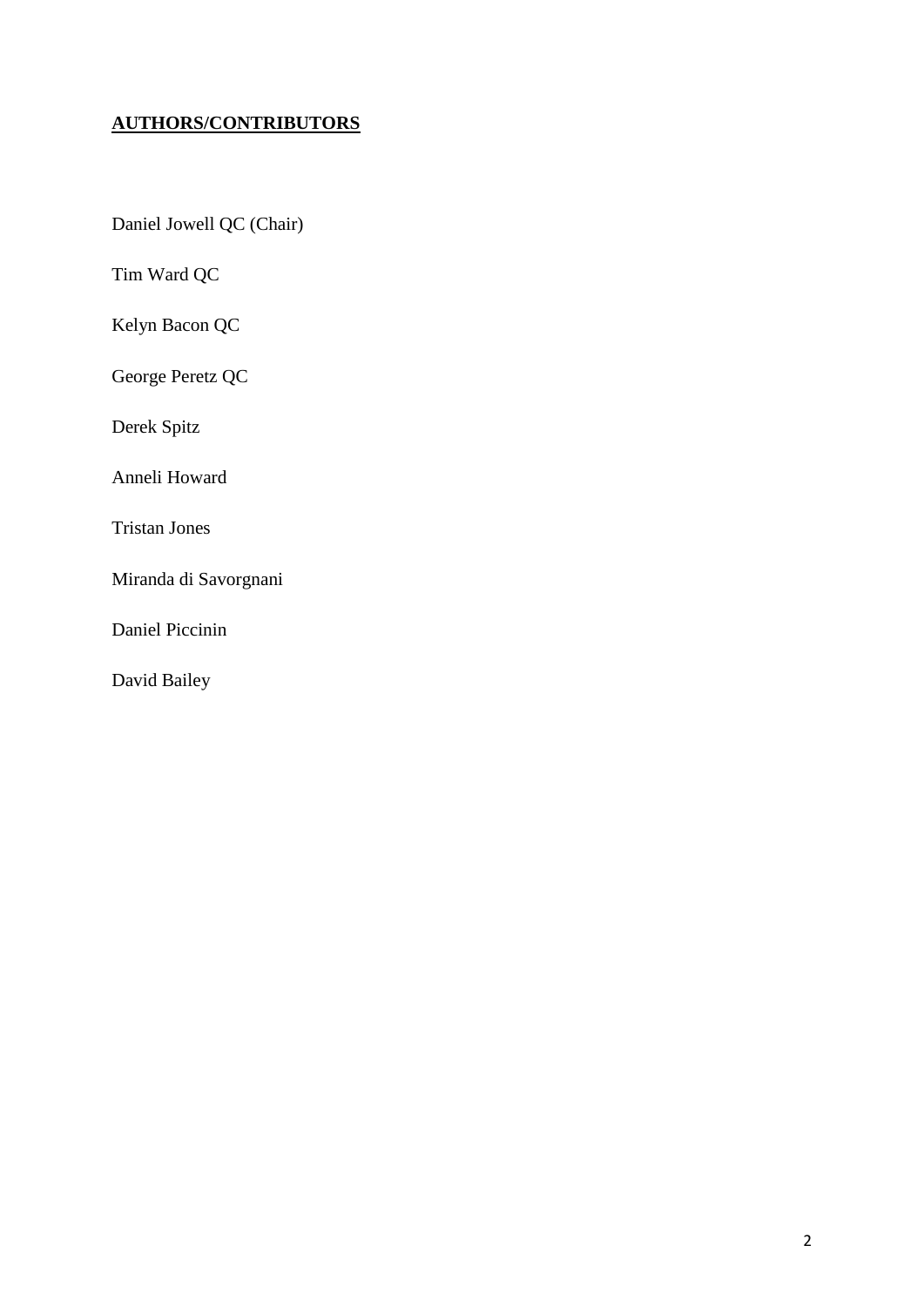## **AUTHORS/CONTRIBUTORS**

Daniel Jowell QC (Chair)

Tim Ward QC

Kelyn Bacon QC

George Peretz QC

Derek Spitz

Anneli Howard

Tristan Jones

Miranda di Savorgnani

Daniel Piccinin

David Bailey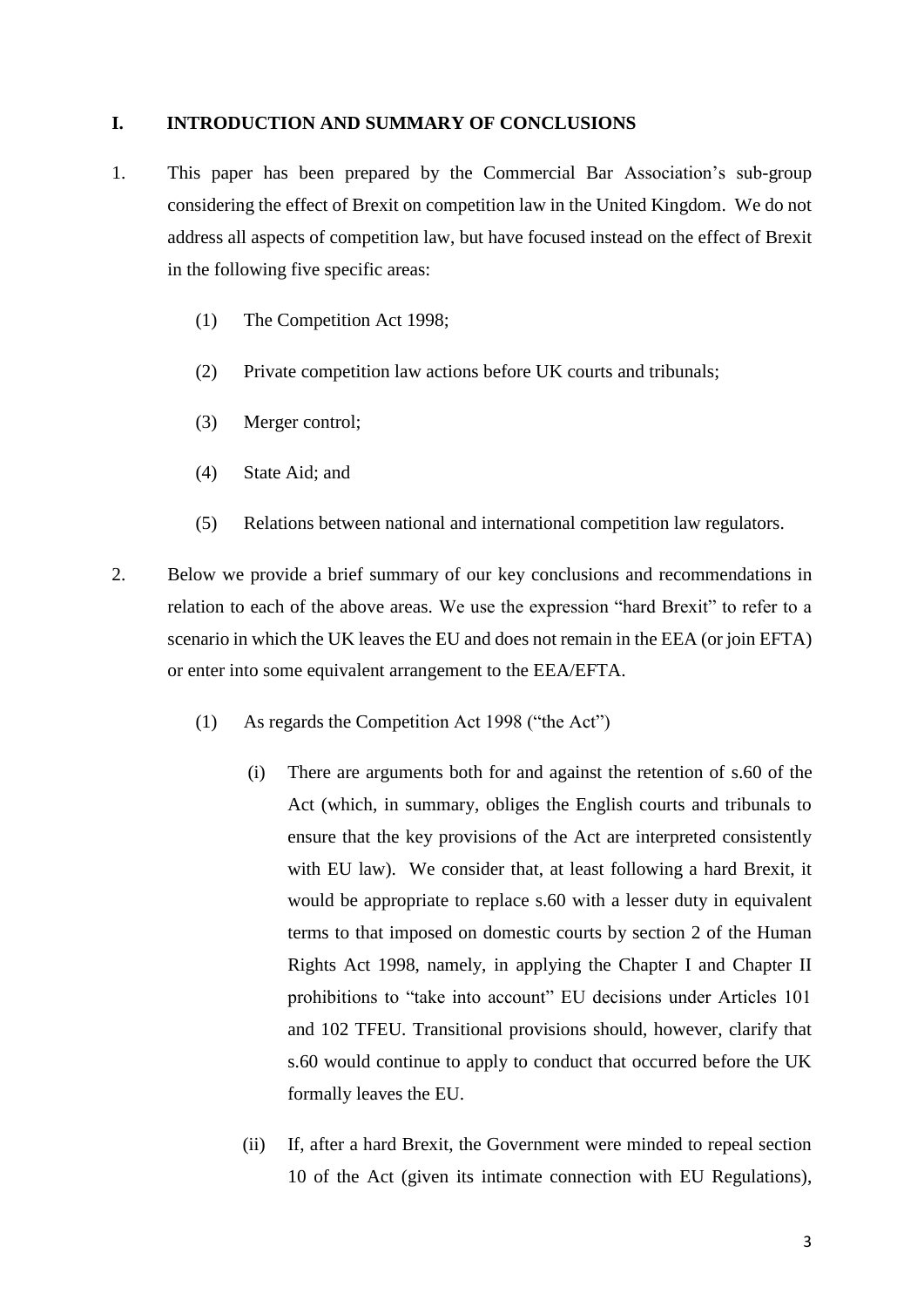## I. INTRODUCTION AND SUMMARY OF CONCLUSIONS

1. This paper has been prepared by the Commercial Bar Association's sub-group considering the effect of Brexit on competition law in the United Kingdom. We do not address all aspects of competition law, but have focused instead on the effect of Brexit in the following five specific areas:

   (1) The Competition Act 1998;

   (2) Private competition law actions before UK courts and tribunals;

   (3) Merger control;

   (4) State Aid; and

   (5) Relations between national and international competition law regulators.

2. Below we provide a brief summary of our key conclusions and recommendations in relation to each of the above areas. We use the expression "hard Brexit" to refer to a scenario in which the UK leaves the EU and does not remain in the EEA (or join EFTA) or enter into some equivalent arrangement to the EEA/EFTA.

   (1) As regards the Competition Act 1998 ("the Act")

      (i) There are arguments both for and against the retention of s.60 of the Act (which, in summary, obliges the English courts and tribunals to ensure that the key provisions of the Act are interpreted consistently with EU law). We consider that, at least following a hard Brexit, it would be appropriate to replace s.60 with a lesser duty in equivalent terms to that imposed on domestic courts by section 2 of the Human Rights Act 1998, namely, in applying the Chapter I and Chapter II prohibitions to "take into account" EU decisions under Articles 101 and 102 TFEU. Transitional provisions should, however, clarify that s.60 would continue to apply to conduct that occurred before the UK formally leaves the EU.

      (ii) If, after a hard Brexit, the Government were minded to repeal section 10 of the Act (given its intimate connection with EU Regulations),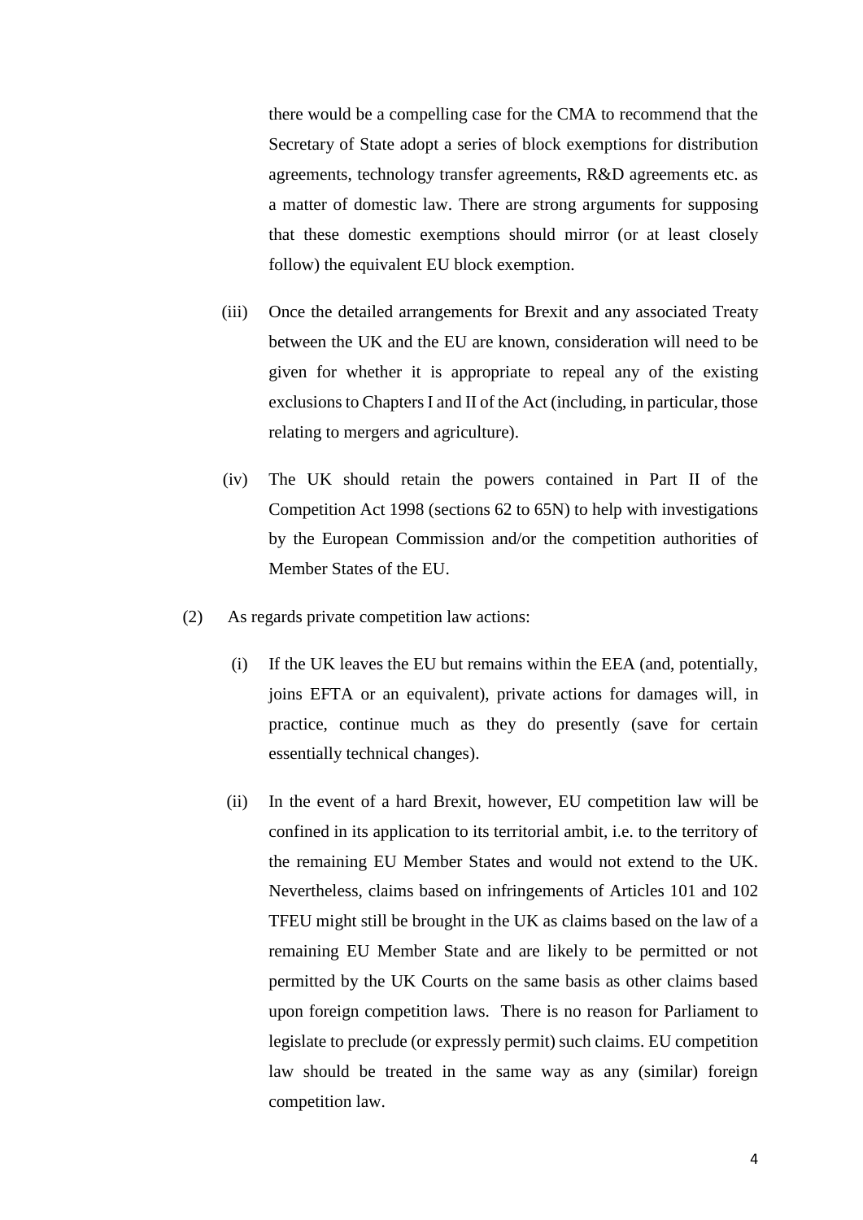there would be a compelling case for the CMA to recommend that the Secretary of State adopt a series of block exemptions for distribution agreements, technology transfer agreements, R&D agreements etc. as a matter of domestic law. There are strong arguments for supposing that these domestic exemptions should mirror (or at least closely follow) the equivalent EU block exemption.

(iii) Once the detailed arrangements for Brexit and any associated Treaty between the UK and the EU are known, consideration will need to be given for whether it is appropriate to repeal any of the existing exclusions to Chapters I and II of the Act (including, in particular, those relating to mergers and agriculture).

(iv) The UK should retain the powers contained in Part II of the Competition Act 1998 (sections 62 to 65N) to help with investigations by the European Commission and/or the competition authorities of Member States of the EU.

(2) As regards private competition law actions:

(i) If the UK leaves the EU but remains within the EEA (and, potentially, joins EFTA or an equivalent), private actions for damages will, in practice, continue much as they do presently (save for certain essentially technical changes).

(ii) In the event of a hard Brexit, however, EU competition law will be confined in its application to its territorial ambit, i.e. to the territory of the remaining EU Member States and would not extend to the UK. Nevertheless, claims based on infringements of Articles 101 and 102 TFEU might still be brought in the UK as claims based on the law of a remaining EU Member State and are likely to be permitted or not permitted by the UK Courts on the same basis as other claims based upon foreign competition laws. There is no reason for Parliament to legislate to preclude (or expressly permit) such claims. EU competition law should be treated in the same way as any (similar) foreign competition law.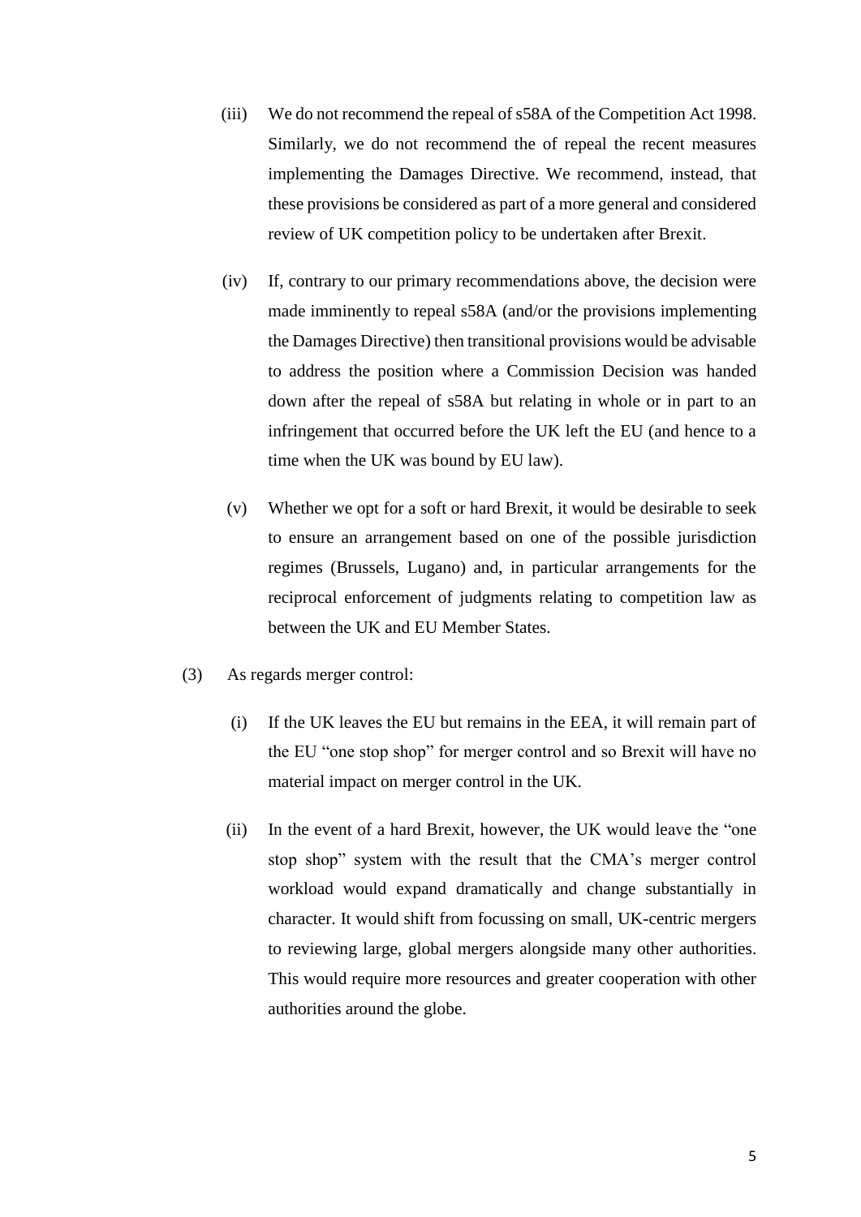(iii) We do not recommend the repeal of s58A of the Competition Act 1998. Similarly, we do not recommend the of repeal the recent measures implementing the Damages Directive. We recommend, instead, that these provisions be considered as part of a more general and considered review of UK competition policy to be undertaken after Brexit.

(iv) If, contrary to our primary recommendations above, the decision were made imminently to repeal s58A (and/or the provisions implementing the Damages Directive) then transitional provisions would be advisable to address the position where a Commission Decision was handed down after the repeal of s58A but relating in whole or in part to an infringement that occurred before the UK left the EU (and hence to a time when the UK was bound by EU law).

(v) Whether we opt for a soft or hard Brexit, it would be desirable to seek to ensure an arrangement based on one of the possible jurisdiction regimes (Brussels, Lugano) and, in particular arrangements for the reciprocal enforcement of judgments relating to competition law as between the UK and EU Member States.

(3) As regards merger control:

(i) If the UK leaves the EU but remains in the EEA, it will remain part of the EU "one stop shop" for merger control and so Brexit will have no material impact on merger control in the UK.

(ii) In the event of a hard Brexit, however, the UK would leave the "one stop shop" system with the result that the CMA's merger control workload would expand dramatically and change substantially in character. It would shift from focussing on small, UK-centric mergers to reviewing large, global mergers alongside many other authorities. This would require more resources and greater cooperation with other authorities around the globe.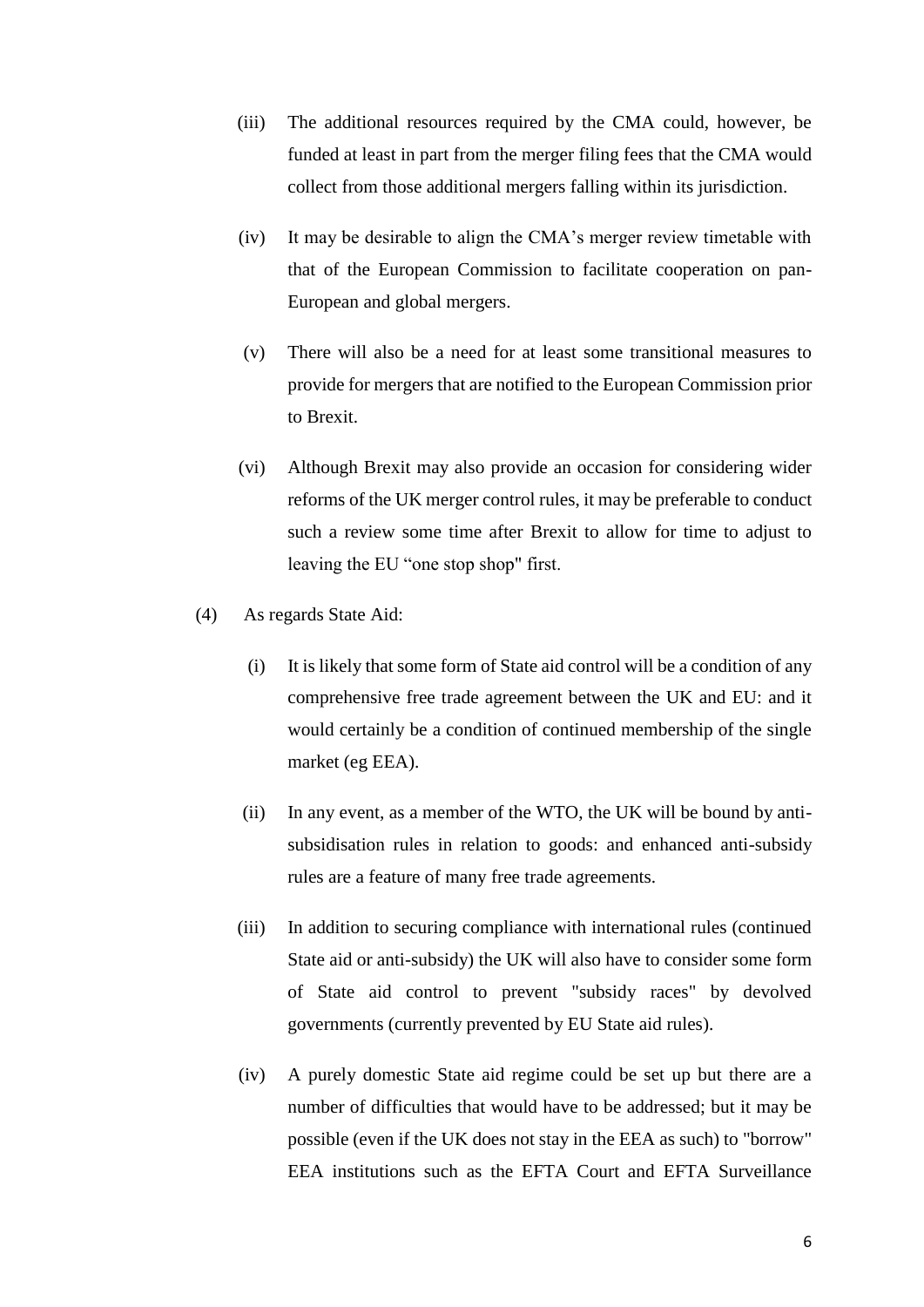(iii) The additional resources required by the CMA could, however, be funded at least in part from the merger filing fees that the CMA would collect from those additional mergers falling within its jurisdiction.

(iv) It may be desirable to align the CMA's merger review timetable with that of the European Commission to facilitate cooperation on pan-European and global mergers.

(v) There will also be a need for at least some transitional measures to provide for mergers that are notified to the European Commission prior to Brexit.

(vi) Although Brexit may also provide an occasion for considering wider reforms of the UK merger control rules, it may be preferable to conduct such a review some time after Brexit to allow for time to adjust to leaving the EU "one stop shop" first.

(4) As regards State Aid:

(i) It is likely that some form of State aid control will be a condition of any comprehensive free trade agreement between the UK and EU: and it would certainly be a condition of continued membership of the single market (eg EEA).

(ii) In any event, as a member of the WTO, the UK will be bound by anti-subsidisation rules in relation to goods: and enhanced anti-subsidy rules are a feature of many free trade agreements.

(iii) In addition to securing compliance with international rules (continued State aid or anti-subsidy) the UK will also have to consider some form of State aid control to prevent "subsidy races" by devolved governments (currently prevented by EU State aid rules).

(iv) A purely domestic State aid regime could be set up but there are a number of difficulties that would have to be addressed; but it may be possible (even if the UK does not stay in the EEA as such) to "borrow" EEA institutions such as the EFTA Court and EFTA Surveillance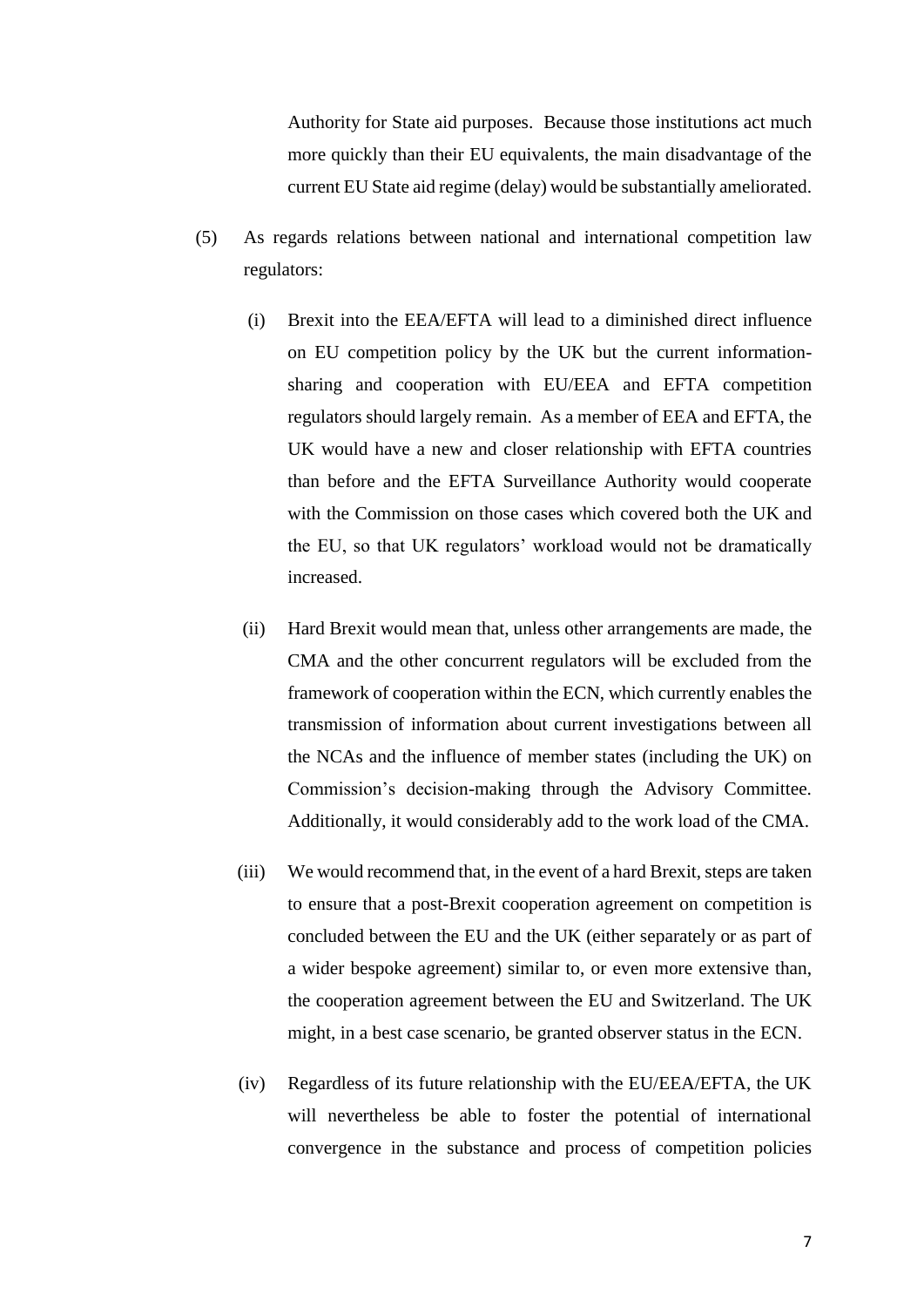Authority for State aid purposes. Because those institutions act much more quickly than their EU equivalents, the main disadvantage of the current EU State aid regime (delay) would be substantially ameliorated.

(5) As regards relations between national and international competition law regulators:

(i) Brexit into the EEA/EFTA will lead to a diminished direct influence on EU competition policy by the UK but the current information-sharing and cooperation with EU/EEA and EFTA competition regulators should largely remain. As a member of EEA and EFTA, the UK would have a new and closer relationship with EFTA countries than before and the EFTA Surveillance Authority would cooperate with the Commission on those cases which covered both the UK and the EU, so that UK regulators' workload would not be dramatically increased.

(ii) Hard Brexit would mean that, unless other arrangements are made, the CMA and the other concurrent regulators will be excluded from the framework of cooperation within the ECN, which currently enables the transmission of information about current investigations between all the NCAs and the influence of member states (including the UK) on Commission's decision-making through the Advisory Committee. Additionally, it would considerably add to the work load of the CMA.

(iii) We would recommend that, in the event of a hard Brexit, steps are taken to ensure that a post-Brexit cooperation agreement on competition is concluded between the EU and the UK (either separately or as part of a wider bespoke agreement) similar to, or even more extensive than, the cooperation agreement between the EU and Switzerland. The UK might, in a best case scenario, be granted observer status in the ECN.

(iv) Regardless of its future relationship with the EU/EEA/EFTA, the UK will nevertheless be able to foster the potential of international convergence in the substance and process of competition policies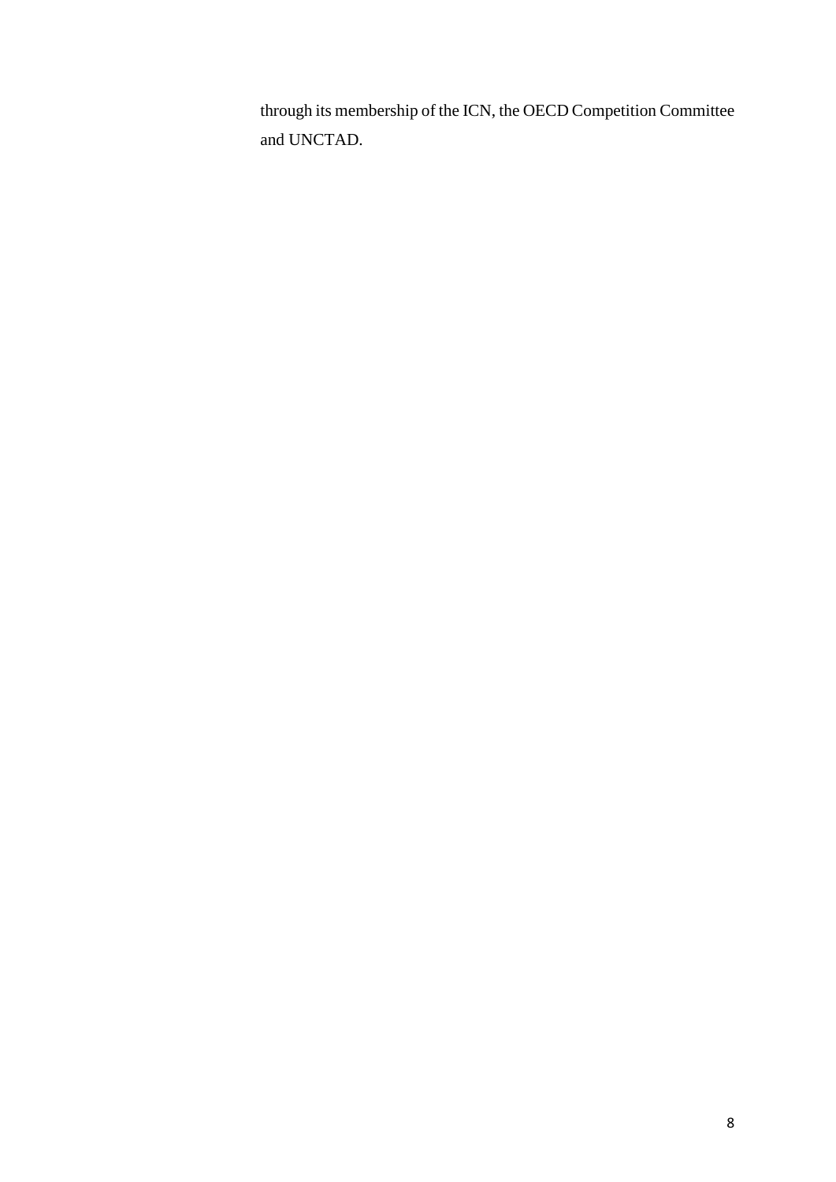through its membership of the ICN, the OECD Competition Committee and UNCTAD.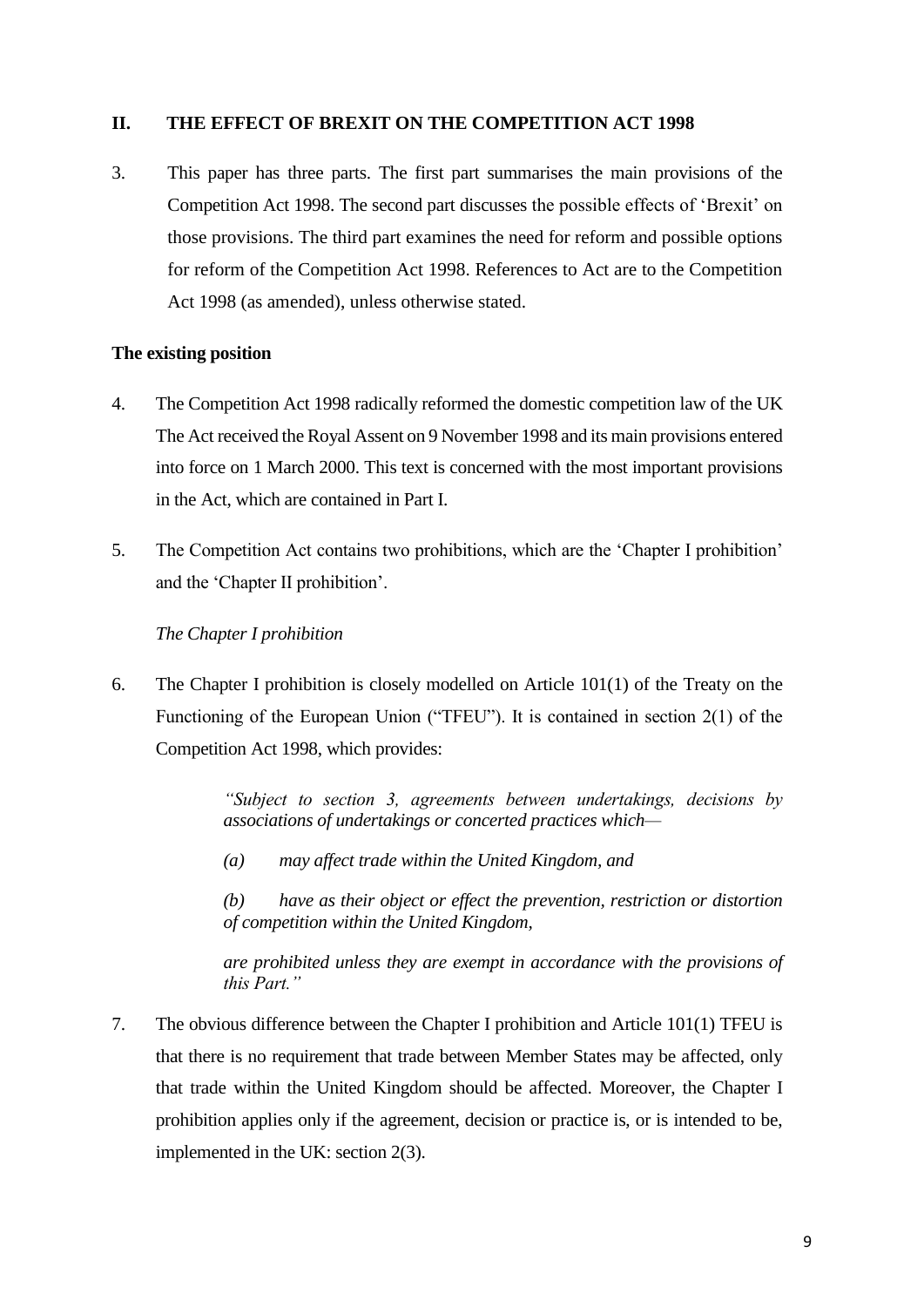## II. THE EFFECT OF BREXIT ON THE COMPETITION ACT 1998

3. This paper has three parts. The first part summarises the main provisions of the Competition Act 1998. The second part discusses the possible effects of 'Brexit' on those provisions. The third part examines the need for reform and possible options for reform of the Competition Act 1998. References to Act are to the Competition Act 1998 (as amended), unless otherwise stated.

### The existing position

4. The Competition Act 1998 radically reformed the domestic competition law of the UK The Act received the Royal Assent on 9 November 1998 and its main provisions entered into force on 1 March 2000. This text is concerned with the most important provisions in the Act, which are contained in Part I.

5. The Competition Act contains two prohibitions, which are the 'Chapter I prohibition' and the 'Chapter II prohibition'.

#### *The Chapter I prohibition*

6. The Chapter I prohibition is closely modelled on Article 101(1) of the Treaty on the Functioning of the European Union ("TFEU"). It is contained in section 2(1) of the Competition Act 1998, which provides:

> *"Subject to section 3, agreements between undertakings, decisions by associations of undertakings or concerted practices which—*
>
> *(a) may affect trade within the United Kingdom, and*
>
> *(b) have as their object or effect the prevention, restriction or distortion of competition within the United Kingdom,*
>
> *are prohibited unless they are exempt in accordance with the provisions of this Part."*

7. The obvious difference between the Chapter I prohibition and Article 101(1) TFEU is that there is no requirement that trade between Member States may be affected, only that trade within the United Kingdom should be affected. Moreover, the Chapter I prohibition applies only if the agreement, decision or practice is, or is intended to be, implemented in the UK: section 2(3).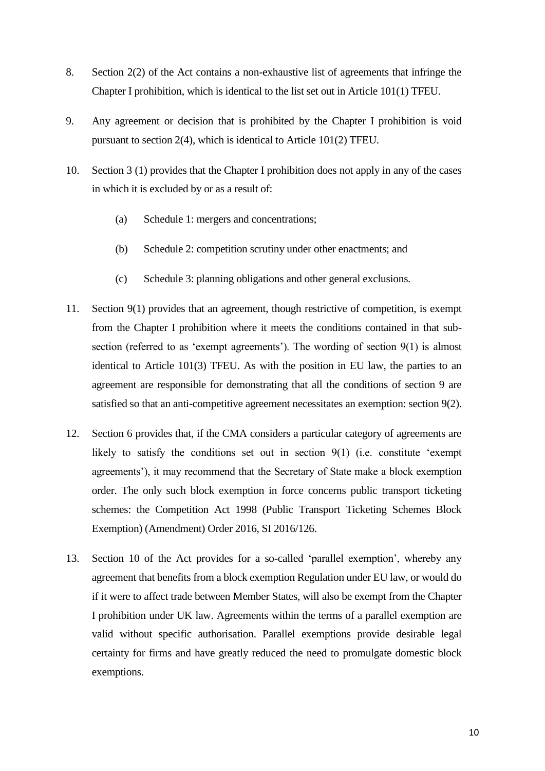8. Section 2(2) of the Act contains a non-exhaustive list of agreements that infringe the Chapter I prohibition, which is identical to the list set out in Article 101(1) TFEU.

9. Any agreement or decision that is prohibited by the Chapter I prohibition is void pursuant to section 2(4), which is identical to Article 101(2) TFEU.

10. Section 3 (1) provides that the Chapter I prohibition does not apply in any of the cases in which it is excluded by or as a result of:

    (a) Schedule 1: mergers and concentrations;

    (b) Schedule 2: competition scrutiny under other enactments; and

    (c) Schedule 3: planning obligations and other general exclusions.

11. Section 9(1) provides that an agreement, though restrictive of competition, is exempt from the Chapter I prohibition where it meets the conditions contained in that sub-section (referred to as 'exempt agreements'). The wording of section 9(1) is almost identical to Article 101(3) TFEU. As with the position in EU law, the parties to an agreement are responsible for demonstrating that all the conditions of section 9 are satisfied so that an anti-competitive agreement necessitates an exemption: section 9(2).

12. Section 6 provides that, if the CMA considers a particular category of agreements are likely to satisfy the conditions set out in section 9(1) (i.e. constitute 'exempt agreements'), it may recommend that the Secretary of State make a block exemption order. The only such block exemption in force concerns public transport ticketing schemes: the Competition Act 1998 (Public Transport Ticketing Schemes Block Exemption) (Amendment) Order 2016, SI 2016/126.

13. Section 10 of the Act provides for a so-called 'parallel exemption', whereby any agreement that benefits from a block exemption Regulation under EU law, or would do if it were to affect trade between Member States, will also be exempt from the Chapter I prohibition under UK law. Agreements within the terms of a parallel exemption are valid without specific authorisation. Parallel exemptions provide desirable legal certainty for firms and have greatly reduced the need to promulgate domestic block exemptions.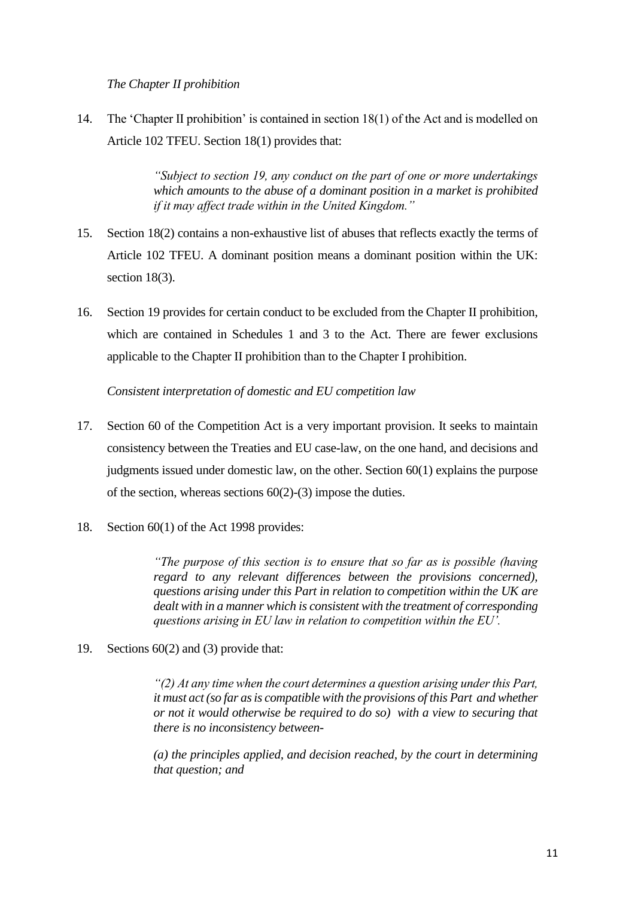*The Chapter II prohibition*

14. The 'Chapter II prohibition' is contained in section 18(1) of the Act and is modelled on Article 102 TFEU. Section 18(1) provides that:

> *"Subject to section 19, any conduct on the part of one or more undertakings which amounts to the abuse of a dominant position in a market is prohibited if it may affect trade within in the United Kingdom."*

15. Section 18(2) contains a non-exhaustive list of abuses that reflects exactly the terms of Article 102 TFEU. A dominant position means a dominant position within the UK: section 18(3).

16. Section 19 provides for certain conduct to be excluded from the Chapter II prohibition, which are contained in Schedules 1 and 3 to the Act. There are fewer exclusions applicable to the Chapter II prohibition than to the Chapter I prohibition.

*Consistent interpretation of domestic and EU competition law*

17. Section 60 of the Competition Act is a very important provision. It seeks to maintain consistency between the Treaties and EU case-law, on the one hand, and decisions and judgments issued under domestic law, on the other. Section 60(1) explains the purpose of the section, whereas sections 60(2)-(3) impose the duties.

18. Section 60(1) of the Act 1998 provides:

> *"The purpose of this section is to ensure that so far as is possible (having regard to any relevant differences between the provisions concerned), questions arising under this Part in relation to competition within the UK are dealt with in a manner which is consistent with the treatment of corresponding questions arising in EU law in relation to competition within the EU'.*

19. Sections 60(2) and (3) provide that:

> *"(2) At any time when the court determines a question arising under this Part, it must act (so far as is compatible with the provisions of this Part and whether or not it would otherwise be required to do so) with a view to securing that there is no inconsistency between-*
>
> *(a) the principles applied, and decision reached, by the court in determining that question; and*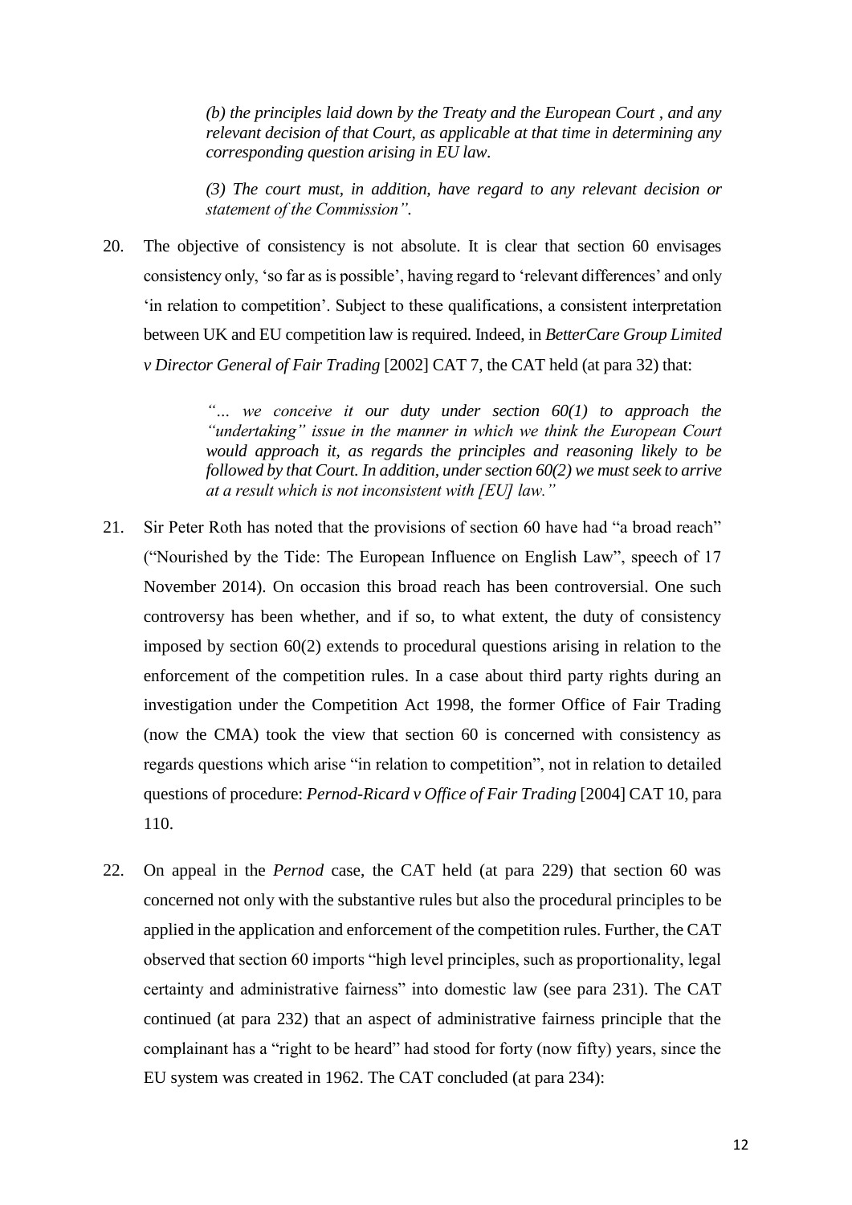> *(b) the principles laid down by the Treaty and the European Court , and any relevant decision of that Court, as applicable at that time in determining any corresponding question arising in EU law.*
>
> *(3) The court must, in addition, have regard to any relevant decision or statement of the Commission".*

20. The objective of consistency is not absolute. It is clear that section 60 envisages consistency only, 'so far as is possible', having regard to 'relevant differences' and only 'in relation to competition'. Subject to these qualifications, a consistent interpretation between UK and EU competition law is required. Indeed, in *BetterCare Group Limited v Director General of Fair Trading* [2002] CAT 7, the CAT held (at para 32) that:

> *"… we conceive it our duty under section 60(1) to approach the "undertaking" issue in the manner in which we think the European Court would approach it, as regards the principles and reasoning likely to be followed by that Court. In addition, under section 60(2) we must seek to arrive at a result which is not inconsistent with [EU] law."*

21. Sir Peter Roth has noted that the provisions of section 60 have had "a broad reach" ("Nourished by the Tide: The European Influence on English Law", speech of 17 November 2014). On occasion this broad reach has been controversial. One such controversy has been whether, and if so, to what extent, the duty of consistency imposed by section 60(2) extends to procedural questions arising in relation to the enforcement of the competition rules. In a case about third party rights during an investigation under the Competition Act 1998, the former Office of Fair Trading (now the CMA) took the view that section 60 is concerned with consistency as regards questions which arise "in relation to competition", not in relation to detailed questions of procedure: *Pernod-Ricard v Office of Fair Trading* [2004] CAT 10, para 110.

22. On appeal in the *Pernod* case, the CAT held (at para 229) that section 60 was concerned not only with the substantive rules but also the procedural principles to be applied in the application and enforcement of the competition rules. Further, the CAT observed that section 60 imports "high level principles, such as proportionality, legal certainty and administrative fairness" into domestic law (see para 231). The CAT continued (at para 232) that an aspect of administrative fairness principle that the complainant has a "right to be heard" had stood for forty (now fifty) years, since the EU system was created in 1962. The CAT concluded (at para 234):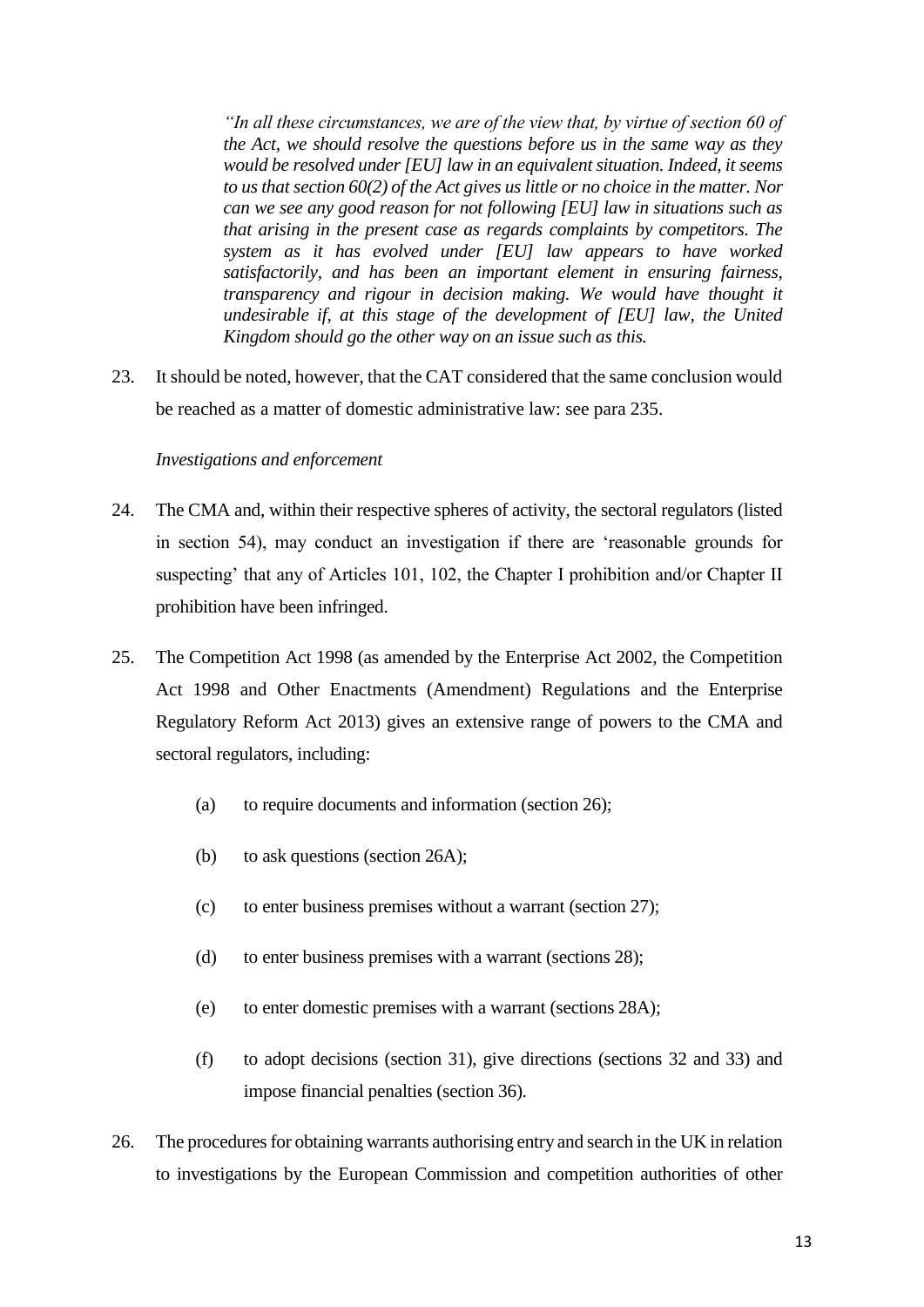> *"In all these circumstances, we are of the view that, by virtue of section 60 of the Act, we should resolve the questions before us in the same way as they would be resolved under [EU] law in an equivalent situation. Indeed, it seems to us that section 60(2) of the Act gives us little or no choice in the matter. Nor can we see any good reason for not following [EU] law in situations such as that arising in the present case as regards complaints by competitors. The system as it has evolved under [EU] law appears to have worked satisfactorily, and has been an important element in ensuring fairness, transparency and rigour in decision making. We would have thought it undesirable if, at this stage of the development of [EU] law, the United Kingdom should go the other way on an issue such as this.*

23. It should be noted, however, that the CAT considered that the same conclusion would be reached as a matter of domestic administrative law: see para 235.

*Investigations and enforcement*

24. The CMA and, within their respective spheres of activity, the sectoral regulators (listed in section 54), may conduct an investigation if there are 'reasonable grounds for suspecting' that any of Articles 101, 102, the Chapter I prohibition and/or Chapter II prohibition have been infringed.

25. The Competition Act 1998 (as amended by the Enterprise Act 2002, the Competition Act 1998 and Other Enactments (Amendment) Regulations and the Enterprise Regulatory Reform Act 2013) gives an extensive range of powers to the CMA and sectoral regulators, including:

    (a) to require documents and information (section 26);

    (b) to ask questions (section 26A);

    (c) to enter business premises without a warrant (section 27);

    (d) to enter business premises with a warrant (sections 28);

    (e) to enter domestic premises with a warrant (sections 28A);

    (f) to adopt decisions (section 31), give directions (sections 32 and 33) and impose financial penalties (section 36).

26. The procedures for obtaining warrants authorising entry and search in the UK in relation to investigations by the European Commission and competition authorities of other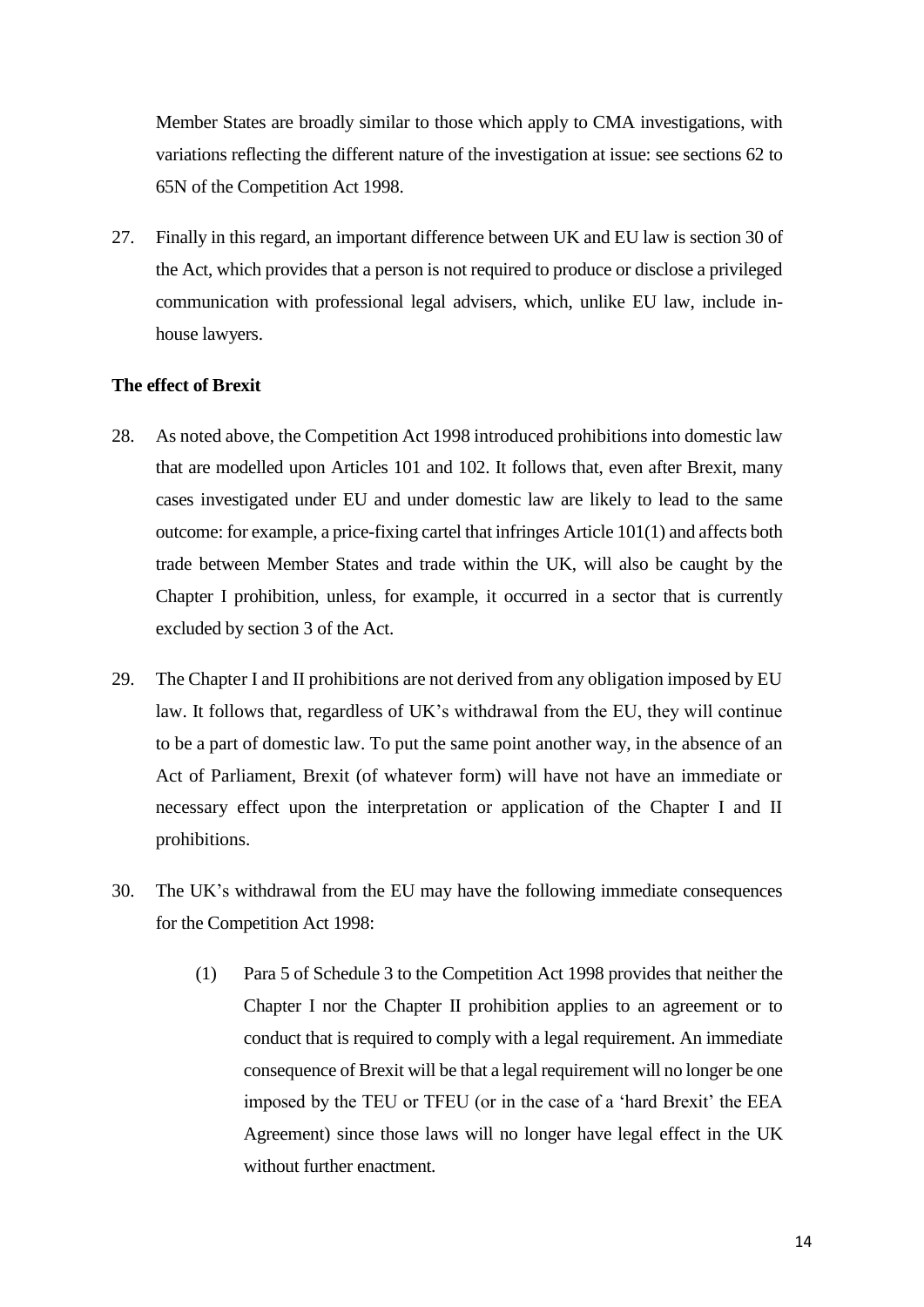Member States are broadly similar to those which apply to CMA investigations, with variations reflecting the different nature of the investigation at issue: see sections 62 to 65N of the Competition Act 1998.

27. Finally in this regard, an important difference between UK and EU law is section 30 of the Act, which provides that a person is not required to produce or disclose a privileged communication with professional legal advisers, which, unlike EU law, include in-house lawyers.

**The effect of Brexit**

28. As noted above, the Competition Act 1998 introduced prohibitions into domestic law that are modelled upon Articles 101 and 102. It follows that, even after Brexit, many cases investigated under EU and under domestic law are likely to lead to the same outcome: for example, a price-fixing cartel that infringes Article 101(1) and affects both trade between Member States and trade within the UK, will also be caught by the Chapter I prohibition, unless, for example, it occurred in a sector that is currently excluded by section 3 of the Act.

29. The Chapter I and II prohibitions are not derived from any obligation imposed by EU law. It follows that, regardless of UK's withdrawal from the EU, they will continue to be a part of domestic law. To put the same point another way, in the absence of an Act of Parliament, Brexit (of whatever form) will have not have an immediate or necessary effect upon the interpretation or application of the Chapter I and II prohibitions.

30. The UK's withdrawal from the EU may have the following immediate consequences for the Competition Act 1998:

    (1) Para 5 of Schedule 3 to the Competition Act 1998 provides that neither the Chapter I nor the Chapter II prohibition applies to an agreement or to conduct that is required to comply with a legal requirement. An immediate consequence of Brexit will be that a legal requirement will no longer be one imposed by the TEU or TFEU (or in the case of a 'hard Brexit' the EEA Agreement) since those laws will no longer have legal effect in the UK without further enactment.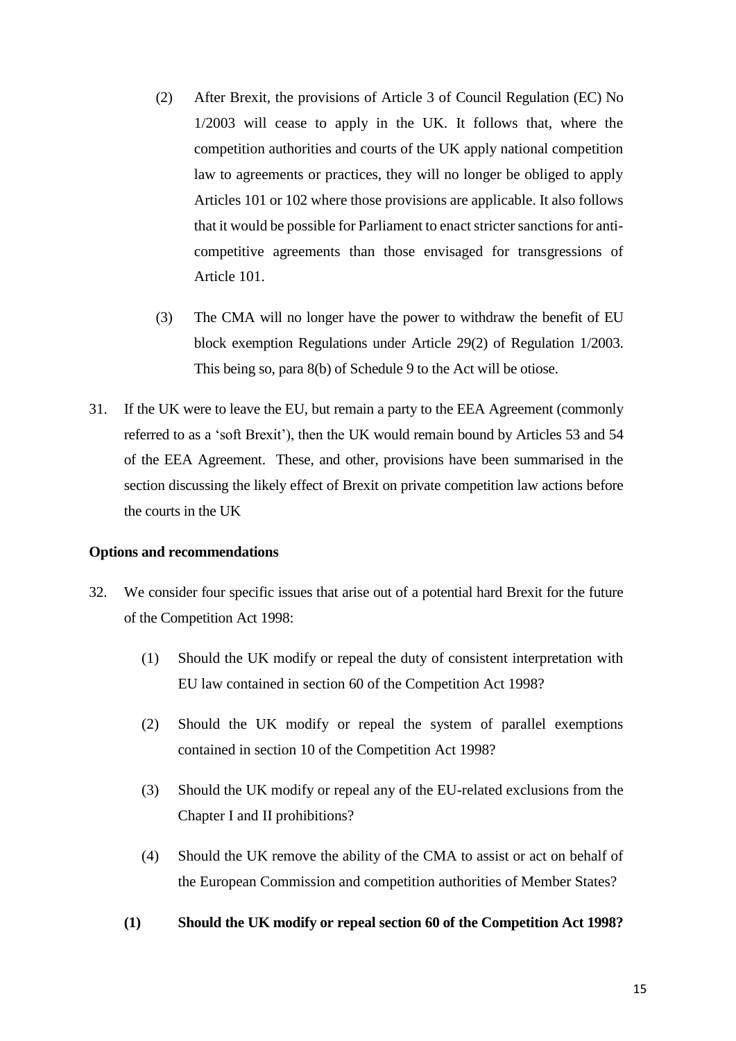(2) After Brexit, the provisions of Article 3 of Council Regulation (EC) No 1/2003 will cease to apply in the UK. It follows that, where the competition authorities and courts of the UK apply national competition law to agreements or practices, they will no longer be obliged to apply Articles 101 or 102 where those provisions are applicable. It also follows that it would be possible for Parliament to enact stricter sanctions for anti-competitive agreements than those envisaged for transgressions of Article 101.

(3) The CMA will no longer have the power to withdraw the benefit of EU block exemption Regulations under Article 29(2) of Regulation 1/2003. This being so, para 8(b) of Schedule 9 to the Act will be otiose.

31. If the UK were to leave the EU, but remain a party to the EEA Agreement (commonly referred to as a 'soft Brexit'), then the UK would remain bound by Articles 53 and 54 of the EEA Agreement. These, and other, provisions have been summarised in the section discussing the likely effect of Brexit on private competition law actions before the courts in the UK

**Options and recommendations**

32. We consider four specific issues that arise out of a potential hard Brexit for the future of the Competition Act 1998:

(1) Should the UK modify or repeal the duty of consistent interpretation with EU law contained in section 60 of the Competition Act 1998?

(2) Should the UK modify or repeal the system of parallel exemptions contained in section 10 of the Competition Act 1998?

(3) Should the UK modify or repeal any of the EU-related exclusions from the Chapter I and II prohibitions?

(4) Should the UK remove the ability of the CMA to assist or act on behalf of the European Commission and competition authorities of Member States?

**(1) Should the UK modify or repeal section 60 of the Competition Act 1998?**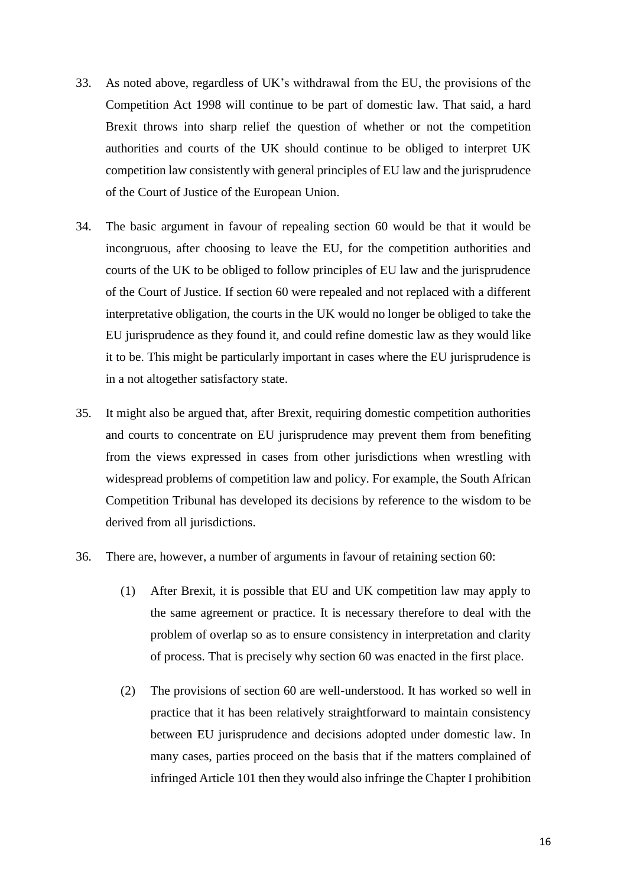33. As noted above, regardless of UK's withdrawal from the EU, the provisions of the Competition Act 1998 will continue to be part of domestic law. That said, a hard Brexit throws into sharp relief the question of whether or not the competition authorities and courts of the UK should continue to be obliged to interpret UK competition law consistently with general principles of EU law and the jurisprudence of the Court of Justice of the European Union.

34. The basic argument in favour of repealing section 60 would be that it would be incongruous, after choosing to leave the EU, for the competition authorities and courts of the UK to be obliged to follow principles of EU law and the jurisprudence of the Court of Justice. If section 60 were repealed and not replaced with a different interpretative obligation, the courts in the UK would no longer be obliged to take the EU jurisprudence as they found it, and could refine domestic law as they would like it to be. This might be particularly important in cases where the EU jurisprudence is in a not altogether satisfactory state.

35. It might also be argued that, after Brexit, requiring domestic competition authorities and courts to concentrate on EU jurisprudence may prevent them from benefiting from the views expressed in cases from other jurisdictions when wrestling with widespread problems of competition law and policy. For example, the South African Competition Tribunal has developed its decisions by reference to the wisdom to be derived from all jurisdictions.

36. There are, however, a number of arguments in favour of retaining section 60:

    (1) After Brexit, it is possible that EU and UK competition law may apply to the same agreement or practice. It is necessary therefore to deal with the problem of overlap so as to ensure consistency in interpretation and clarity of process. That is precisely why section 60 was enacted in the first place.

    (2) The provisions of section 60 are well-understood. It has worked so well in practice that it has been relatively straightforward to maintain consistency between EU jurisprudence and decisions adopted under domestic law. In many cases, parties proceed on the basis that if the matters complained of infringed Article 101 then they would also infringe the Chapter I prohibition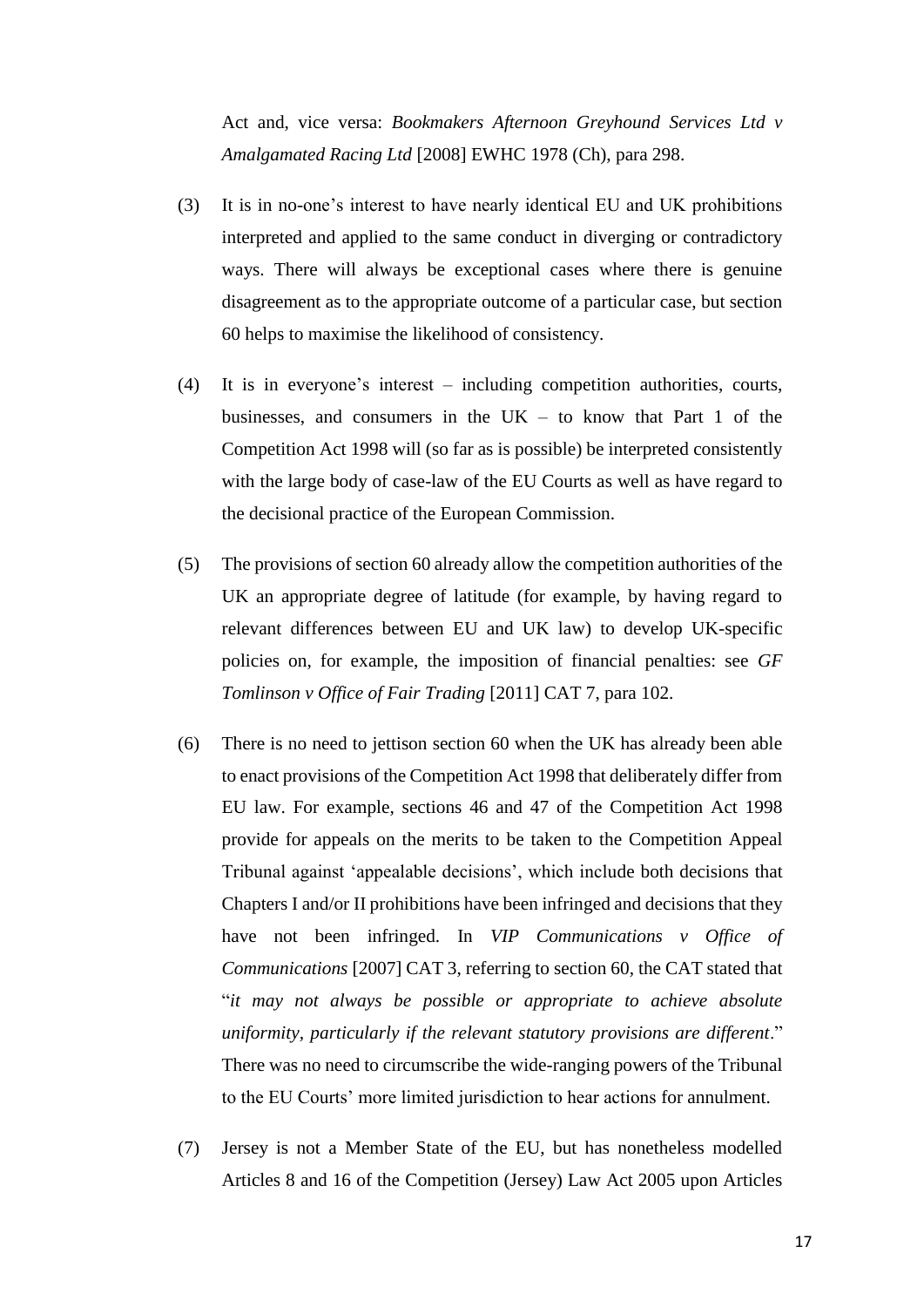Act and, vice versa: *Bookmakers Afternoon Greyhound Services Ltd v Amalgamated Racing Ltd* [2008] EWHC 1978 (Ch), para 298.

(3) It is in no-one's interest to have nearly identical EU and UK prohibitions interpreted and applied to the same conduct in diverging or contradictory ways. There will always be exceptional cases where there is genuine disagreement as to the appropriate outcome of a particular case, but section 60 helps to maximise the likelihood of consistency.

(4) It is in everyone's interest – including competition authorities, courts, businesses, and consumers in the UK – to know that Part 1 of the Competition Act 1998 will (so far as is possible) be interpreted consistently with the large body of case-law of the EU Courts as well as have regard to the decisional practice of the European Commission.

(5) The provisions of section 60 already allow the competition authorities of the UK an appropriate degree of latitude (for example, by having regard to relevant differences between EU and UK law) to develop UK-specific policies on, for example, the imposition of financial penalties: see *GF Tomlinson v Office of Fair Trading* [2011] CAT 7, para 102.

(6) There is no need to jettison section 60 when the UK has already been able to enact provisions of the Competition Act 1998 that deliberately differ from EU law. For example, sections 46 and 47 of the Competition Act 1998 provide for appeals on the merits to be taken to the Competition Appeal Tribunal against 'appealable decisions', which include both decisions that Chapters I and/or II prohibitions have been infringed and decisions that they have not been infringed. In *VIP Communications v Office of Communications* [2007] CAT 3, referring to section 60, the CAT stated that "*it may not always be possible or appropriate to achieve absolute uniformity, particularly if the relevant statutory provisions are different*." There was no need to circumscribe the wide-ranging powers of the Tribunal to the EU Courts' more limited jurisdiction to hear actions for annulment.

(7) Jersey is not a Member State of the EU, but has nonetheless modelled Articles 8 and 16 of the Competition (Jersey) Law Act 2005 upon Articles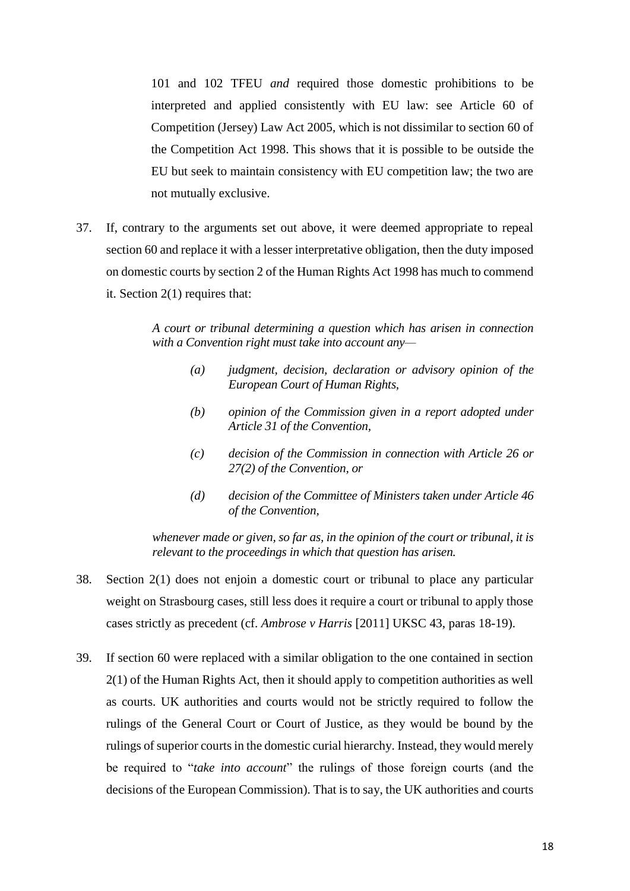101 and 102 TFEU *and* required those domestic prohibitions to be interpreted and applied consistently with EU law: see Article 60 of Competition (Jersey) Law Act 2005, which is not dissimilar to section 60 of the Competition Act 1998. This shows that it is possible to be outside the EU but seek to maintain consistency with EU competition law; the two are not mutually exclusive.

37. If, contrary to the arguments set out above, it were deemed appropriate to repeal section 60 and replace it with a lesser interpretative obligation, then the duty imposed on domestic courts by section 2 of the Human Rights Act 1998 has much to commend it. Section 2(1) requires that:

> *A court or tribunal determining a question which has arisen in connection with a Convention right must take into account any—*
>
> *(a) judgment, decision, declaration or advisory opinion of the European Court of Human Rights,*
>
> *(b) opinion of the Commission given in a report adopted under Article 31 of the Convention,*
>
> *(c) decision of the Commission in connection with Article 26 or 27(2) of the Convention, or*
>
> *(d) decision of the Committee of Ministers taken under Article 46 of the Convention,*
>
> *whenever made or given, so far as, in the opinion of the court or tribunal, it is relevant to the proceedings in which that question has arisen.*

38. Section 2(1) does not enjoin a domestic court or tribunal to place any particular weight on Strasbourg cases, still less does it require a court or tribunal to apply those cases strictly as precedent (cf. *Ambrose v Harris* [2011] UKSC 43, paras 18-19).

39. If section 60 were replaced with a similar obligation to the one contained in section 2(1) of the Human Rights Act, then it should apply to competition authorities as well as courts. UK authorities and courts would not be strictly required to follow the rulings of the General Court or Court of Justice, as they would be bound by the rulings of superior courts in the domestic curial hierarchy. Instead, they would merely be required to "*take into account*" the rulings of those foreign courts (and the decisions of the European Commission). That is to say, the UK authorities and courts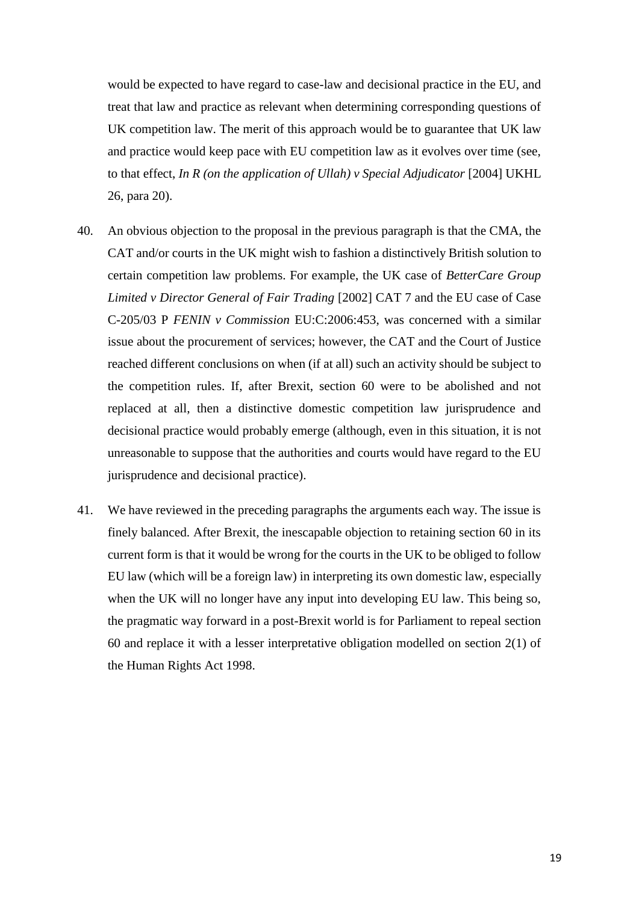would be expected to have regard to case-law and decisional practice in the EU, and treat that law and practice as relevant when determining corresponding questions of UK competition law. The merit of this approach would be to guarantee that UK law and practice would keep pace with EU competition law as it evolves over time (see, to that effect, *In R (on the application of Ullah) v Special Adjudicator* [2004] UKHL 26, para 20).

40. An obvious objection to the proposal in the previous paragraph is that the CMA, the CAT and/or courts in the UK might wish to fashion a distinctively British solution to certain competition law problems. For example, the UK case of *BetterCare Group Limited v Director General of Fair Trading* [2002] CAT 7 and the EU case of Case C-205/03 P *FENIN v Commission* EU:C:2006:453, was concerned with a similar issue about the procurement of services; however, the CAT and the Court of Justice reached different conclusions on when (if at all) such an activity should be subject to the competition rules. If, after Brexit, section 60 were to be abolished and not replaced at all, then a distinctive domestic competition law jurisprudence and decisional practice would probably emerge (although, even in this situation, it is not unreasonable to suppose that the authorities and courts would have regard to the EU jurisprudence and decisional practice).

41. We have reviewed in the preceding paragraphs the arguments each way. The issue is finely balanced. After Brexit, the inescapable objection to retaining section 60 in its current form is that it would be wrong for the courts in the UK to be obliged to follow EU law (which will be a foreign law) in interpreting its own domestic law, especially when the UK will no longer have any input into developing EU law. This being so, the pragmatic way forward in a post-Brexit world is for Parliament to repeal section 60 and replace it with a lesser interpretative obligation modelled on section 2(1) of the Human Rights Act 1998.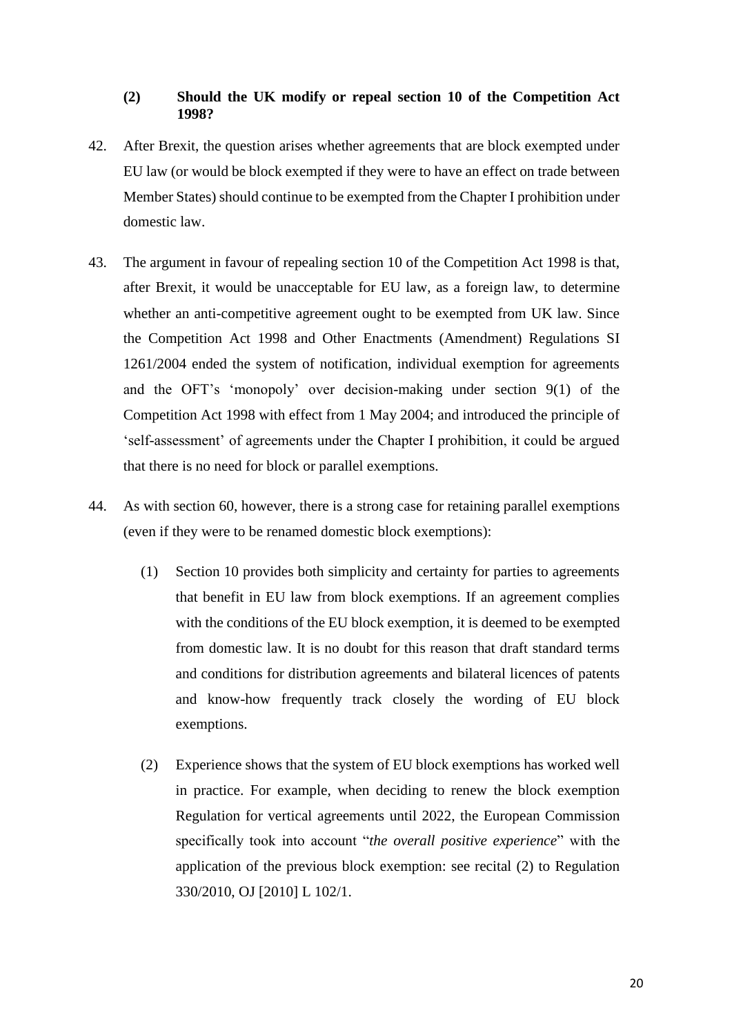### (2) Should the UK modify or repeal section 10 of the Competition Act 1998?

42. After Brexit, the question arises whether agreements that are block exempted under EU law (or would be block exempted if they were to have an effect on trade between Member States) should continue to be exempted from the Chapter I prohibition under domestic law.

43. The argument in favour of repealing section 10 of the Competition Act 1998 is that, after Brexit, it would be unacceptable for EU law, as a foreign law, to determine whether an anti-competitive agreement ought to be exempted from UK law. Since the Competition Act 1998 and Other Enactments (Amendment) Regulations SI 1261/2004 ended the system of notification, individual exemption for agreements and the OFT's 'monopoly' over decision-making under section 9(1) of the Competition Act 1998 with effect from 1 May 2004; and introduced the principle of 'self-assessment' of agreements under the Chapter I prohibition, it could be argued that there is no need for block or parallel exemptions.

44. As with section 60, however, there is a strong case for retaining parallel exemptions (even if they were to be renamed domestic block exemptions):

    (1) Section 10 provides both simplicity and certainty for parties to agreements that benefit in EU law from block exemptions. If an agreement complies with the conditions of the EU block exemption, it is deemed to be exempted from domestic law. It is no doubt for this reason that draft standard terms and conditions for distribution agreements and bilateral licences of patents and know-how frequently track closely the wording of EU block exemptions.

    (2) Experience shows that the system of EU block exemptions has worked well in practice. For example, when deciding to renew the block exemption Regulation for vertical agreements until 2022, the European Commission specifically took into account "*the overall positive experience*" with the application of the previous block exemption: see recital (2) to Regulation 330/2010, OJ [2010] L 102/1.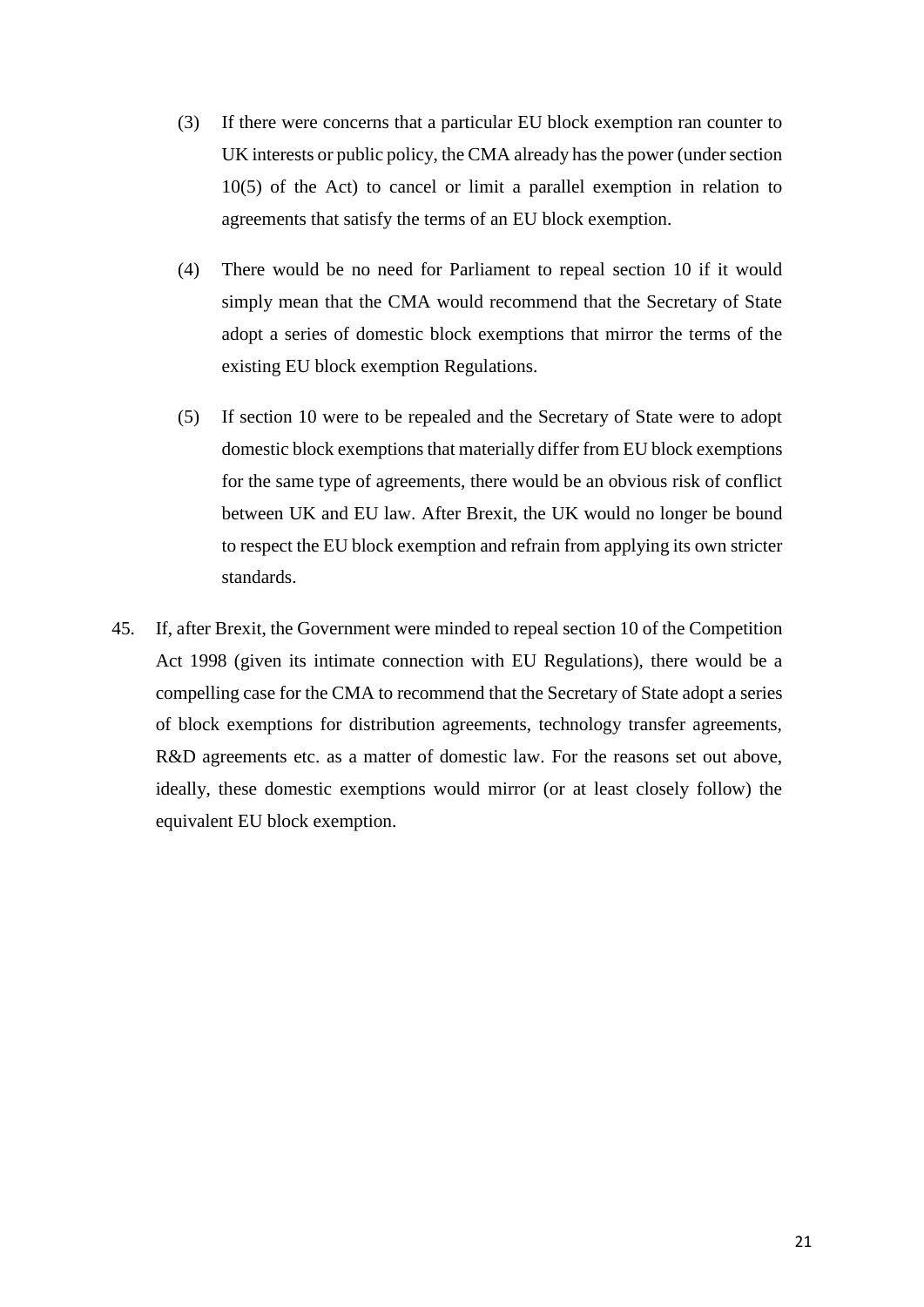(3) If there were concerns that a particular EU block exemption ran counter to UK interests or public policy, the CMA already has the power (under section 10(5) of the Act) to cancel or limit a parallel exemption in relation to agreements that satisfy the terms of an EU block exemption.

(4) There would be no need for Parliament to repeal section 10 if it would simply mean that the CMA would recommend that the Secretary of State adopt a series of domestic block exemptions that mirror the terms of the existing EU block exemption Regulations.

(5) If section 10 were to be repealed and the Secretary of State were to adopt domestic block exemptions that materially differ from EU block exemptions for the same type of agreements, there would be an obvious risk of conflict between UK and EU law. After Brexit, the UK would no longer be bound to respect the EU block exemption and refrain from applying its own stricter standards.

45. If, after Brexit, the Government were minded to repeal section 10 of the Competition Act 1998 (given its intimate connection with EU Regulations), there would be a compelling case for the CMA to recommend that the Secretary of State adopt a series of block exemptions for distribution agreements, technology transfer agreements, R&D agreements etc. as a matter of domestic law. For the reasons set out above, ideally, these domestic exemptions would mirror (or at least closely follow) the equivalent EU block exemption.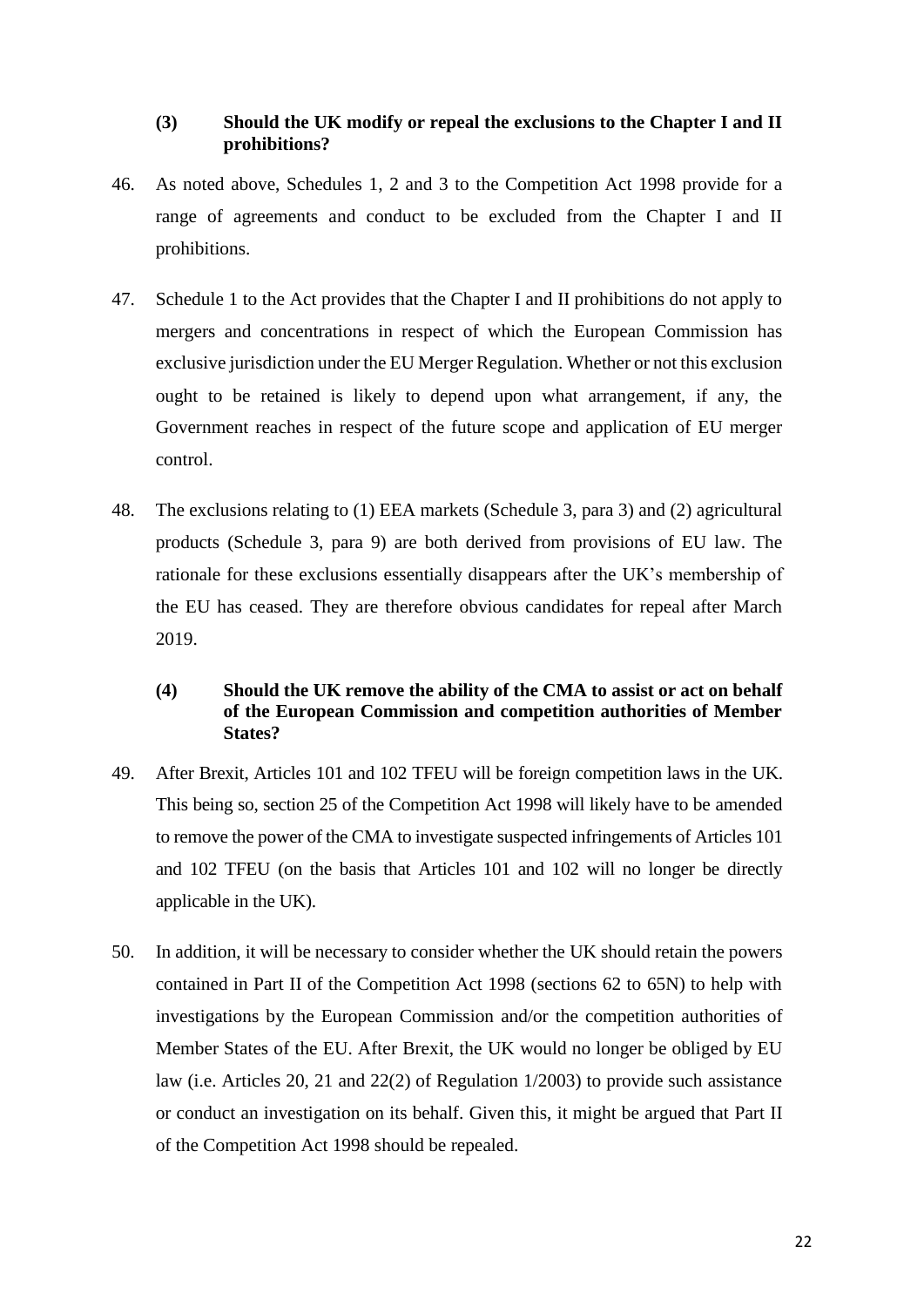### (3) Should the UK modify or repeal the exclusions to the Chapter I and II prohibitions?

46. As noted above, Schedules 1, 2 and 3 to the Competition Act 1998 provide for a range of agreements and conduct to be excluded from the Chapter I and II prohibitions.

47. Schedule 1 to the Act provides that the Chapter I and II prohibitions do not apply to mergers and concentrations in respect of which the European Commission has exclusive jurisdiction under the EU Merger Regulation. Whether or not this exclusion ought to be retained is likely to depend upon what arrangement, if any, the Government reaches in respect of the future scope and application of EU merger control.

48. The exclusions relating to (1) EEA markets (Schedule 3, para 3) and (2) agricultural products (Schedule 3, para 9) are both derived from provisions of EU law. The rationale for these exclusions essentially disappears after the UK's membership of the EU has ceased. They are therefore obvious candidates for repeal after March 2019.

### (4) Should the UK remove the ability of the CMA to assist or act on behalf of the European Commission and competition authorities of Member States?

49. After Brexit, Articles 101 and 102 TFEU will be foreign competition laws in the UK. This being so, section 25 of the Competition Act 1998 will likely have to be amended to remove the power of the CMA to investigate suspected infringements of Articles 101 and 102 TFEU (on the basis that Articles 101 and 102 will no longer be directly applicable in the UK).

50. In addition, it will be necessary to consider whether the UK should retain the powers contained in Part II of the Competition Act 1998 (sections 62 to 65N) to help with investigations by the European Commission and/or the competition authorities of Member States of the EU. After Brexit, the UK would no longer be obliged by EU law (i.e. Articles 20, 21 and 22(2) of Regulation 1/2003) to provide such assistance or conduct an investigation on its behalf. Given this, it might be argued that Part II of the Competition Act 1998 should be repealed.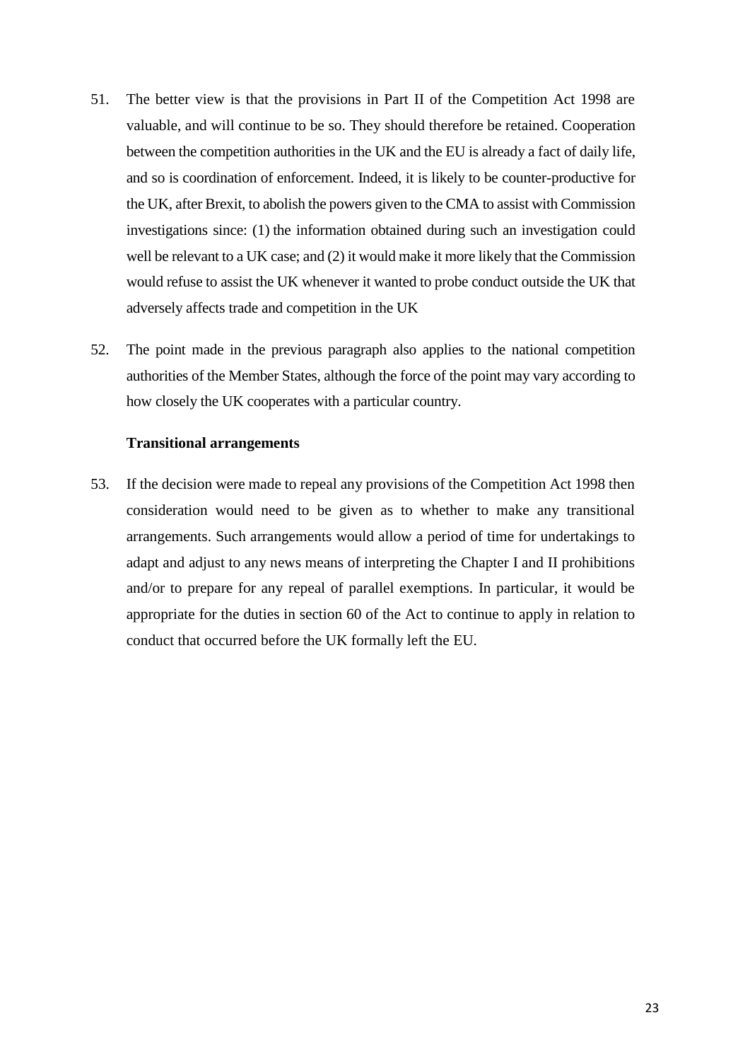51. The better view is that the provisions in Part II of the Competition Act 1998 are valuable, and will continue to be so. They should therefore be retained. Cooperation between the competition authorities in the UK and the EU is already a fact of daily life, and so is coordination of enforcement. Indeed, it is likely to be counter-productive for the UK, after Brexit, to abolish the powers given to the CMA to assist with Commission investigations since: (1) the information obtained during such an investigation could well be relevant to a UK case; and (2) it would make it more likely that the Commission would refuse to assist the UK whenever it wanted to probe conduct outside the UK that adversely affects trade and competition in the UK

52. The point made in the previous paragraph also applies to the national competition authorities of the Member States, although the force of the point may vary according to how closely the UK cooperates with a particular country.

**Transitional arrangements**

53. If the decision were made to repeal any provisions of the Competition Act 1998 then consideration would need to be given as to whether to make any transitional arrangements. Such arrangements would allow a period of time for undertakings to adapt and adjust to any news means of interpreting the Chapter I and II prohibitions and/or to prepare for any repeal of parallel exemptions. In particular, it would be appropriate for the duties in section 60 of the Act to continue to apply in relation to conduct that occurred before the UK formally left the EU.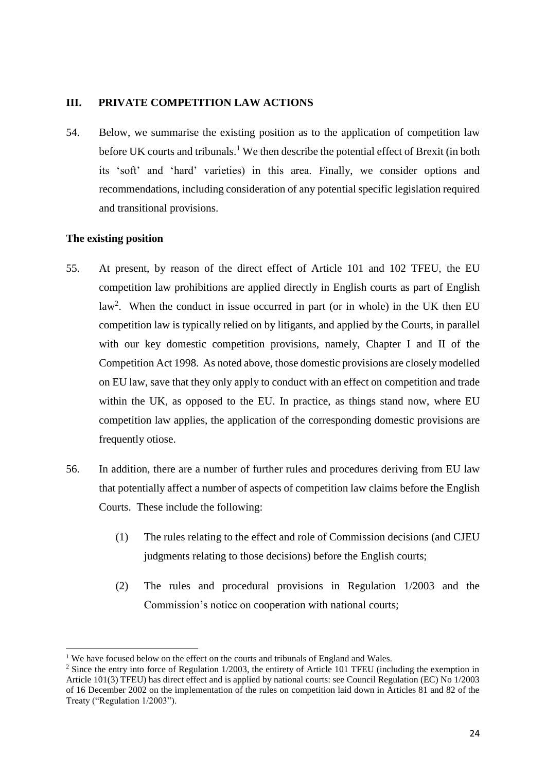## III. PRIVATE COMPETITION LAW ACTIONS

54. Below, we summarise the existing position as to the application of competition law before UK courts and tribunals.[1] We then describe the potential effect of Brexit (in both its 'soft' and 'hard' varieties) in this area. Finally, we consider options and recommendations, including consideration of any potential specific legislation required and transitional provisions.

### The existing position

55. At present, by reason of the direct effect of Article 101 and 102 TFEU, the EU competition law prohibitions are applied directly in English courts as part of English law[2]. When the conduct in issue occurred in part (or in whole) in the UK then EU competition law is typically relied on by litigants, and applied by the Courts, in parallel with our key domestic competition provisions, namely, Chapter I and II of the Competition Act 1998. As noted above, those domestic provisions are closely modelled on EU law, save that they only apply to conduct with an effect on competition and trade within the UK, as opposed to the EU. In practice, as things stand now, where EU competition law applies, the application of the corresponding domestic provisions are frequently otiose.

56. In addition, there are a number of further rules and procedures deriving from EU law that potentially affect a number of aspects of competition law claims before the English Courts. These include the following:

    (1) The rules relating to the effect and role of Commission decisions (and CJEU judgments relating to those decisions) before the English courts;

    (2) The rules and procedural provisions in Regulation 1/2003 and the Commission's notice on cooperation with national courts;

---

[1] We have focused below on the effect on the courts and tribunals of England and Wales.

[2] Since the entry into force of Regulation 1/2003, the entirety of Article 101 TFEU (including the exemption in Article 101(3) TFEU) has direct effect and is applied by national courts: see Council Regulation (EC) No 1/2003 of 16 December 2002 on the implementation of the rules on competition laid down in Articles 81 and 82 of the Treaty ("Regulation 1/2003").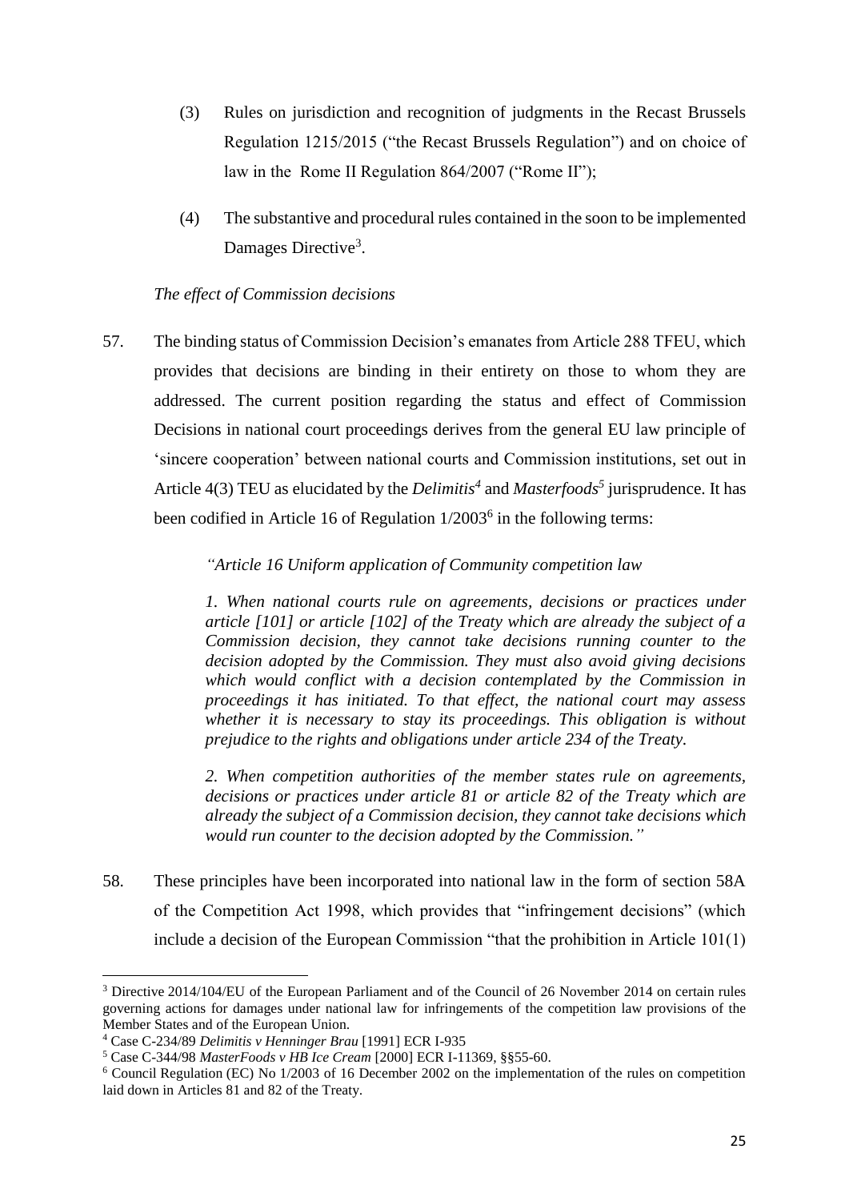(3) Rules on jurisdiction and recognition of judgments in the Recast Brussels Regulation 1215/2015 ("the Recast Brussels Regulation") and on choice of law in the Rome II Regulation 864/2007 ("Rome II");

(4) The substantive and procedural rules contained in the soon to be implemented Damages Directive[3].

*The effect of Commission decisions*

57. The binding status of Commission Decision's emanates from Article 288 TFEU, which provides that decisions are binding in their entirety on those to whom they are addressed. The current position regarding the status and effect of Commission Decisions in national court proceedings derives from the general EU law principle of 'sincere cooperation' between national courts and Commission institutions, set out in Article 4(3) TEU as elucidated by the *Delimitis*[4] and *Masterfoods*[5] jurisprudence. It has been codified in Article 16 of Regulation 1/2003[6] in the following terms:

> *"Article 16 Uniform application of Community competition law*
>
> *1. When national courts rule on agreements, decisions or practices under article [101] or article [102] of the Treaty which are already the subject of a Commission decision, they cannot take decisions running counter to the decision adopted by the Commission. They must also avoid giving decisions which would conflict with a decision contemplated by the Commission in proceedings it has initiated. To that effect, the national court may assess whether it is necessary to stay its proceedings. This obligation is without prejudice to the rights and obligations under article 234 of the Treaty.*
>
> *2. When competition authorities of the member states rule on agreements, decisions or practices under article 81 or article 82 of the Treaty which are already the subject of a Commission decision, they cannot take decisions which would run counter to the decision adopted by the Commission."*

58. These principles have been incorporated into national law in the form of section 58A of the Competition Act 1998, which provides that "infringement decisions" (which include a decision of the European Commission "that the prohibition in Article 101(1)

---

[3] Directive 2014/104/EU of the European Parliament and of the Council of 26 November 2014 on certain rules governing actions for damages under national law for infringements of the competition law provisions of the Member States and of the European Union.

[4] Case C-234/89 *Delimitis v Henninger Brau* [1991] ECR I-935

[5] Case C-344/98 *MasterFoods v HB Ice Cream* [2000] ECR I-11369, §§55-60.

[6] Council Regulation (EC) No 1/2003 of 16 December 2002 on the implementation of the rules on competition laid down in Articles 81 and 82 of the Treaty.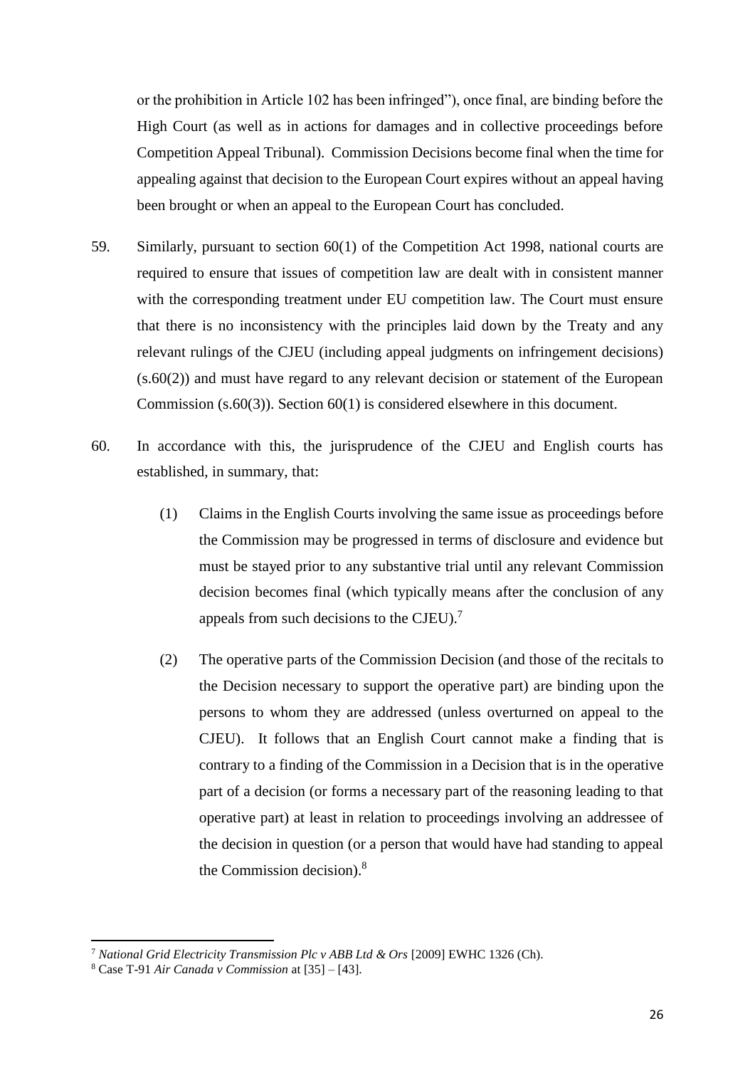or the prohibition in Article 102 has been infringed"), once final, are binding before the High Court (as well as in actions for damages and in collective proceedings before Competition Appeal Tribunal). Commission Decisions become final when the time for appealing against that decision to the European Court expires without an appeal having been brought or when an appeal to the European Court has concluded.

59. Similarly, pursuant to section 60(1) of the Competition Act 1998, national courts are required to ensure that issues of competition law are dealt with in consistent manner with the corresponding treatment under EU competition law. The Court must ensure that there is no inconsistency with the principles laid down by the Treaty and any relevant rulings of the CJEU (including appeal judgments on infringement decisions) (s.60(2)) and must have regard to any relevant decision or statement of the European Commission (s.60(3)). Section 60(1) is considered elsewhere in this document.

60. In accordance with this, the jurisprudence of the CJEU and English courts has established, in summary, that:

    (1) Claims in the English Courts involving the same issue as proceedings before the Commission may be progressed in terms of disclosure and evidence but must be stayed prior to any substantive trial until any relevant Commission decision becomes final (which typically means after the conclusion of any appeals from such decisions to the CJEU).[7]

    (2) The operative parts of the Commission Decision (and those of the recitals to the Decision necessary to support the operative part) are binding upon the persons to whom they are addressed (unless overturned on appeal to the CJEU). It follows that an English Court cannot make a finding that is contrary to a finding of the Commission in a Decision that is in the operative part of a decision (or forms a necessary part of the reasoning leading to that operative part) at least in relation to proceedings involving an addressee of the decision in question (or a person that would have had standing to appeal the Commission decision).[8]

---

[7] *National Grid Electricity Transmission Plc v ABB Ltd & Ors* [2009] EWHC 1326 (Ch).

[8] Case T-91 *Air Canada v Commission* at [35] – [43].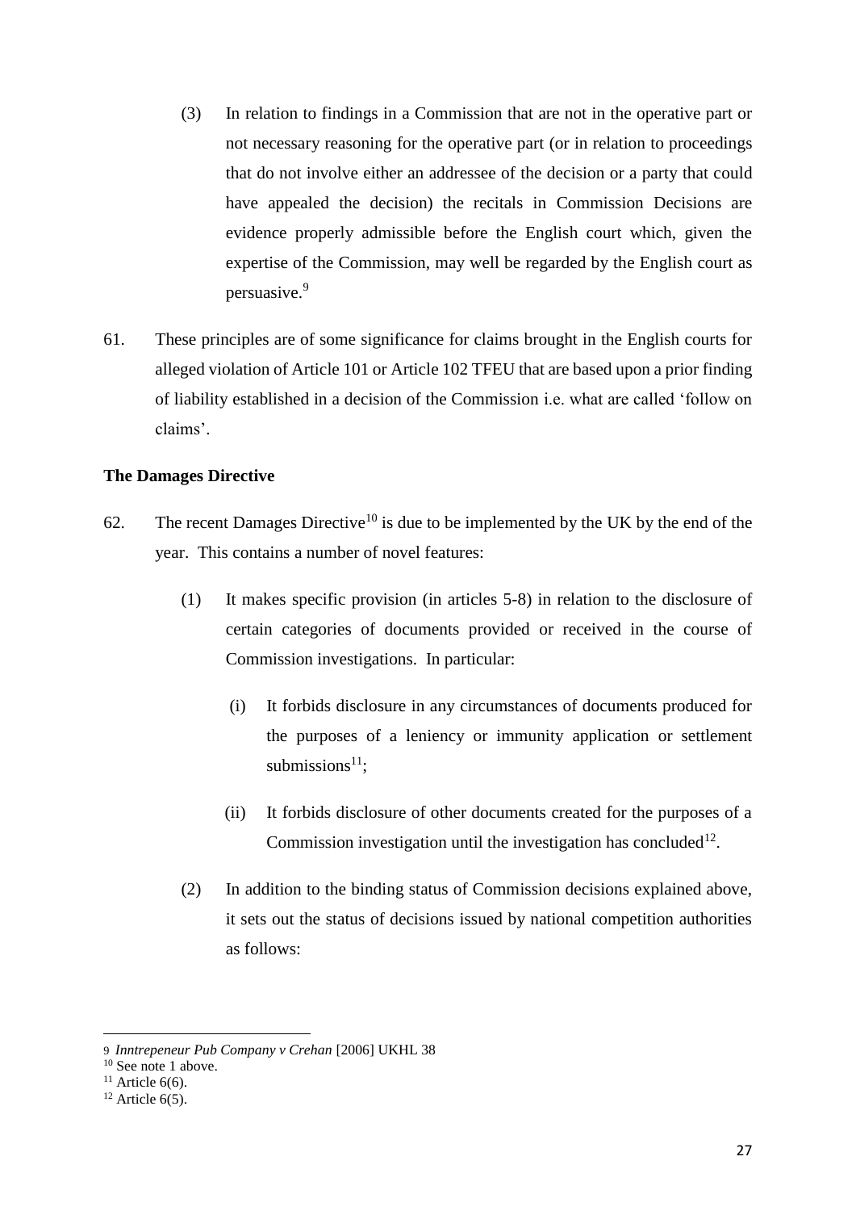(3) In relation to findings in a Commission that are not in the operative part or not necessary reasoning for the operative part (or in relation to proceedings that do not involve either an addressee of the decision or a party that could have appealed the decision) the recitals in Commission Decisions are evidence properly admissible before the English court which, given the expertise of the Commission, may well be regarded by the English court as persuasive.[9]

61. These principles are of some significance for claims brought in the English courts for alleged violation of Article 101 or Article 102 TFEU that are based upon a prior finding of liability established in a decision of the Commission i.e. what are called 'follow on claims'.

**The Damages Directive**

62. The recent Damages Directive[10] is due to be implemented by the UK by the end of the year. This contains a number of novel features:

(1) It makes specific provision (in articles 5-8) in relation to the disclosure of certain categories of documents provided or received in the course of Commission investigations. In particular:

(i) It forbids disclosure in any circumstances of documents produced for the purposes of a leniency or immunity application or settlement submissions[11];

(ii) It forbids disclosure of other documents created for the purposes of a Commission investigation until the investigation has concluded[12].

(2) In addition to the binding status of Commission decisions explained above, it sets out the status of decisions issued by national competition authorities as follows:

---

9 *Inntrepeneur Pub Company v Crehan* [2006] UKHL 38

10 See note 1 above.

11 Article 6(6).

12 Article 6(5).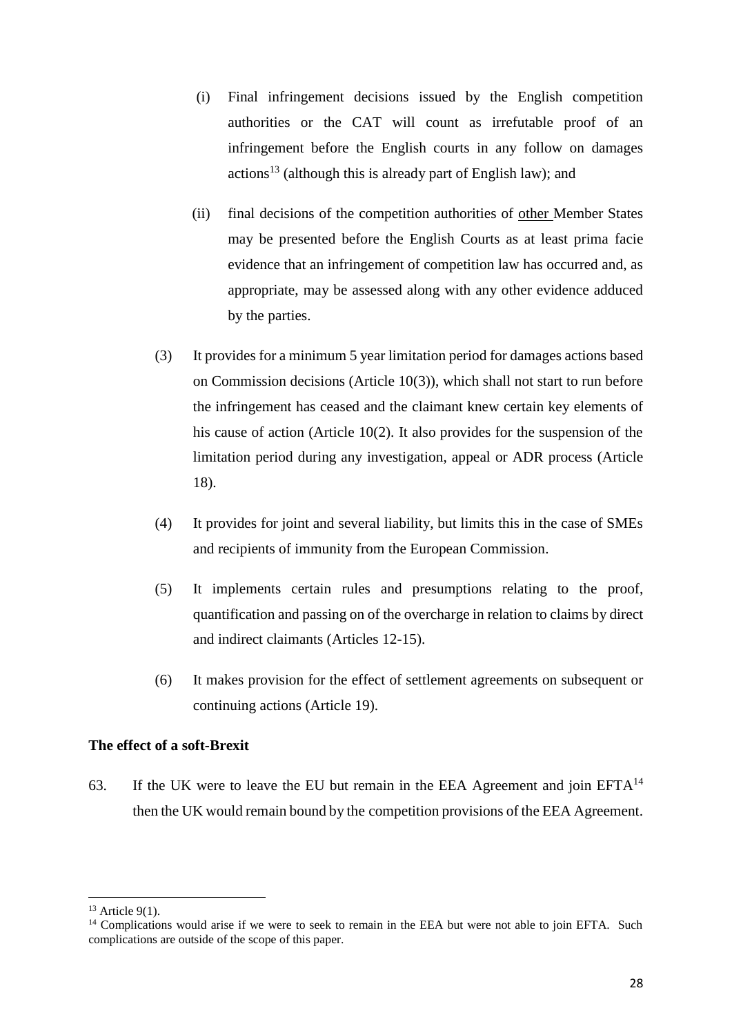(i) Final infringement decisions issued by the English competition authorities or the CAT will count as irrefutable proof of an infringement before the English courts in any follow on damages actions[13] (although this is already part of English law); and

(ii) final decisions of the competition authorities of <u>other</u> Member States may be presented before the English Courts as at least prima facie evidence that an infringement of competition law has occurred and, as appropriate, may be assessed along with any other evidence adduced by the parties.

(3) It provides for a minimum 5 year limitation period for damages actions based on Commission decisions (Article 10(3)), which shall not start to run before the infringement has ceased and the claimant knew certain key elements of his cause of action (Article 10(2). It also provides for the suspension of the limitation period during any investigation, appeal or ADR process (Article 18).

(4) It provides for joint and several liability, but limits this in the case of SMEs and recipients of immunity from the European Commission.

(5) It implements certain rules and presumptions relating to the proof, quantification and passing on of the overcharge in relation to claims by direct and indirect claimants (Articles 12-15).

(6) It makes provision for the effect of settlement agreements on subsequent or continuing actions (Article 19).

**The effect of a soft-Brexit**

63. If the UK were to leave the EU but remain in the EEA Agreement and join EFTA[14] then the UK would remain bound by the competition provisions of the EEA Agreement.

---

[13] Article 9(1).

[14] Complications would arise if we were to seek to remain in the EEA but were not able to join EFTA. Such complications are outside of the scope of this paper.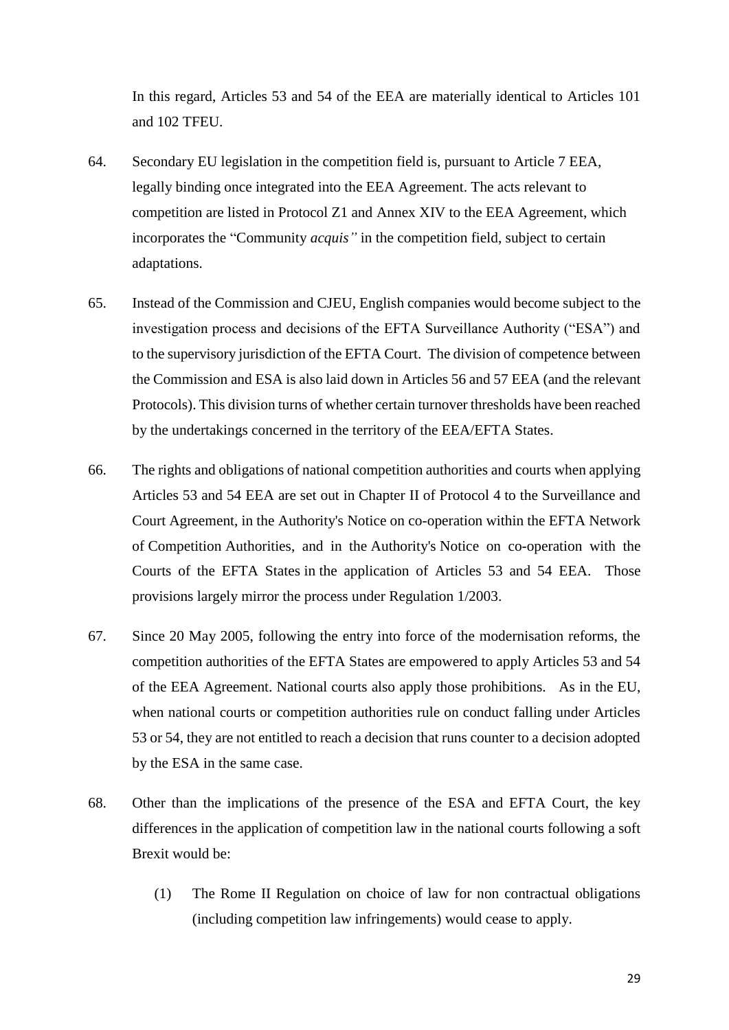In this regard, Articles 53 and 54 of the EEA are materially identical to Articles 101 and 102 TFEU.

64. Secondary EU legislation in the competition field is, pursuant to Article 7 EEA, legally binding once integrated into the EEA Agreement. The acts relevant to competition are listed in Protocol Z1 and Annex XIV to the EEA Agreement, which incorporates the "Community *acquis"* in the competition field, subject to certain adaptations.

65. Instead of the Commission and CJEU, English companies would become subject to the investigation process and decisions of the EFTA Surveillance Authority ("ESA") and to the supervisory jurisdiction of the EFTA Court. The division of competence between the Commission and ESA is also laid down in Articles 56 and 57 EEA (and the relevant Protocols). This division turns of whether certain turnover thresholds have been reached by the undertakings concerned in the territory of the EEA/EFTA States.

66. The rights and obligations of national competition authorities and courts when applying Articles 53 and 54 EEA are set out in Chapter II of Protocol 4 to the Surveillance and Court Agreement, in the Authority's Notice on co-operation within the EFTA Network of Competition Authorities, and in the Authority's Notice on co-operation with the Courts of the EFTA States in the application of Articles 53 and 54 EEA. Those provisions largely mirror the process under Regulation 1/2003.

67. Since 20 May 2005, following the entry into force of the modernisation reforms, the competition authorities of the EFTA States are empowered to apply Articles 53 and 54 of the EEA Agreement. National courts also apply those prohibitions. As in the EU, when national courts or competition authorities rule on conduct falling under Articles 53 or 54, they are not entitled to reach a decision that runs counter to a decision adopted by the ESA in the same case.

68. Other than the implications of the presence of the ESA and EFTA Court, the key differences in the application of competition law in the national courts following a soft Brexit would be:

    (1) The Rome II Regulation on choice of law for non contractual obligations (including competition law infringements) would cease to apply.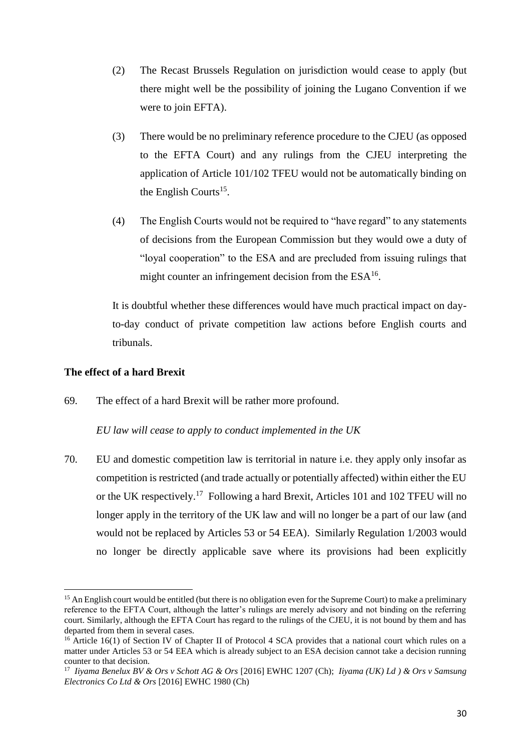(2) The Recast Brussels Regulation on jurisdiction would cease to apply (but there might well be the possibility of joining the Lugano Convention if we were to join EFTA).

(3) There would be no preliminary reference procedure to the CJEU (as opposed to the EFTA Court) and any rulings from the CJEU interpreting the application of Article 101/102 TFEU would not be automatically binding on the English Courts[15].

(4) The English Courts would not be required to "have regard" to any statements of decisions from the European Commission but they would owe a duty of "loyal cooperation" to the ESA and are precluded from issuing rulings that might counter an infringement decision from the ESA[16].

It is doubtful whether these differences would have much practical impact on day-to-day conduct of private competition law actions before English courts and tribunals.

**The effect of a hard Brexit**

69. The effect of a hard Brexit will be rather more profound.

*EU law will cease to apply to conduct implemented in the UK*

70. EU and domestic competition law is territorial in nature i.e. they apply only insofar as competition is restricted (and trade actually or potentially affected) within either the EU or the UK respectively.[17] Following a hard Brexit, Articles 101 and 102 TFEU will no longer apply in the territory of the UK law and will no longer be a part of our law (and would not be replaced by Articles 53 or 54 EEA). Similarly Regulation 1/2003 would no longer be directly applicable save where its provisions had been explicitly

---

[15] An English court would be entitled (but there is no obligation even for the Supreme Court) to make a preliminary reference to the EFTA Court, although the latter's rulings are merely advisory and not binding on the referring court. Similarly, although the EFTA Court has regard to the rulings of the CJEU, it is not bound by them and has departed from them in several cases.

[16] Article 16(1) of Section IV of Chapter II of Protocol 4 SCA provides that a national court which rules on a matter under Articles 53 or 54 EEA which is already subject to an ESA decision cannot take a decision running counter to that decision.

[17] *Iiyama Benelux BV & Ors v Schott AG & Ors* [2016] EWHC 1207 (Ch); *Iiyama (UK) Ld ) & Ors v Samsung Electronics Co Ltd & Ors* [2016] EWHC 1980 (Ch)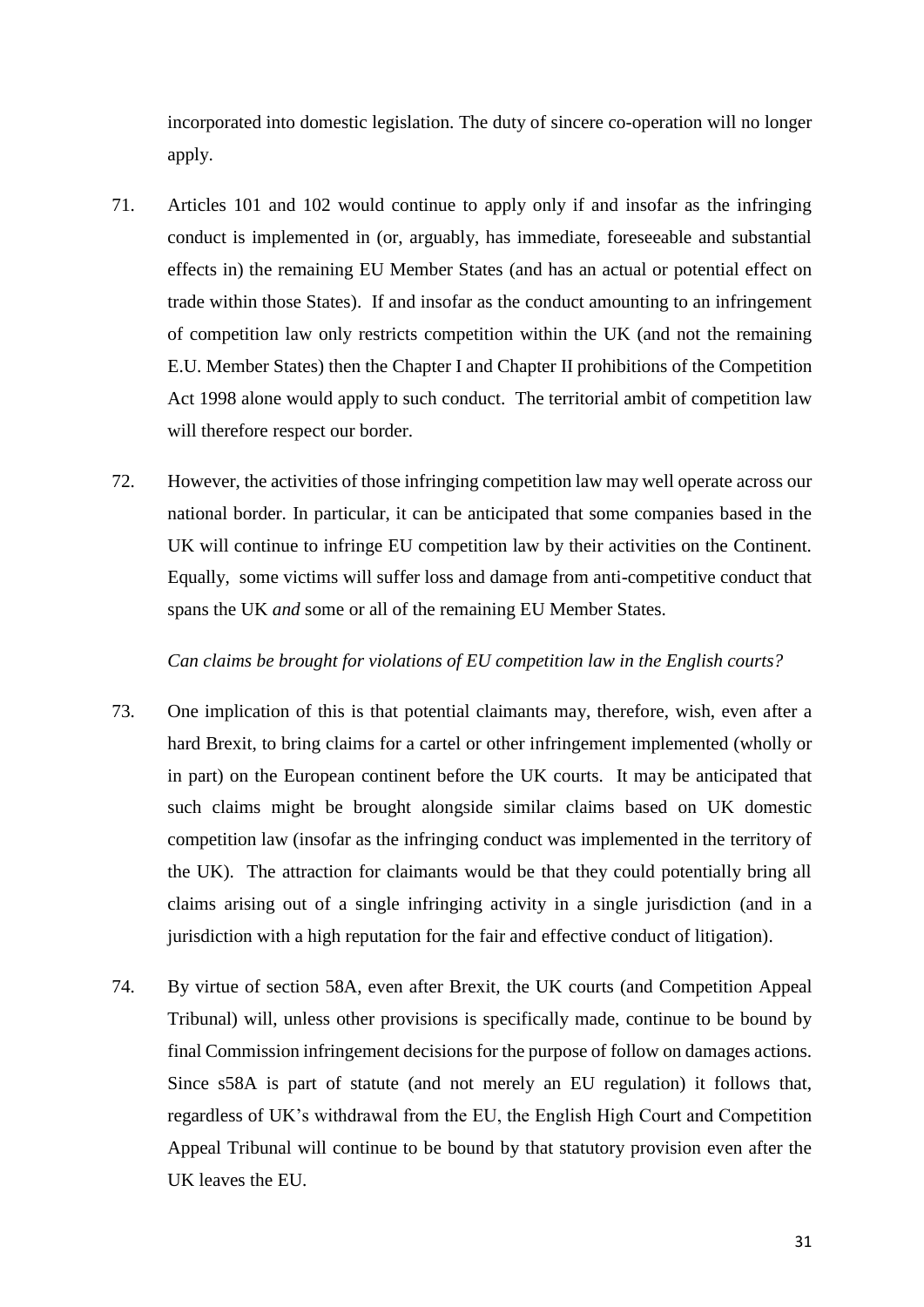incorporated into domestic legislation. The duty of sincere co-operation will no longer apply.

71. Articles 101 and 102 would continue to apply only if and insofar as the infringing conduct is implemented in (or, arguably, has immediate, foreseeable and substantial effects in) the remaining EU Member States (and has an actual or potential effect on trade within those States). If and insofar as the conduct amounting to an infringement of competition law only restricts competition within the UK (and not the remaining E.U. Member States) then the Chapter I and Chapter II prohibitions of the Competition Act 1998 alone would apply to such conduct. The territorial ambit of competition law will therefore respect our border.

72. However, the activities of those infringing competition law may well operate across our national border. In particular, it can be anticipated that some companies based in the UK will continue to infringe EU competition law by their activities on the Continent. Equally, some victims will suffer loss and damage from anti-competitive conduct that spans the UK *and* some or all of the remaining EU Member States.

*Can claims be brought for violations of EU competition law in the English courts?*

73. One implication of this is that potential claimants may, therefore, wish, even after a hard Brexit, to bring claims for a cartel or other infringement implemented (wholly or in part) on the European continent before the UK courts. It may be anticipated that such claims might be brought alongside similar claims based on UK domestic competition law (insofar as the infringing conduct was implemented in the territory of the UK). The attraction for claimants would be that they could potentially bring all claims arising out of a single infringing activity in a single jurisdiction (and in a jurisdiction with a high reputation for the fair and effective conduct of litigation).

74. By virtue of section 58A, even after Brexit, the UK courts (and Competition Appeal Tribunal) will, unless other provisions is specifically made, continue to be bound by final Commission infringement decisions for the purpose of follow on damages actions. Since s58A is part of statute (and not merely an EU regulation) it follows that, regardless of UK's withdrawal from the EU, the English High Court and Competition Appeal Tribunal will continue to be bound by that statutory provision even after the UK leaves the EU.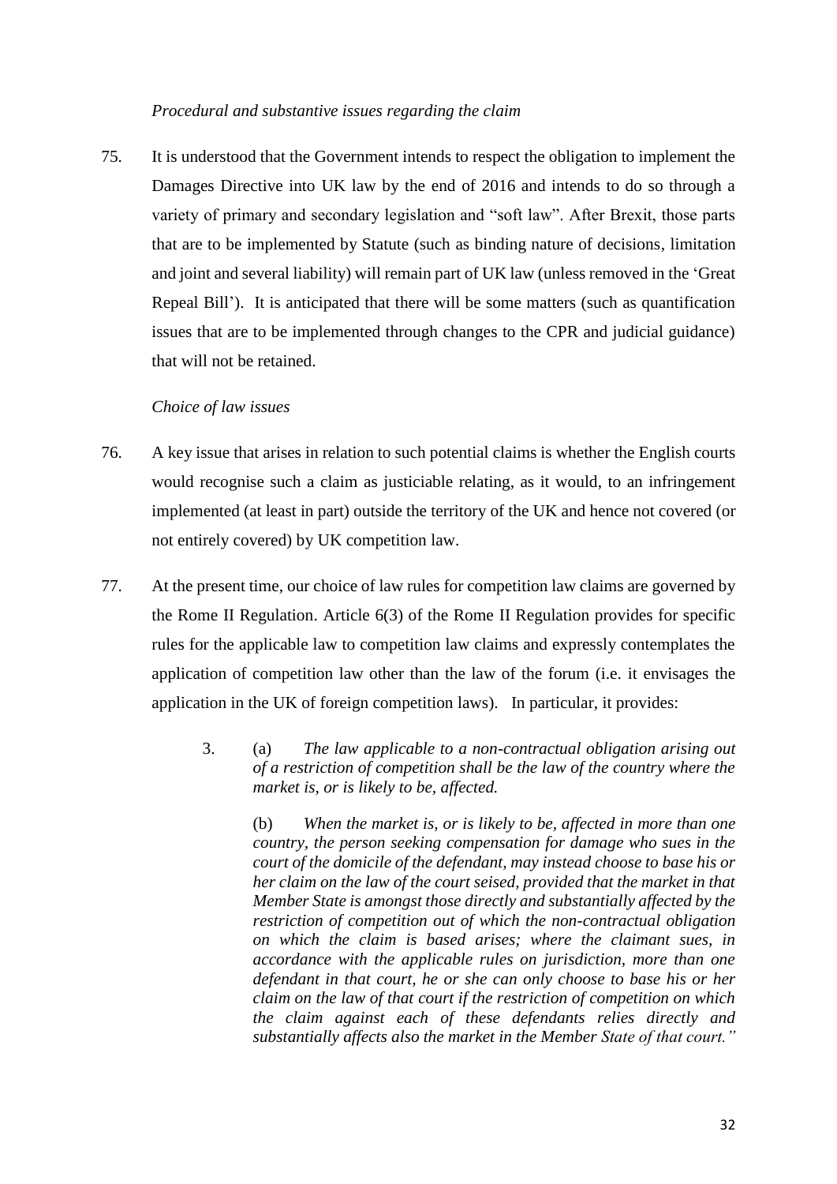*Procedural and substantive issues regarding the claim*

75. It is understood that the Government intends to respect the obligation to implement the Damages Directive into UK law by the end of 2016 and intends to do so through a variety of primary and secondary legislation and "soft law". After Brexit, those parts that are to be implemented by Statute (such as binding nature of decisions, limitation and joint and several liability) will remain part of UK law (unless removed in the 'Great Repeal Bill'). It is anticipated that there will be some matters (such as quantification issues that are to be implemented through changes to the CPR and judicial guidance) that will not be retained.

*Choice of law issues*

76. A key issue that arises in relation to such potential claims is whether the English courts would recognise such a claim as justiciable relating, as it would, to an infringement implemented (at least in part) outside the territory of the UK and hence not covered (or not entirely covered) by UK competition law.

77. At the present time, our choice of law rules for competition law claims are governed by the Rome II Regulation. Article 6(3) of the Rome II Regulation provides for specific rules for the applicable law to competition law claims and expressly contemplates the application of competition law other than the law of the forum (i.e. it envisages the application in the UK of foreign competition laws). In particular, it provides:

> 3. (a) *The law applicable to a non-contractual obligation arising out of a restriction of competition shall be the law of the country where the market is, or is likely to be, affected.*
>
> (b) *When the market is, or is likely to be, affected in more than one country, the person seeking compensation for damage who sues in the court of the domicile of the defendant, may instead choose to base his or her claim on the law of the court seised, provided that the market in that Member State is amongst those directly and substantially affected by the restriction of competition out of which the non-contractual obligation on which the claim is based arises; where the claimant sues, in accordance with the applicable rules on jurisdiction, more than one defendant in that court, he or she can only choose to base his or her claim on the law of that court if the restriction of competition on which the claim against each of these defendants relies directly and substantially affects also the market in the Member State of that court."*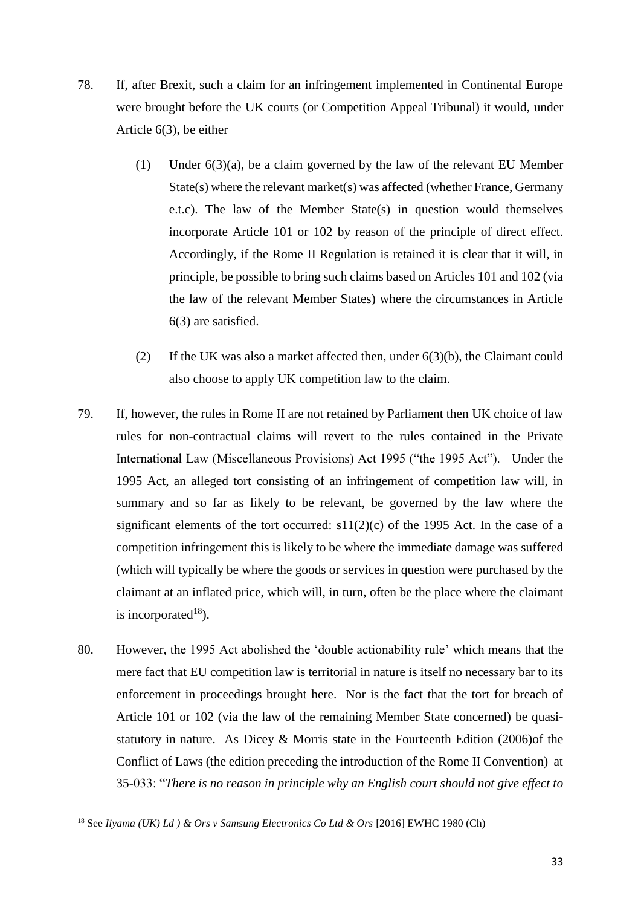78. If, after Brexit, such a claim for an infringement implemented in Continental Europe were brought before the UK courts (or Competition Appeal Tribunal) it would, under Article 6(3), be either

    (1) Under 6(3)(a), be a claim governed by the law of the relevant EU Member State(s) where the relevant market(s) was affected (whether France, Germany e.t.c). The law of the Member State(s) in question would themselves incorporate Article 101 or 102 by reason of the principle of direct effect. Accordingly, if the Rome II Regulation is retained it is clear that it will, in principle, be possible to bring such claims based on Articles 101 and 102 (via the law of the relevant Member States) where the circumstances in Article 6(3) are satisfied.

    (2) If the UK was also a market affected then, under 6(3)(b), the Claimant could also choose to apply UK competition law to the claim.

79. If, however, the rules in Rome II are not retained by Parliament then UK choice of law rules for non-contractual claims will revert to the rules contained in the Private International Law (Miscellaneous Provisions) Act 1995 ("the 1995 Act"). Under the 1995 Act, an alleged tort consisting of an infringement of competition law will, in summary and so far as likely to be relevant, be governed by the law where the significant elements of the tort occurred: s11(2)(c) of the 1995 Act. In the case of a competition infringement this is likely to be where the immediate damage was suffered (which will typically be where the goods or services in question were purchased by the claimant at an inflated price, which will, in turn, often be the place where the claimant is incorporated[18]).

80. However, the 1995 Act abolished the 'double actionability rule' which means that the mere fact that EU competition law is territorial in nature is itself no necessary bar to its enforcement in proceedings brought here. Nor is the fact that the tort for breach of Article 101 or 102 (via the law of the remaining Member State concerned) be quasi-statutory in nature. As Dicey & Morris state in the Fourteenth Edition (2006)of the Conflict of Laws (the edition preceding the introduction of the Rome II Convention) at 35-033: "*There is no reason in principle why an English court should not give effect to*

---

[18] See *Iiyama (UK) Ld ) & Ors v Samsung Electronics Co Ltd & Ors* [2016] EWHC 1980 (Ch)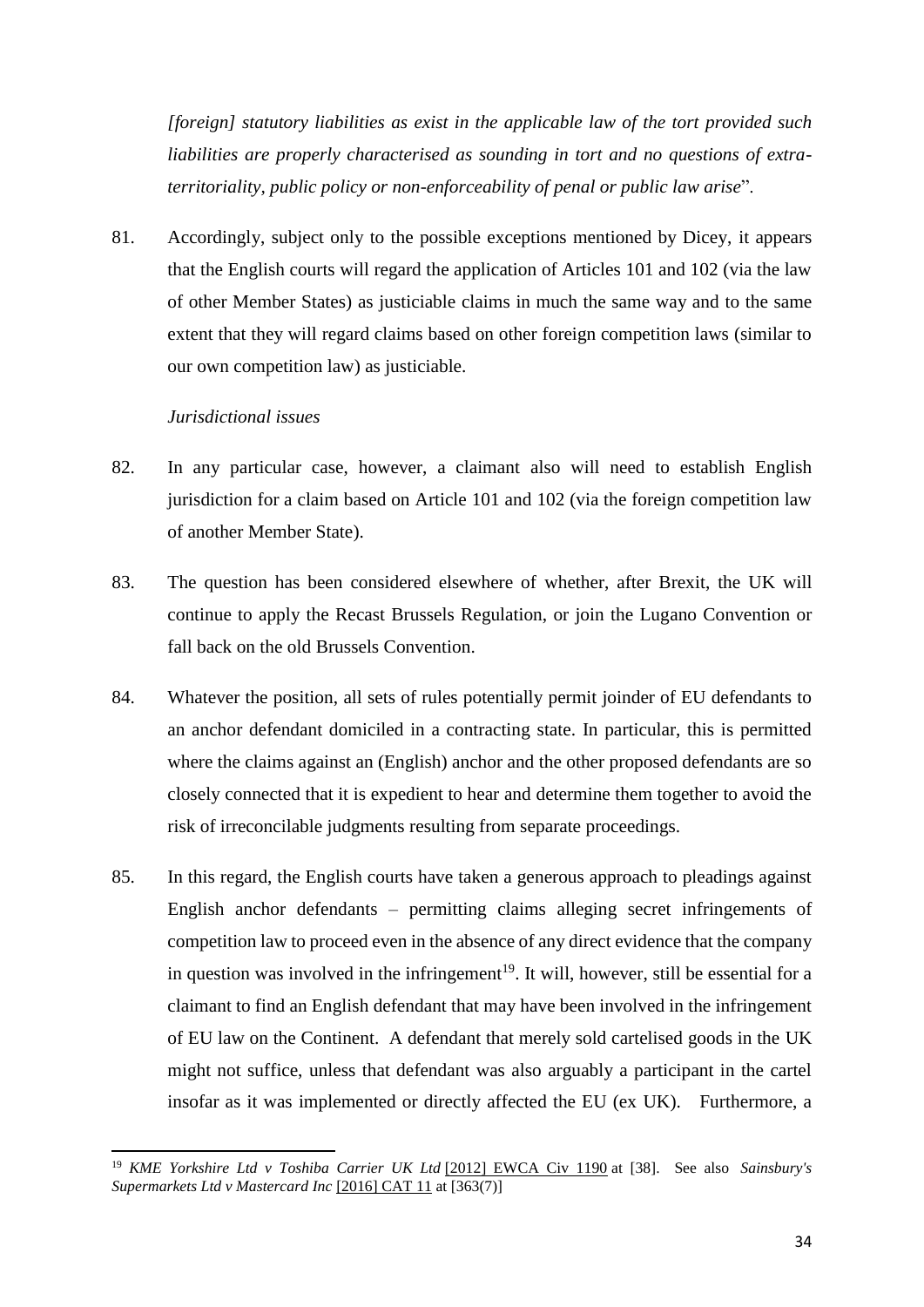*[foreign] statutory liabilities as exist in the applicable law of the tort provided such liabilities are properly characterised as sounding in tort and no questions of extra-territoriality, public policy or non-enforceability of penal or public law arise*".

81. Accordingly, subject only to the possible exceptions mentioned by Dicey, it appears that the English courts will regard the application of Articles 101 and 102 (via the law of other Member States) as justiciable claims in much the same way and to the same extent that they will regard claims based on other foreign competition laws (similar to our own competition law) as justiciable.

*Jurisdictional issues*

82. In any particular case, however, a claimant also will need to establish English jurisdiction for a claim based on Article 101 and 102 (via the foreign competition law of another Member State).

83. The question has been considered elsewhere of whether, after Brexit, the UK will continue to apply the Recast Brussels Regulation, or join the Lugano Convention or fall back on the old Brussels Convention.

84. Whatever the position, all sets of rules potentially permit joinder of EU defendants to an anchor defendant domiciled in a contracting state. In particular, this is permitted where the claims against an (English) anchor and the other proposed defendants are so closely connected that it is expedient to hear and determine them together to avoid the risk of irreconcilable judgments resulting from separate proceedings.

85. In this regard, the English courts have taken a generous approach to pleadings against English anchor defendants – permitting claims alleging secret infringements of competition law to proceed even in the absence of any direct evidence that the company in question was involved in the infringement[19]. It will, however, still be essential for a claimant to find an English defendant that may have been involved in the infringement of EU law on the Continent. A defendant that merely sold cartelised goods in the UK might not suffice, unless that defendant was also arguably a participant in the cartel insofar as it was implemented or directly affected the EU (ex UK). Furthermore, a

---

[19] *KME Yorkshire Ltd v Toshiba Carrier UK Ltd* [2012] EWCA Civ 1190 at [38]. See also *Sainsbury's Supermarkets Ltd v Mastercard Inc* [2016] CAT 11 at [363(7)]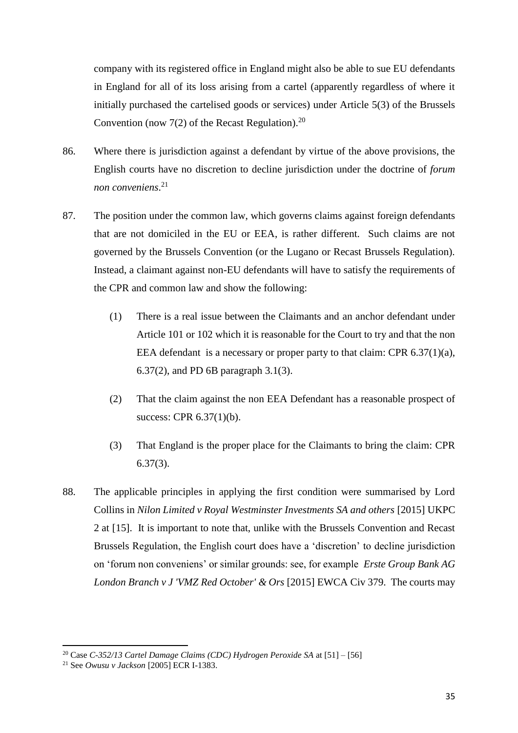company with its registered office in England might also be able to sue EU defendants in England for all of its loss arising from a cartel (apparently regardless of where it initially purchased the cartelised goods or services) under Article 5(3) of the Brussels Convention (now 7(2) of the Recast Regulation).[20]

86. Where there is jurisdiction against a defendant by virtue of the above provisions, the English courts have no discretion to decline jurisdiction under the doctrine of *forum non conveniens*.[21]

87. The position under the common law, which governs claims against foreign defendants that are not domiciled in the EU or EEA, is rather different. Such claims are not governed by the Brussels Convention (or the Lugano or Recast Brussels Regulation). Instead, a claimant against non-EU defendants will have to satisfy the requirements of the CPR and common law and show the following:

   (1) There is a real issue between the Claimants and an anchor defendant under Article 101 or 102 which it is reasonable for the Court to try and that the non EEA defendant is a necessary or proper party to that claim: CPR 6.37(1)(a), 6.37(2), and PD 6B paragraph 3.1(3).

   (2) That the claim against the non EEA Defendant has a reasonable prospect of success: CPR 6.37(1)(b).

   (3) That England is the proper place for the Claimants to bring the claim: CPR 6.37(3).

88. The applicable principles in applying the first condition were summarised by Lord Collins in *Nilon Limited v Royal Westminster Investments SA and others* [2015] UKPC 2 at [15]. It is important to note that, unlike with the Brussels Convention and Recast Brussels Regulation, the English court does have a 'discretion' to decline jurisdiction on 'forum non conveniens' or similar grounds: see, for example *Erste Group Bank AG London Branch v J 'VMZ Red October' & Ors* [2015] EWCA Civ 379. The courts may

---

[20] Case *C-352/13 Cartel Damage Claims (CDC) Hydrogen Peroxide SA* at [51] – [56]

[21] See *Owusu v Jackson* [2005] ECR I-1383.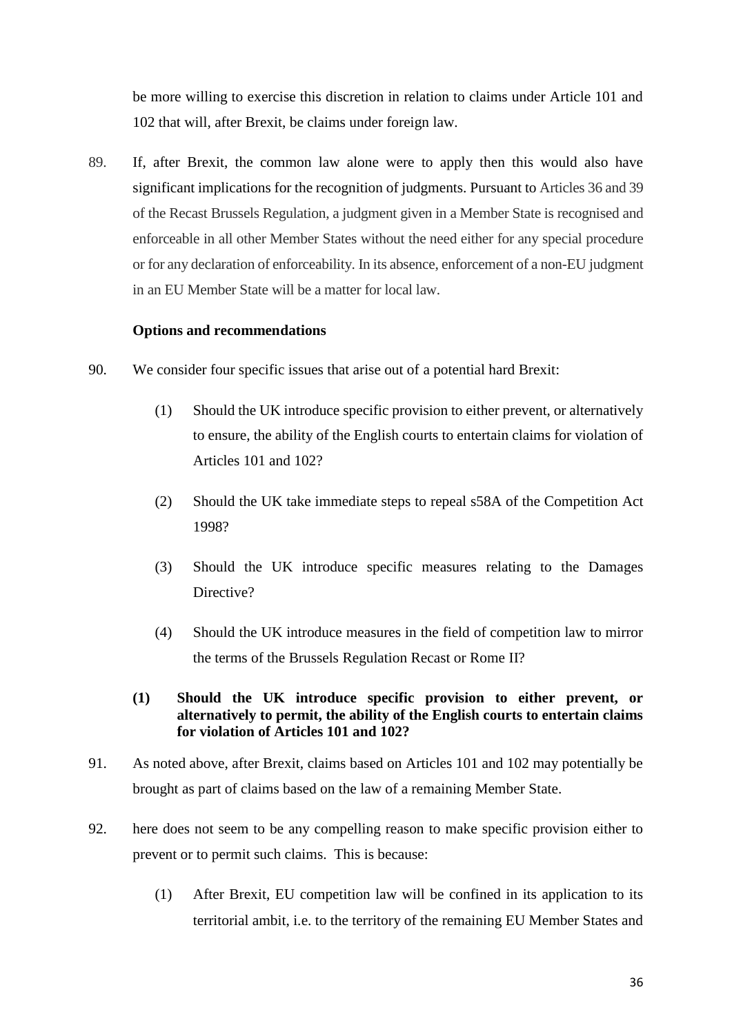be more willing to exercise this discretion in relation to claims under Article 101 and 102 that will, after Brexit, be claims under foreign law.

89. If, after Brexit, the common law alone were to apply then this would also have significant implications for the recognition of judgments. Pursuant to Articles 36 and 39 of the Recast Brussels Regulation, a judgment given in a Member State is recognised and enforceable in all other Member States without the need either for any special procedure or for any declaration of enforceability. In its absence, enforcement of a non-EU judgment in an EU Member State will be a matter for local law.

**Options and recommendations**

90. We consider four specific issues that arise out of a potential hard Brexit:

    (1) Should the UK introduce specific provision to either prevent, or alternatively to ensure, the ability of the English courts to entertain claims for violation of Articles 101 and 102?

    (2) Should the UK take immediate steps to repeal s58A of the Competition Act 1998?

    (3) Should the UK introduce specific measures relating to the Damages Directive?

    (4) Should the UK introduce measures in the field of competition law to mirror the terms of the Brussels Regulation Recast or Rome II?

**(1) Should the UK introduce specific provision to either prevent, or alternatively to permit, the ability of the English courts to entertain claims for violation of Articles 101 and 102?**

91. As noted above, after Brexit, claims based on Articles 101 and 102 may potentially be brought as part of claims based on the law of a remaining Member State.

92. here does not seem to be any compelling reason to make specific provision either to prevent or to permit such claims. This is because:

    (1) After Brexit, EU competition law will be confined in its application to its territorial ambit, i.e. to the territory of the remaining EU Member States and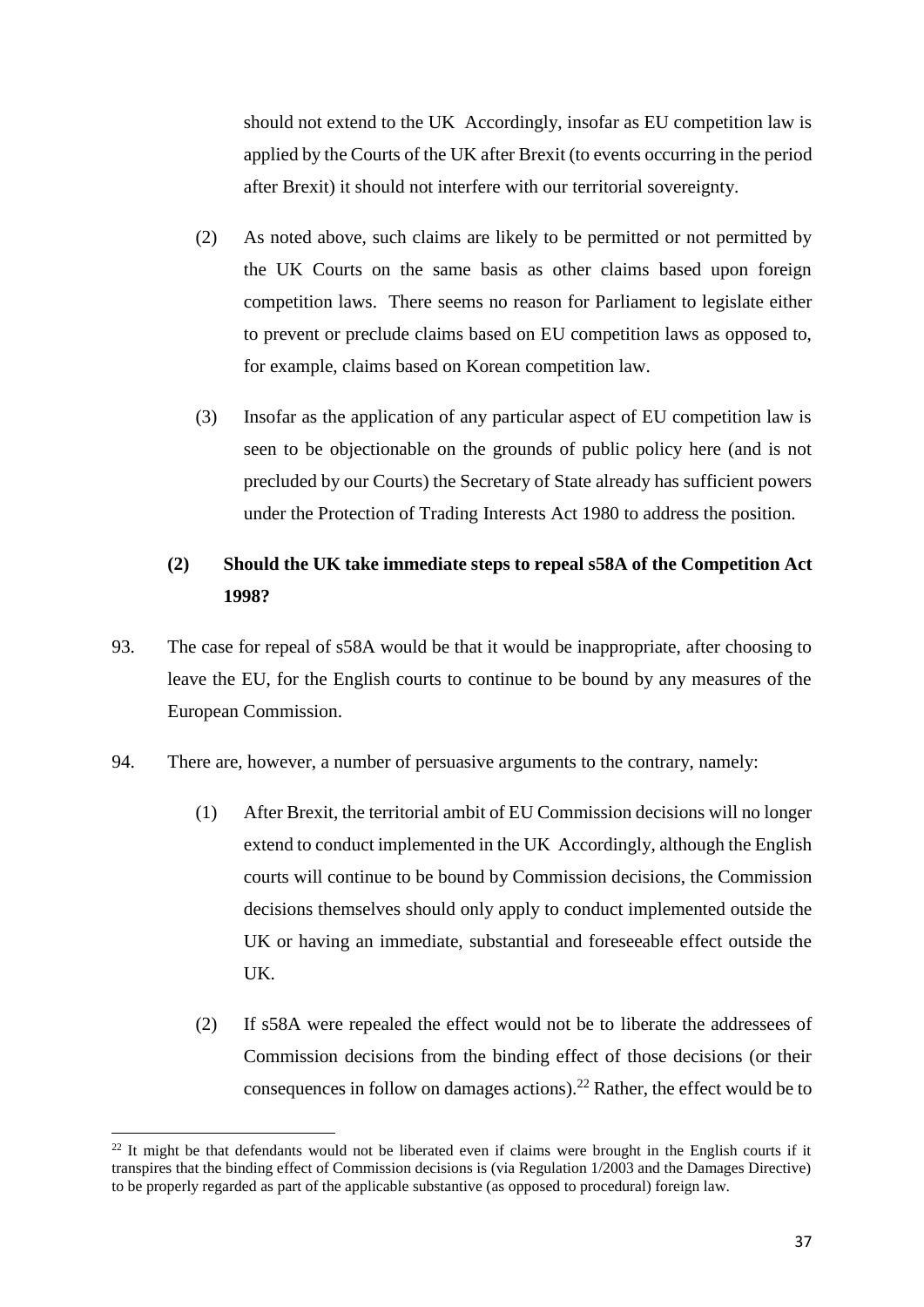should not extend to the UK Accordingly, insofar as EU competition law is applied by the Courts of the UK after Brexit (to events occurring in the period after Brexit) it should not interfere with our territorial sovereignty.

(2) As noted above, such claims are likely to be permitted or not permitted by the UK Courts on the same basis as other claims based upon foreign competition laws. There seems no reason for Parliament to legislate either to prevent or preclude claims based on EU competition laws as opposed to, for example, claims based on Korean competition law.

(3) Insofar as the application of any particular aspect of EU competition law is seen to be objectionable on the grounds of public policy here (and is not precluded by our Courts) the Secretary of State already has sufficient powers under the Protection of Trading Interests Act 1980 to address the position.

### (2) Should the UK take immediate steps to repeal s58A of the Competition Act 1998?

93. The case for repeal of s58A would be that it would be inappropriate, after choosing to leave the EU, for the English courts to continue to be bound by any measures of the European Commission.

94. There are, however, a number of persuasive arguments to the contrary, namely:

(1) After Brexit, the territorial ambit of EU Commission decisions will no longer extend to conduct implemented in the UK Accordingly, although the English courts will continue to be bound by Commission decisions, the Commission decisions themselves should only apply to conduct implemented outside the UK or having an immediate, substantial and foreseeable effect outside the UK.

(2) If s58A were repealed the effect would not be to liberate the addressees of Commission decisions from the binding effect of those decisions (or their consequences in follow on damages actions).[22] Rather, the effect would be to

---

[22] It might be that defendants would not be liberated even if claims were brought in the English courts if it transpires that the binding effect of Commission decisions is (via Regulation 1/2003 and the Damages Directive) to be properly regarded as part of the applicable substantive (as opposed to procedural) foreign law.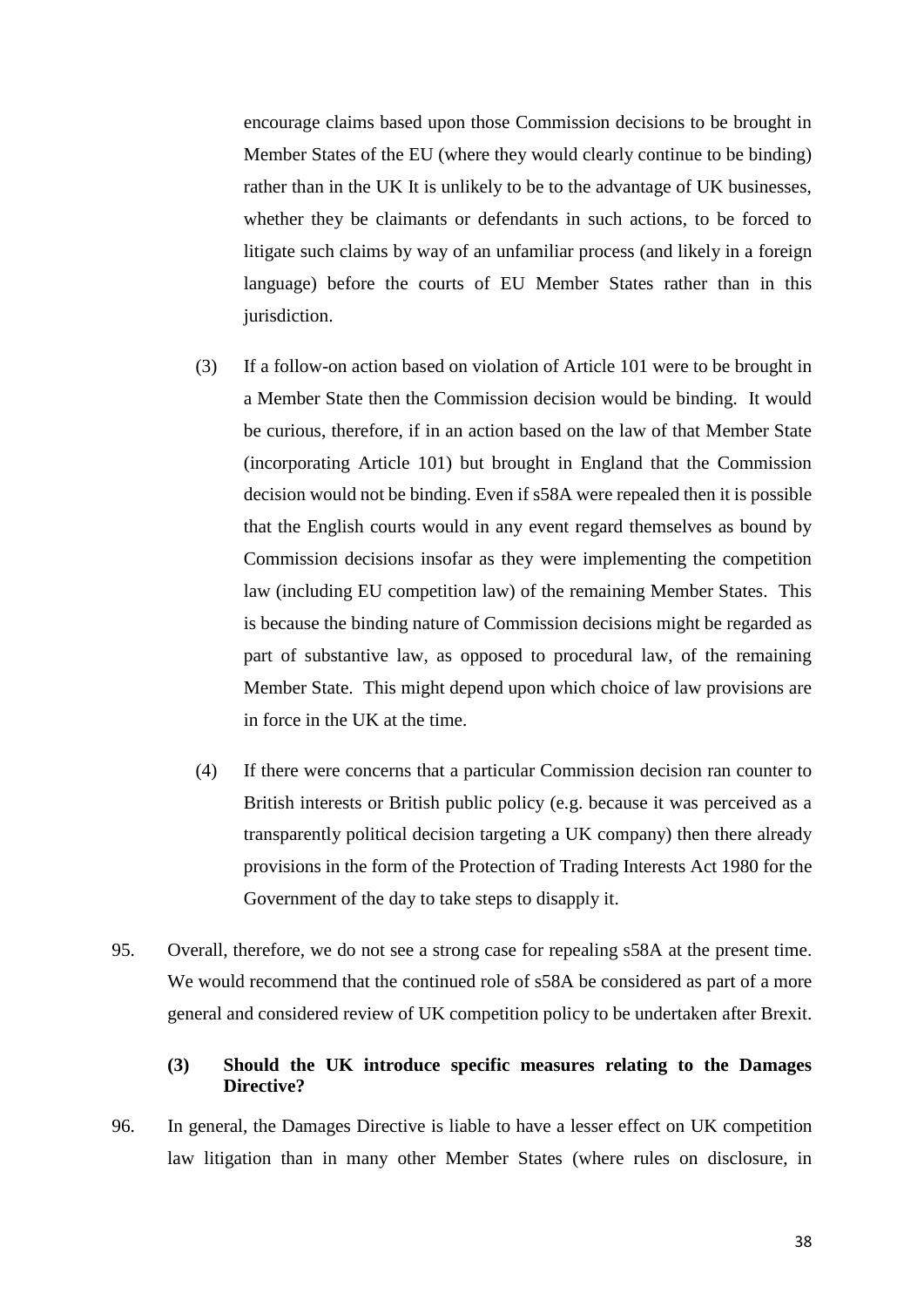encourage claims based upon those Commission decisions to be brought in Member States of the EU (where they would clearly continue to be binding) rather than in the UK It is unlikely to be to the advantage of UK businesses, whether they be claimants or defendants in such actions, to be forced to litigate such claims by way of an unfamiliar process (and likely in a foreign language) before the courts of EU Member States rather than in this jurisdiction.

(3) If a follow-on action based on violation of Article 101 were to be brought in a Member State then the Commission decision would be binding. It would be curious, therefore, if in an action based on the law of that Member State (incorporating Article 101) but brought in England that the Commission decision would not be binding. Even if s58A were repealed then it is possible that the English courts would in any event regard themselves as bound by Commission decisions insofar as they were implementing the competition law (including EU competition law) of the remaining Member States. This is because the binding nature of Commission decisions might be regarded as part of substantive law, as opposed to procedural law, of the remaining Member State. This might depend upon which choice of law provisions are in force in the UK at the time.

(4) If there were concerns that a particular Commission decision ran counter to British interests or British public policy (e.g. because it was perceived as a transparently political decision targeting a UK company) then there already provisions in the form of the Protection of Trading Interests Act 1980 for the Government of the day to take steps to disapply it.

95. Overall, therefore, we do not see a strong case for repealing s58A at the present time. We would recommend that the continued role of s58A be considered as part of a more general and considered review of UK competition policy to be undertaken after Brexit.

**(3) Should the UK introduce specific measures relating to the Damages Directive?**

96. In general, the Damages Directive is liable to have a lesser effect on UK competition law litigation than in many other Member States (where rules on disclosure, in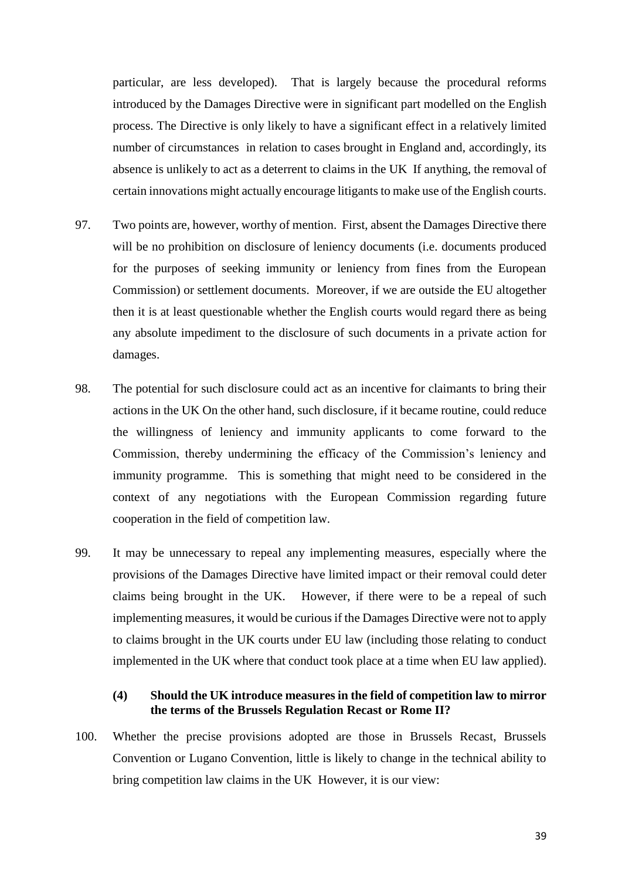particular, are less developed). That is largely because the procedural reforms introduced by the Damages Directive were in significant part modelled on the English process. The Directive is only likely to have a significant effect in a relatively limited number of circumstances in relation to cases brought in England and, accordingly, its absence is unlikely to act as a deterrent to claims in the UK If anything, the removal of certain innovations might actually encourage litigants to make use of the English courts.

97. Two points are, however, worthy of mention. First, absent the Damages Directive there will be no prohibition on disclosure of leniency documents (i.e. documents produced for the purposes of seeking immunity or leniency from fines from the European Commission) or settlement documents. Moreover, if we are outside the EU altogether then it is at least questionable whether the English courts would regard there as being any absolute impediment to the disclosure of such documents in a private action for damages.

98. The potential for such disclosure could act as an incentive for claimants to bring their actions in the UK On the other hand, such disclosure, if it became routine, could reduce the willingness of leniency and immunity applicants to come forward to the Commission, thereby undermining the efficacy of the Commission's leniency and immunity programme. This is something that might need to be considered in the context of any negotiations with the European Commission regarding future cooperation in the field of competition law.

99. It may be unnecessary to repeal any implementing measures, especially where the provisions of the Damages Directive have limited impact or their removal could deter claims being brought in the UK. However, if there were to be a repeal of such implementing measures, it would be curious if the Damages Directive were not to apply to claims brought in the UK courts under EU law (including those relating to conduct implemented in the UK where that conduct took place at a time when EU law applied).

### (4) Should the UK introduce measures in the field of competition law to mirror the terms of the Brussels Regulation Recast or Rome II?

100. Whether the precise provisions adopted are those in Brussels Recast, Brussels Convention or Lugano Convention, little is likely to change in the technical ability to bring competition law claims in the UK However, it is our view: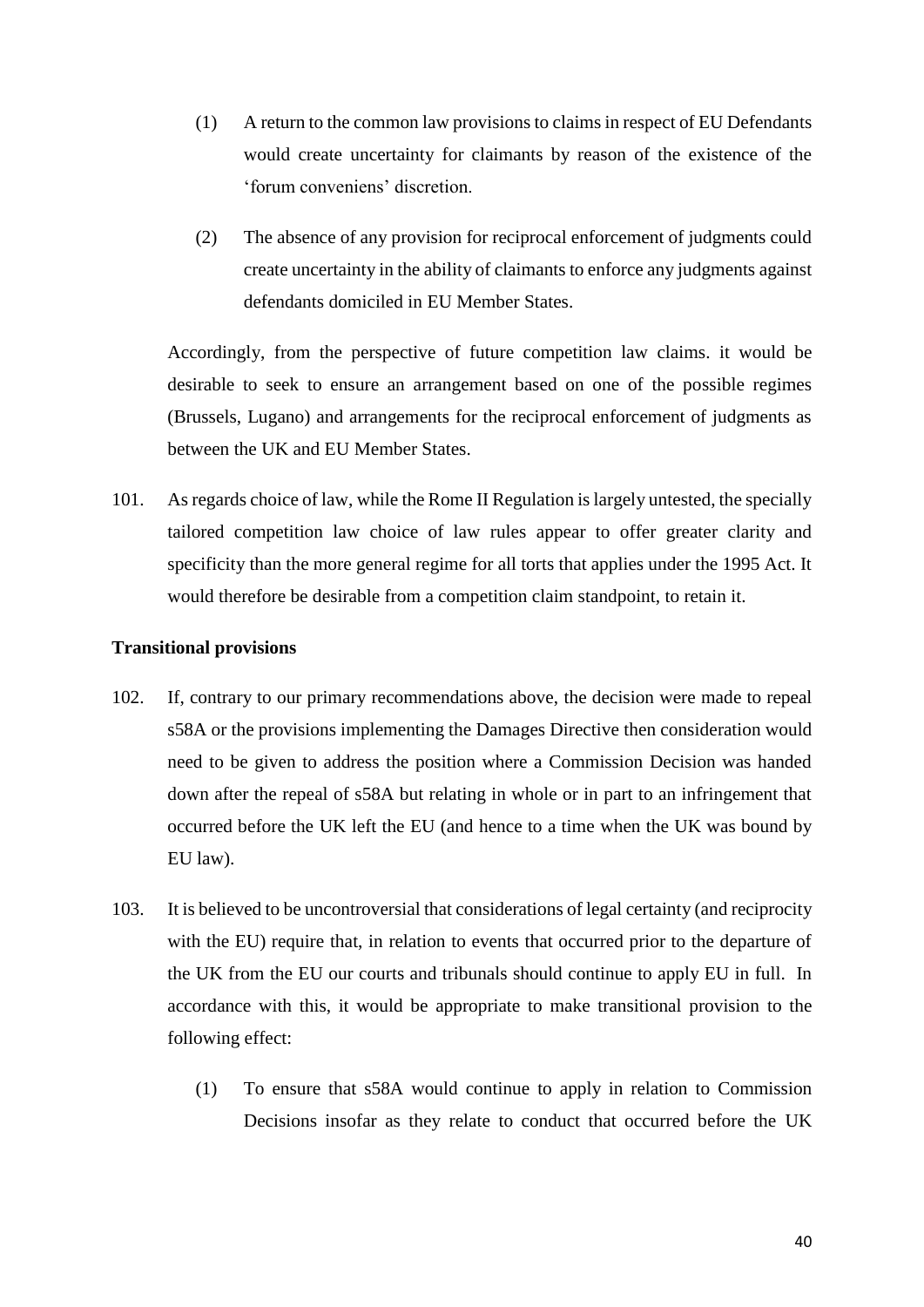(1) A return to the common law provisions to claims in respect of EU Defendants would create uncertainty for claimants by reason of the existence of the 'forum conveniens' discretion.

(2) The absence of any provision for reciprocal enforcement of judgments could create uncertainty in the ability of claimants to enforce any judgments against defendants domiciled in EU Member States.

Accordingly, from the perspective of future competition law claims. it would be desirable to seek to ensure an arrangement based on one of the possible regimes (Brussels, Lugano) and arrangements for the reciprocal enforcement of judgments as between the UK and EU Member States.

101. As regards choice of law, while the Rome II Regulation is largely untested, the specially tailored competition law choice of law rules appear to offer greater clarity and specificity than the more general regime for all torts that applies under the 1995 Act. It would therefore be desirable from a competition claim standpoint, to retain it.

**Transitional provisions**

102. If, contrary to our primary recommendations above, the decision were made to repeal s58A or the provisions implementing the Damages Directive then consideration would need to be given to address the position where a Commission Decision was handed down after the repeal of s58A but relating in whole or in part to an infringement that occurred before the UK left the EU (and hence to a time when the UK was bound by EU law).

103. It is believed to be uncontroversial that considerations of legal certainty (and reciprocity with the EU) require that, in relation to events that occurred prior to the departure of the UK from the EU our courts and tribunals should continue to apply EU in full. In accordance with this, it would be appropriate to make transitional provision to the following effect:

(1) To ensure that s58A would continue to apply in relation to Commission Decisions insofar as they relate to conduct that occurred before the UK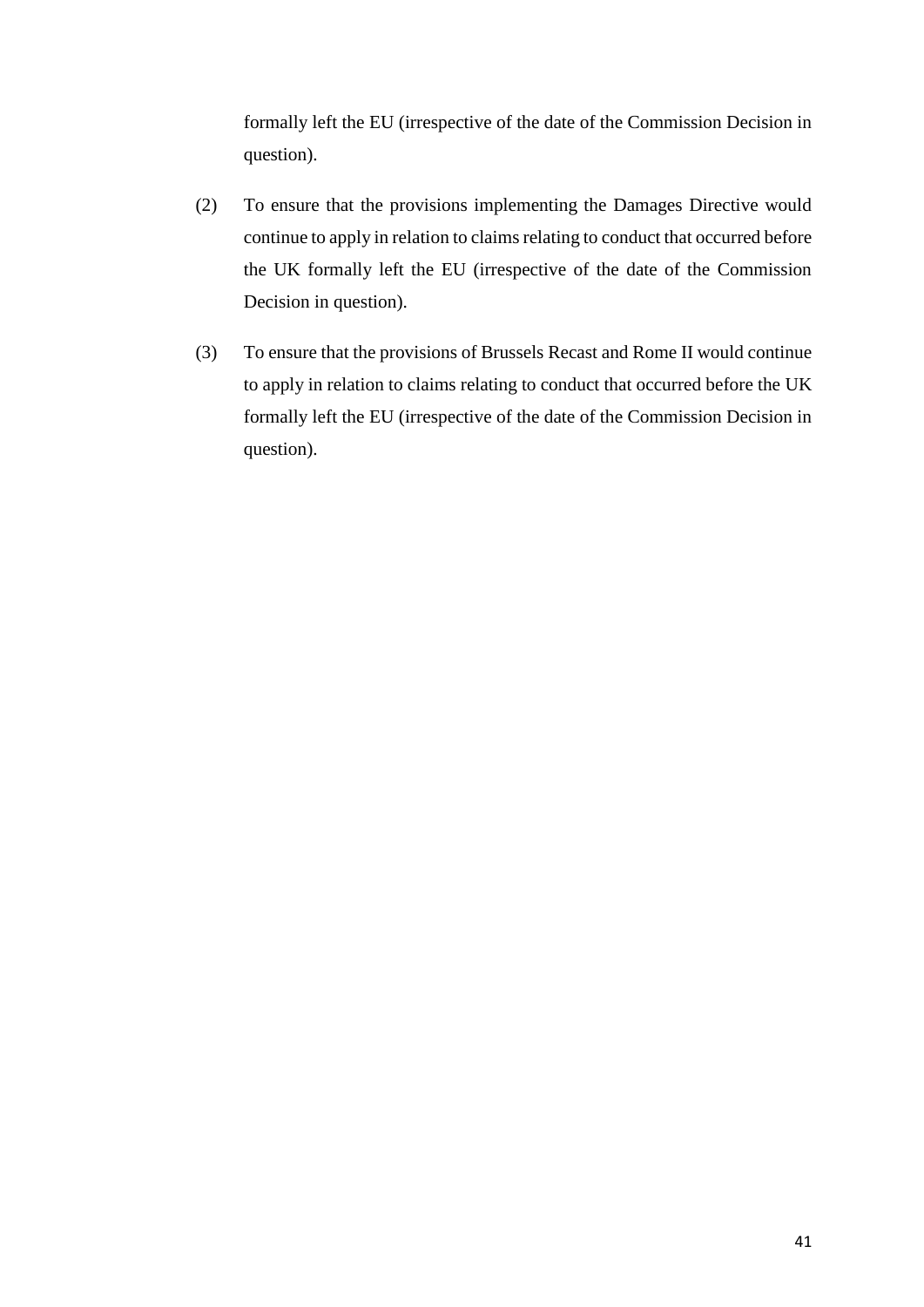formally left the EU (irrespective of the date of the Commission Decision in question).

(2) To ensure that the provisions implementing the Damages Directive would continue to apply in relation to claims relating to conduct that occurred before the UK formally left the EU (irrespective of the date of the Commission Decision in question).

(3) To ensure that the provisions of Brussels Recast and Rome II would continue to apply in relation to claims relating to conduct that occurred before the UK formally left the EU (irrespective of the date of the Commission Decision in question).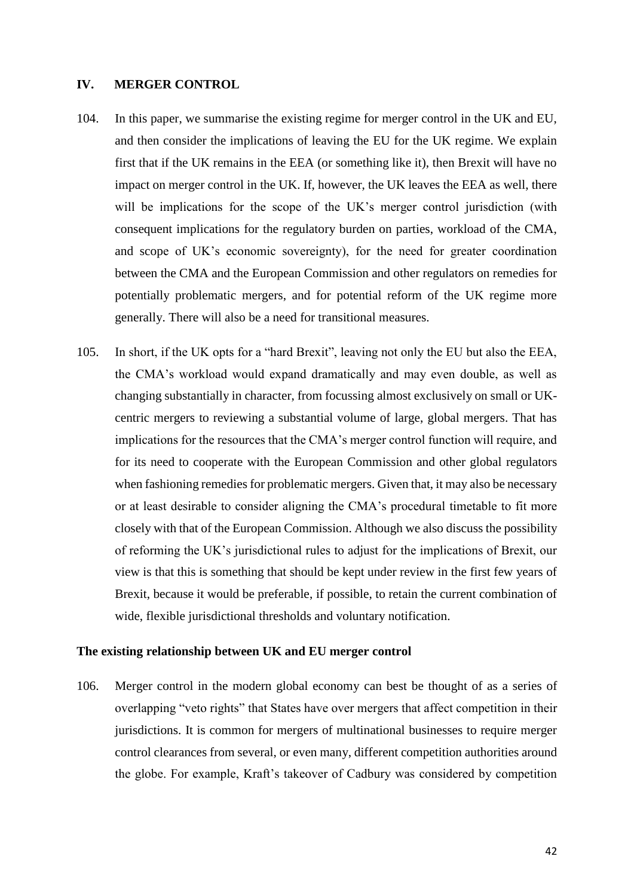## IV. MERGER CONTROL

104. In this paper, we summarise the existing regime for merger control in the UK and EU, and then consider the implications of leaving the EU for the UK regime. We explain first that if the UK remains in the EEA (or something like it), then Brexit will have no impact on merger control in the UK. If, however, the UK leaves the EEA as well, there will be implications for the scope of the UK's merger control jurisdiction (with consequent implications for the regulatory burden on parties, workload of the CMA, and scope of UK's economic sovereignty), for the need for greater coordination between the CMA and the European Commission and other regulators on remedies for potentially problematic mergers, and for potential reform of the UK regime more generally. There will also be a need for transitional measures.

105. In short, if the UK opts for a "hard Brexit", leaving not only the EU but also the EEA, the CMA's workload would expand dramatically and may even double, as well as changing substantially in character, from focussing almost exclusively on small or UK-centric mergers to reviewing a substantial volume of large, global mergers. That has implications for the resources that the CMA's merger control function will require, and for its need to cooperate with the European Commission and other global regulators when fashioning remedies for problematic mergers. Given that, it may also be necessary or at least desirable to consider aligning the CMA's procedural timetable to fit more closely with that of the European Commission. Although we also discuss the possibility of reforming the UK's jurisdictional rules to adjust for the implications of Brexit, our view is that this is something that should be kept under review in the first few years of Brexit, because it would be preferable, if possible, to retain the current combination of wide, flexible jurisdictional thresholds and voluntary notification.

### The existing relationship between UK and EU merger control

106. Merger control in the modern global economy can best be thought of as a series of overlapping "veto rights" that States have over mergers that affect competition in their jurisdictions. It is common for mergers of multinational businesses to require merger control clearances from several, or even many, different competition authorities around the globe. For example, Kraft's takeover of Cadbury was considered by competition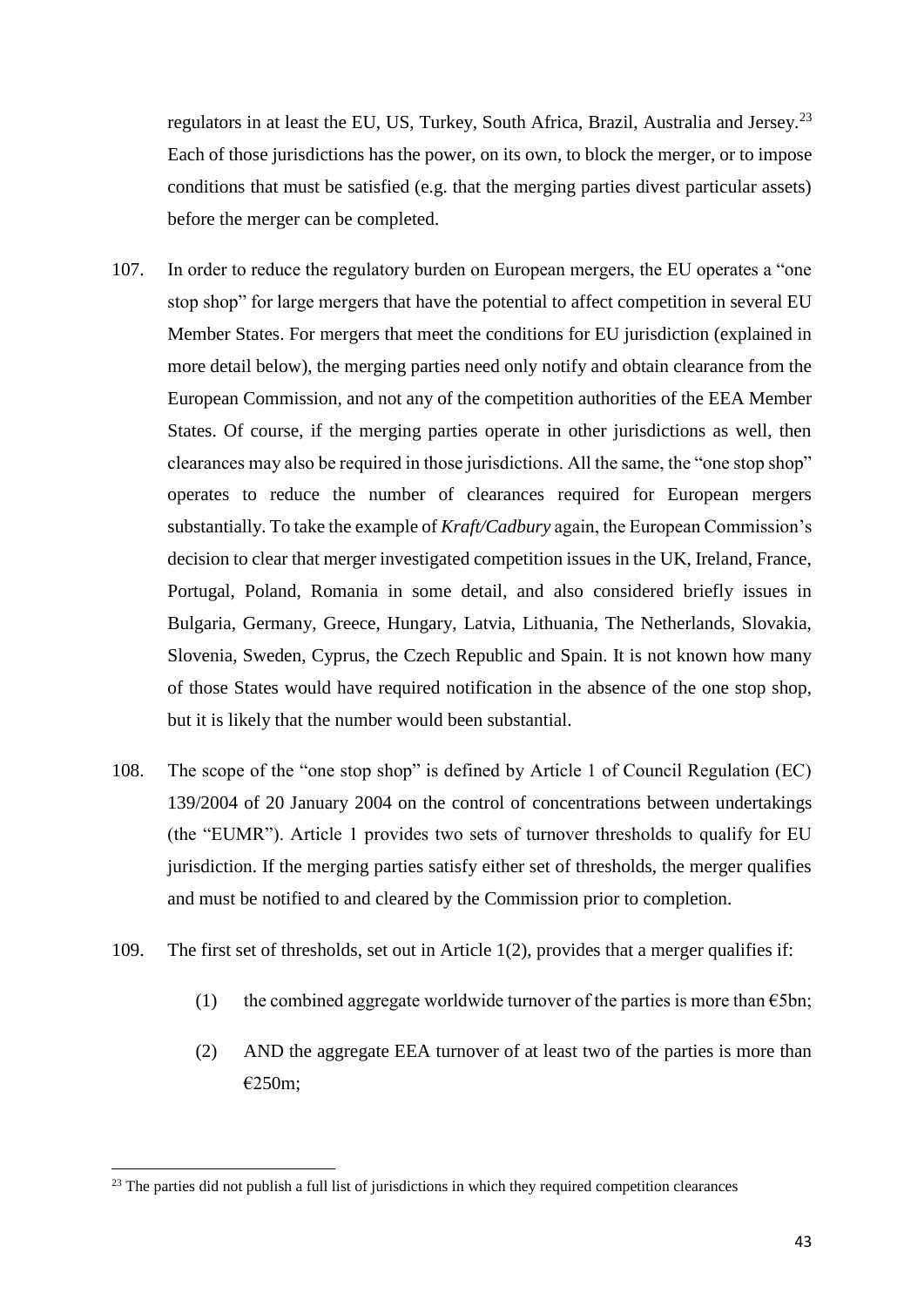regulators in at least the EU, US, Turkey, South Africa, Brazil, Australia and Jersey.[23] Each of those jurisdictions has the power, on its own, to block the merger, or to impose conditions that must be satisfied (e.g. that the merging parties divest particular assets) before the merger can be completed.

107. In order to reduce the regulatory burden on European mergers, the EU operates a "one stop shop" for large mergers that have the potential to affect competition in several EU Member States. For mergers that meet the conditions for EU jurisdiction (explained in more detail below), the merging parties need only notify and obtain clearance from the European Commission, and not any of the competition authorities of the EEA Member States. Of course, if the merging parties operate in other jurisdictions as well, then clearances may also be required in those jurisdictions. All the same, the "one stop shop" operates to reduce the number of clearances required for European mergers substantially. To take the example of *Kraft/Cadbury* again, the European Commission's decision to clear that merger investigated competition issues in the UK, Ireland, France, Portugal, Poland, Romania in some detail, and also considered briefly issues in Bulgaria, Germany, Greece, Hungary, Latvia, Lithuania, The Netherlands, Slovakia, Slovenia, Sweden, Cyprus, the Czech Republic and Spain. It is not known how many of those States would have required notification in the absence of the one stop shop, but it is likely that the number would been substantial.

108. The scope of the "one stop shop" is defined by Article 1 of Council Regulation (EC) 139/2004 of 20 January 2004 on the control of concentrations between undertakings (the "EUMR"). Article 1 provides two sets of turnover thresholds to qualify for EU jurisdiction. If the merging parties satisfy either set of thresholds, the merger qualifies and must be notified to and cleared by the Commission prior to completion.

109. The first set of thresholds, set out in Article 1(2), provides that a merger qualifies if:

   (1) the combined aggregate worldwide turnover of the parties is more than €5bn;

   (2) AND the aggregate EEA turnover of at least two of the parties is more than €250m;

[23] The parties did not publish a full list of jurisdictions in which they required competition clearances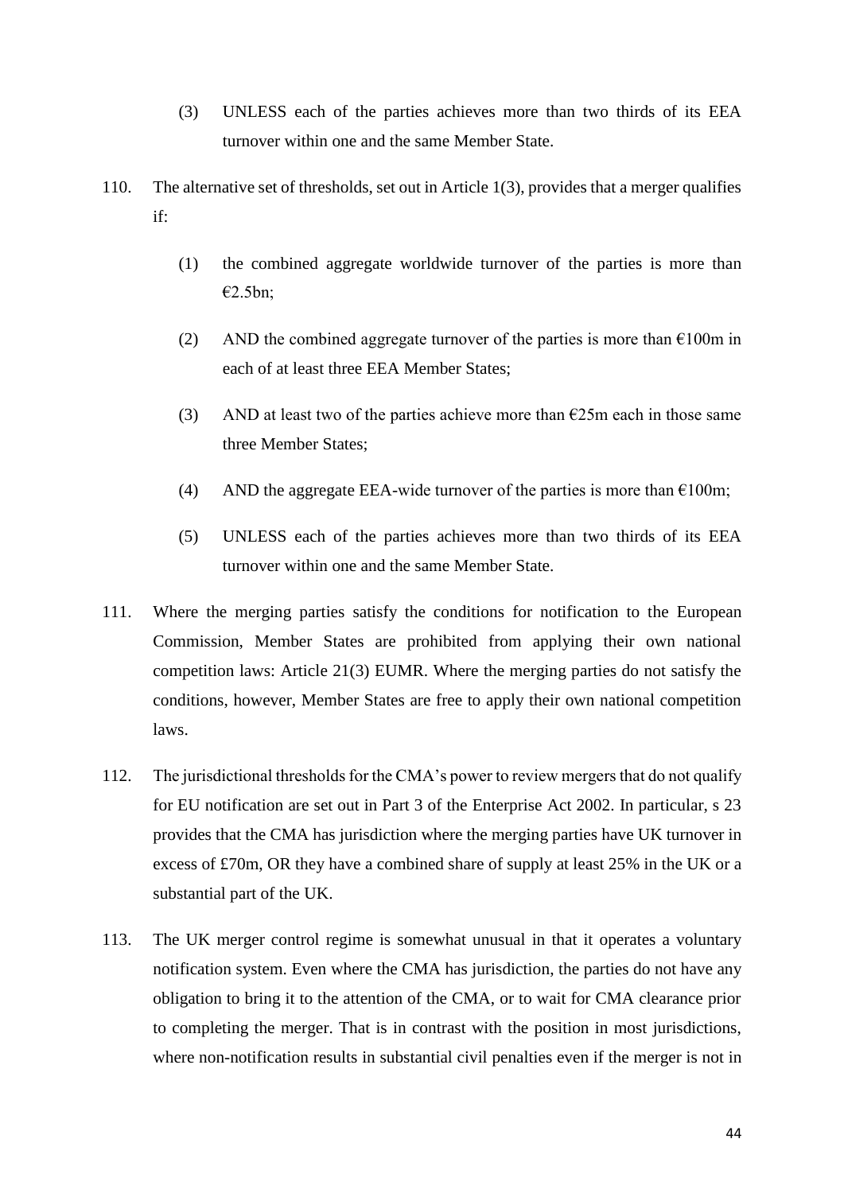(3) UNLESS each of the parties achieves more than two thirds of its EEA turnover within one and the same Member State.

110. The alternative set of thresholds, set out in Article 1(3), provides that a merger qualifies if:

(1) the combined aggregate worldwide turnover of the parties is more than €2.5bn;

(2) AND the combined aggregate turnover of the parties is more than €100m in each of at least three EEA Member States;

(3) AND at least two of the parties achieve more than €25m each in those same three Member States;

(4) AND the aggregate EEA-wide turnover of the parties is more than €100m;

(5) UNLESS each of the parties achieves more than two thirds of its EEA turnover within one and the same Member State.

111. Where the merging parties satisfy the conditions for notification to the European Commission, Member States are prohibited from applying their own national competition laws: Article 21(3) EUMR. Where the merging parties do not satisfy the conditions, however, Member States are free to apply their own national competition laws.

112. The jurisdictional thresholds for the CMA's power to review mergers that do not qualify for EU notification are set out in Part 3 of the Enterprise Act 2002. In particular, s 23 provides that the CMA has jurisdiction where the merging parties have UK turnover in excess of £70m, OR they have a combined share of supply at least 25% in the UK or a substantial part of the UK.

113. The UK merger control regime is somewhat unusual in that it operates a voluntary notification system. Even where the CMA has jurisdiction, the parties do not have any obligation to bring it to the attention of the CMA, or to wait for CMA clearance prior to completing the merger. That is in contrast with the position in most jurisdictions, where non-notification results in substantial civil penalties even if the merger is not in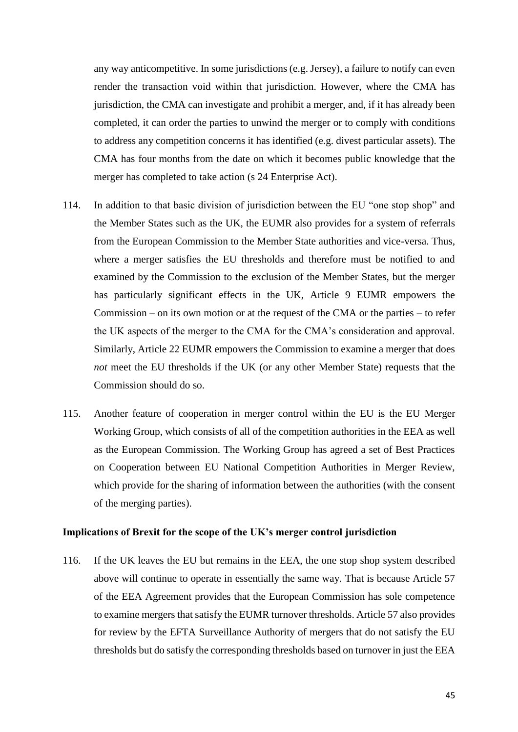any way anticompetitive. In some jurisdictions (e.g. Jersey), a failure to notify can even render the transaction void within that jurisdiction. However, where the CMA has jurisdiction, the CMA can investigate and prohibit a merger, and, if it has already been completed, it can order the parties to unwind the merger or to comply with conditions to address any competition concerns it has identified (e.g. divest particular assets). The CMA has four months from the date on which it becomes public knowledge that the merger has completed to take action (s 24 Enterprise Act).

114. In addition to that basic division of jurisdiction between the EU "one stop shop" and the Member States such as the UK, the EUMR also provides for a system of referrals from the European Commission to the Member State authorities and vice-versa. Thus, where a merger satisfies the EU thresholds and therefore must be notified to and examined by the Commission to the exclusion of the Member States, but the merger has particularly significant effects in the UK, Article 9 EUMR empowers the Commission – on its own motion or at the request of the CMA or the parties – to refer the UK aspects of the merger to the CMA for the CMA's consideration and approval. Similarly, Article 22 EUMR empowers the Commission to examine a merger that does *not* meet the EU thresholds if the UK (or any other Member State) requests that the Commission should do so.

115. Another feature of cooperation in merger control within the EU is the EU Merger Working Group, which consists of all of the competition authorities in the EEA as well as the European Commission. The Working Group has agreed a set of Best Practices on Cooperation between EU National Competition Authorities in Merger Review, which provide for the sharing of information between the authorities (with the consent of the merging parties).

**Implications of Brexit for the scope of the UK's merger control jurisdiction**

116. If the UK leaves the EU but remains in the EEA, the one stop shop system described above will continue to operate in essentially the same way. That is because Article 57 of the EEA Agreement provides that the European Commission has sole competence to examine mergers that satisfy the EUMR turnover thresholds. Article 57 also provides for review by the EFTA Surveillance Authority of mergers that do not satisfy the EU thresholds but do satisfy the corresponding thresholds based on turnover in just the EEA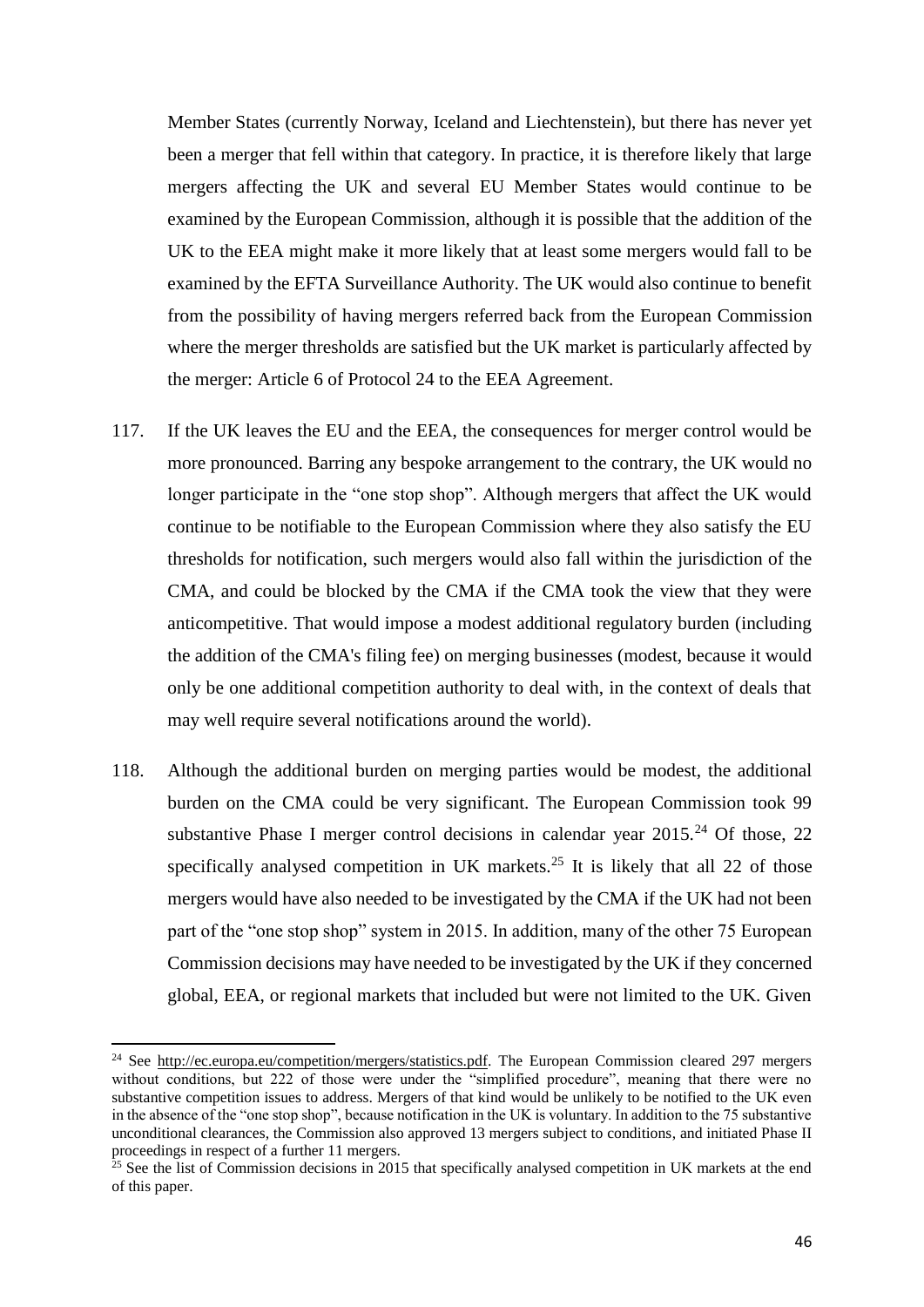Member States (currently Norway, Iceland and Liechtenstein), but there has never yet been a merger that fell within that category. In practice, it is therefore likely that large mergers affecting the UK and several EU Member States would continue to be examined by the European Commission, although it is possible that the addition of the UK to the EEA might make it more likely that at least some mergers would fall to be examined by the EFTA Surveillance Authority. The UK would also continue to benefit from the possibility of having mergers referred back from the European Commission where the merger thresholds are satisfied but the UK market is particularly affected by the merger: Article 6 of Protocol 24 to the EEA Agreement.

117. If the UK leaves the EU and the EEA, the consequences for merger control would be more pronounced. Barring any bespoke arrangement to the contrary, the UK would no longer participate in the "one stop shop". Although mergers that affect the UK would continue to be notifiable to the European Commission where they also satisfy the EU thresholds for notification, such mergers would also fall within the jurisdiction of the CMA, and could be blocked by the CMA if the CMA took the view that they were anticompetitive. That would impose a modest additional regulatory burden (including the addition of the CMA's filing fee) on merging businesses (modest, because it would only be one additional competition authority to deal with, in the context of deals that may well require several notifications around the world).

118. Although the additional burden on merging parties would be modest, the additional burden on the CMA could be very significant. The European Commission took 99 substantive Phase I merger control decisions in calendar year 2015.[24] Of those, 22 specifically analysed competition in UK markets.[25] It is likely that all 22 of those mergers would have also needed to be investigated by the CMA if the UK had not been part of the "one stop shop" system in 2015. In addition, many of the other 75 European Commission decisions may have needed to be investigated by the UK if they concerned global, EEA, or regional markets that included but were not limited to the UK. Given

---

[24] See http://ec.europa.eu/competition/mergers/statistics.pdf. The European Commission cleared 297 mergers without conditions, but 222 of those were under the "simplified procedure", meaning that there were no substantive competition issues to address. Mergers of that kind would be unlikely to be notified to the UK even in the absence of the "one stop shop", because notification in the UK is voluntary. In addition to the 75 substantive unconditional clearances, the Commission also approved 13 mergers subject to conditions, and initiated Phase II proceedings in respect of a further 11 mergers.

[25] See the list of Commission decisions in 2015 that specifically analysed competition in UK markets at the end of this paper.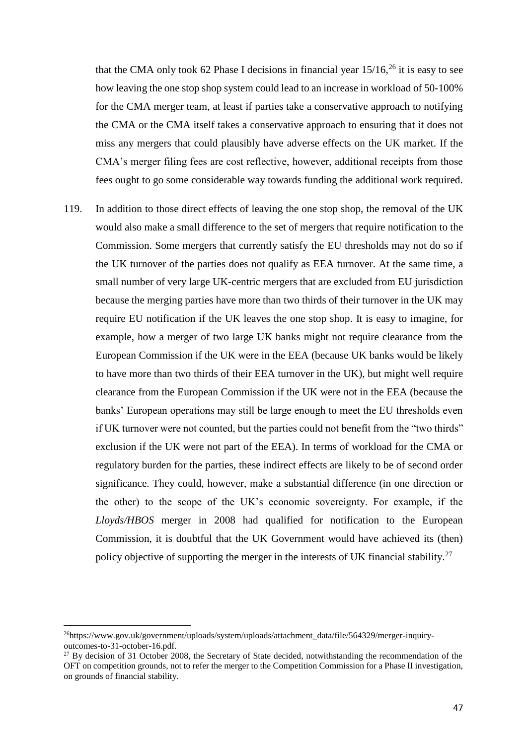that the CMA only took 62 Phase I decisions in financial year 15/16,[26] it is easy to see how leaving the one stop shop system could lead to an increase in workload of 50-100% for the CMA merger team, at least if parties take a conservative approach to notifying the CMA or the CMA itself takes a conservative approach to ensuring that it does not miss any mergers that could plausibly have adverse effects on the UK market. If the CMA's merger filing fees are cost reflective, however, additional receipts from those fees ought to go some considerable way towards funding the additional work required.

119. In addition to those direct effects of leaving the one stop shop, the removal of the UK would also make a small difference to the set of mergers that require notification to the Commission. Some mergers that currently satisfy the EU thresholds may not do so if the UK turnover of the parties does not qualify as EEA turnover. At the same time, a small number of very large UK-centric mergers that are excluded from EU jurisdiction because the merging parties have more than two thirds of their turnover in the UK may require EU notification if the UK leaves the one stop shop. It is easy to imagine, for example, how a merger of two large UK banks might not require clearance from the European Commission if the UK were in the EEA (because UK banks would be likely to have more than two thirds of their EEA turnover in the UK), but might well require clearance from the European Commission if the UK were not in the EEA (because the banks' European operations may still be large enough to meet the EU thresholds even if UK turnover were not counted, but the parties could not benefit from the "two thirds" exclusion if the UK were not part of the EEA). In terms of workload for the CMA or regulatory burden for the parties, these indirect effects are likely to be of second order significance. They could, however, make a substantial difference (in one direction or the other) to the scope of the UK's economic sovereignty. For example, if the *Lloyds/HBOS* merger in 2008 had qualified for notification to the European Commission, it is doubtful that the UK Government would have achieved its (then) policy objective of supporting the merger in the interests of UK financial stability.[27]

---

[26] https://www.gov.uk/government/uploads/system/uploads/attachment_data/file/564329/merger-inquiry-outcomes-to-31-october-16.pdf.

[27] By decision of 31 October 2008, the Secretary of State decided, notwithstanding the recommendation of the OFT on competition grounds, not to refer the merger to the Competition Commission for a Phase II investigation, on grounds of financial stability.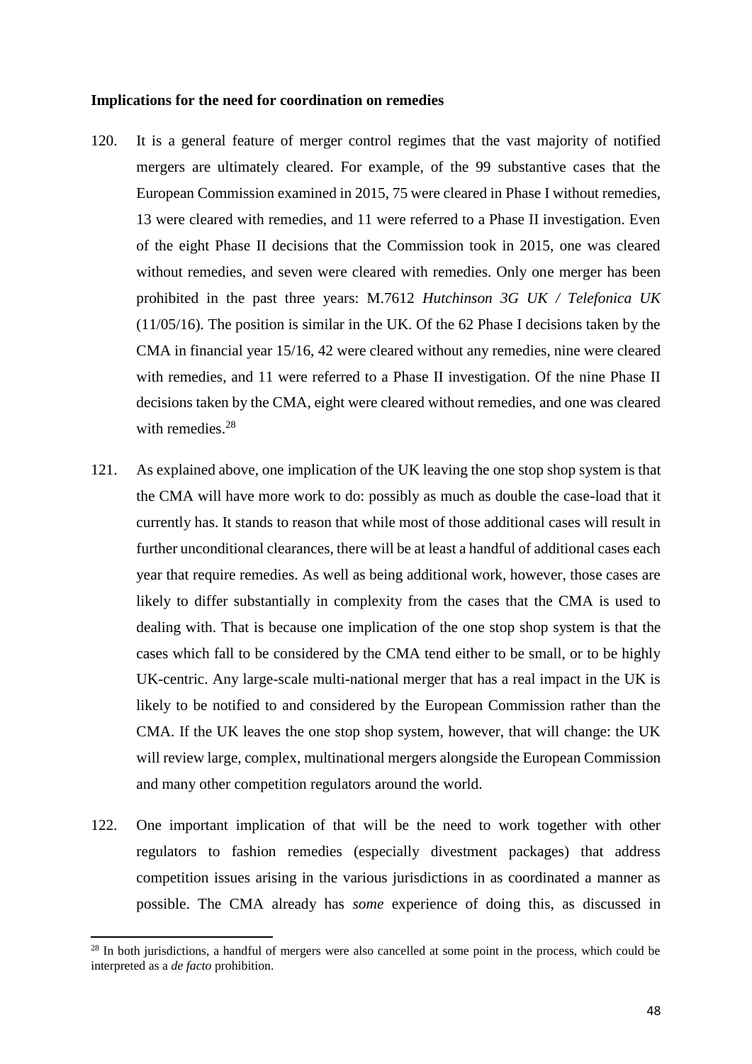**Implications for the need for coordination on remedies**

120. It is a general feature of merger control regimes that the vast majority of notified mergers are ultimately cleared. For example, of the 99 substantive cases that the European Commission examined in 2015, 75 were cleared in Phase I without remedies, 13 were cleared with remedies, and 11 were referred to a Phase II investigation. Even of the eight Phase II decisions that the Commission took in 2015, one was cleared without remedies, and seven were cleared with remedies. Only one merger has been prohibited in the past three years: M.7612 *Hutchinson 3G UK / Telefonica UK* (11/05/16). The position is similar in the UK. Of the 62 Phase I decisions taken by the CMA in financial year 15/16, 42 were cleared without any remedies, nine were cleared with remedies, and 11 were referred to a Phase II investigation. Of the nine Phase II decisions taken by the CMA, eight were cleared without remedies, and one was cleared with remedies.[28]

121. As explained above, one implication of the UK leaving the one stop shop system is that the CMA will have more work to do: possibly as much as double the case-load that it currently has. It stands to reason that while most of those additional cases will result in further unconditional clearances, there will be at least a handful of additional cases each year that require remedies. As well as being additional work, however, those cases are likely to differ substantially in complexity from the cases that the CMA is used to dealing with. That is because one implication of the one stop shop system is that the cases which fall to be considered by the CMA tend either to be small, or to be highly UK-centric. Any large-scale multi-national merger that has a real impact in the UK is likely to be notified to and considered by the European Commission rather than the CMA. If the UK leaves the one stop shop system, however, that will change: the UK will review large, complex, multinational mergers alongside the European Commission and many other competition regulators around the world.

122. One important implication of that will be the need to work together with other regulators to fashion remedies (especially divestment packages) that address competition issues arising in the various jurisdictions in as coordinated a manner as possible. The CMA already has *some* experience of doing this, as discussed in

[28] In both jurisdictions, a handful of mergers were also cancelled at some point in the process, which could be interpreted as a *de facto* prohibition.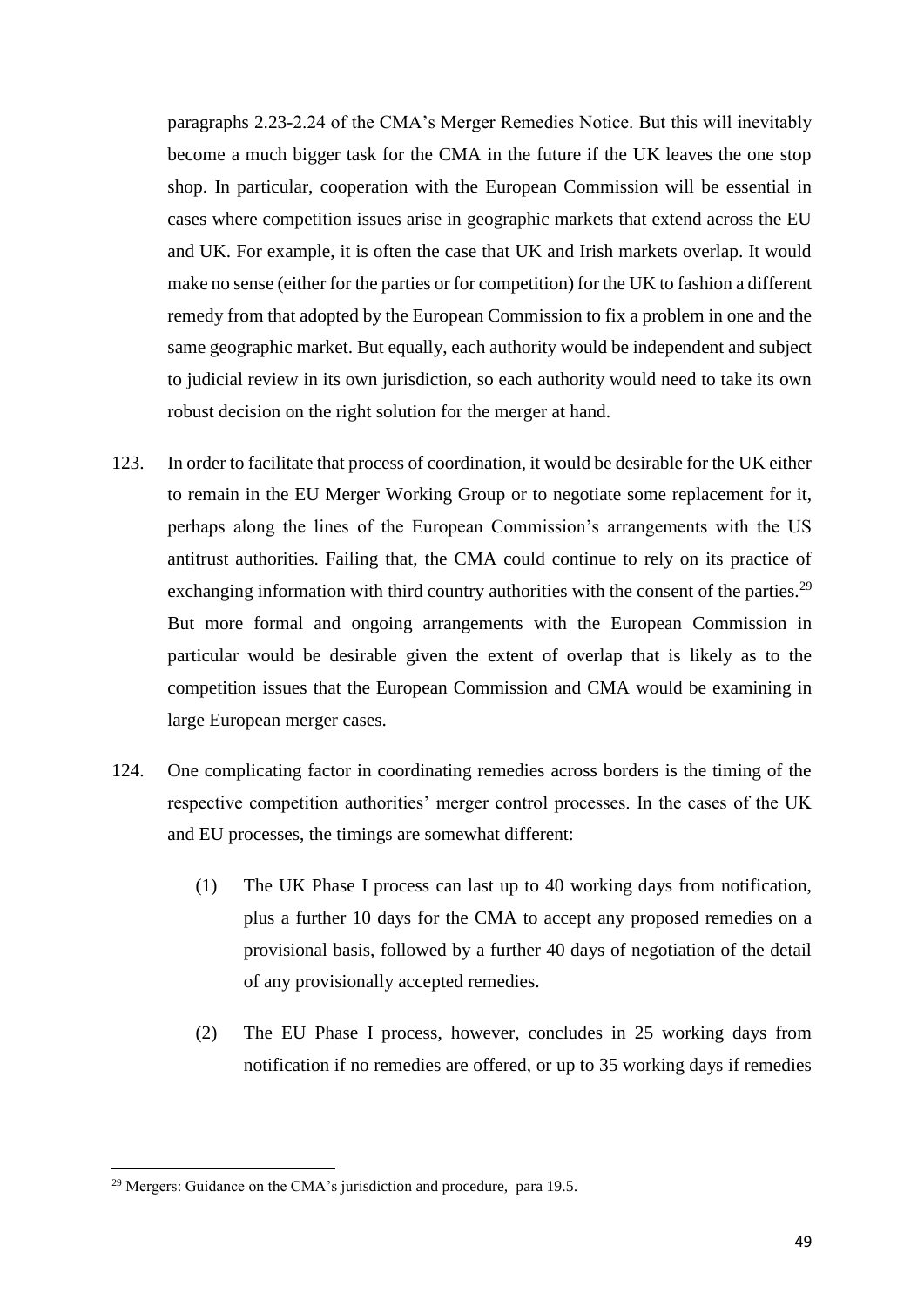paragraphs 2.23-2.24 of the CMA's Merger Remedies Notice. But this will inevitably become a much bigger task for the CMA in the future if the UK leaves the one stop shop. In particular, cooperation with the European Commission will be essential in cases where competition issues arise in geographic markets that extend across the EU and UK. For example, it is often the case that UK and Irish markets overlap. It would make no sense (either for the parties or for competition) for the UK to fashion a different remedy from that adopted by the European Commission to fix a problem in one and the same geographic market. But equally, each authority would be independent and subject to judicial review in its own jurisdiction, so each authority would need to take its own robust decision on the right solution for the merger at hand.

123. In order to facilitate that process of coordination, it would be desirable for the UK either to remain in the EU Merger Working Group or to negotiate some replacement for it, perhaps along the lines of the European Commission's arrangements with the US antitrust authorities. Failing that, the CMA could continue to rely on its practice of exchanging information with third country authorities with the consent of the parties.[29] But more formal and ongoing arrangements with the European Commission in particular would be desirable given the extent of overlap that is likely as to the competition issues that the European Commission and CMA would be examining in large European merger cases.

124. One complicating factor in coordinating remedies across borders is the timing of the respective competition authorities' merger control processes. In the cases of the UK and EU processes, the timings are somewhat different:

(1) The UK Phase I process can last up to 40 working days from notification, plus a further 10 days for the CMA to accept any proposed remedies on a provisional basis, followed by a further 40 days of negotiation of the detail of any provisionally accepted remedies.

(2) The EU Phase I process, however, concludes in 25 working days from notification if no remedies are offered, or up to 35 working days if remedies

[29] Mergers: Guidance on the CMA's jurisdiction and procedure, para 19.5.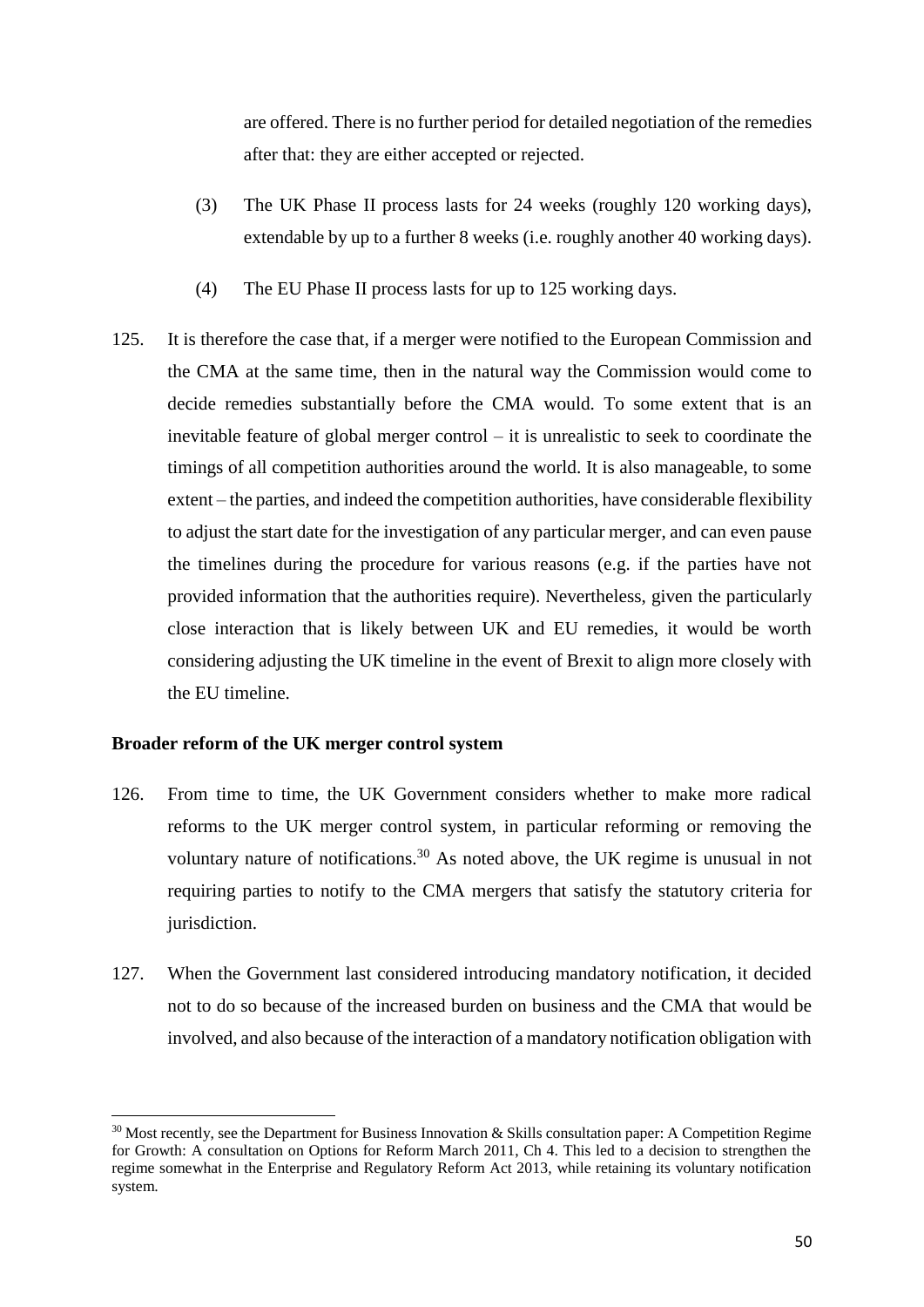are offered. There is no further period for detailed negotiation of the remedies after that: they are either accepted or rejected.

(3) The UK Phase II process lasts for 24 weeks (roughly 120 working days), extendable by up to a further 8 weeks (i.e. roughly another 40 working days).

(4) The EU Phase II process lasts for up to 125 working days.

125. It is therefore the case that, if a merger were notified to the European Commission and the CMA at the same time, then in the natural way the Commission would come to decide remedies substantially before the CMA would. To some extent that is an inevitable feature of global merger control – it is unrealistic to seek to coordinate the timings of all competition authorities around the world. It is also manageable, to some extent – the parties, and indeed the competition authorities, have considerable flexibility to adjust the start date for the investigation of any particular merger, and can even pause the timelines during the procedure for various reasons (e.g. if the parties have not provided information that the authorities require). Nevertheless, given the particularly close interaction that is likely between UK and EU remedies, it would be worth considering adjusting the UK timeline in the event of Brexit to align more closely with the EU timeline.

**Broader reform of the UK merger control system**

126. From time to time, the UK Government considers whether to make more radical reforms to the UK merger control system, in particular reforming or removing the voluntary nature of notifications.[30] As noted above, the UK regime is unusual in not requiring parties to notify to the CMA mergers that satisfy the statutory criteria for jurisdiction.

127. When the Government last considered introducing mandatory notification, it decided not to do so because of the increased burden on business and the CMA that would be involved, and also because of the interaction of a mandatory notification obligation with

---

[30] Most recently, see the Department for Business Innovation & Skills consultation paper: A Competition Regime for Growth: A consultation on Options for Reform March 2011, Ch 4. This led to a decision to strengthen the regime somewhat in the Enterprise and Regulatory Reform Act 2013, while retaining its voluntary notification system.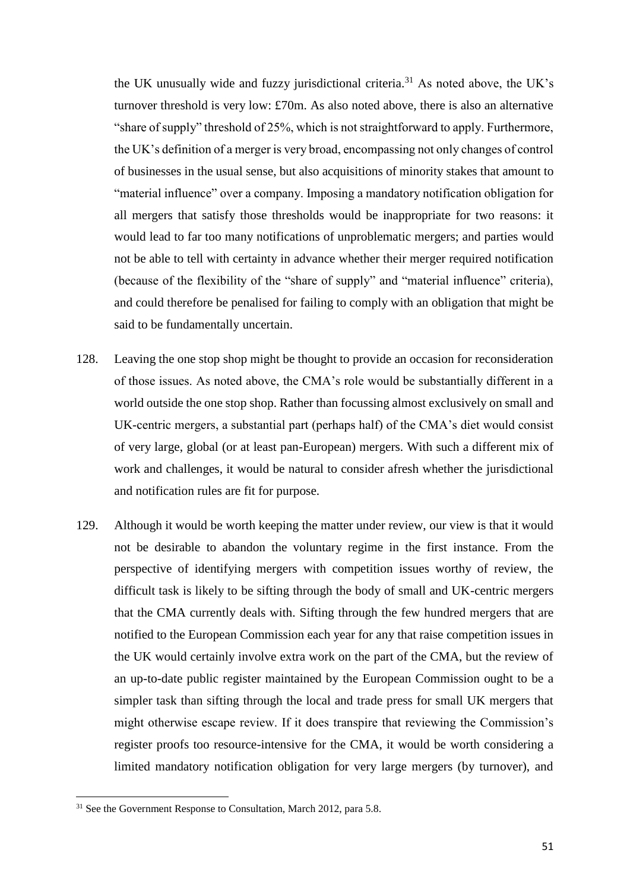the UK unusually wide and fuzzy jurisdictional criteria.[31] As noted above, the UK's turnover threshold is very low: £70m. As also noted above, there is also an alternative "share of supply" threshold of 25%, which is not straightforward to apply. Furthermore, the UK's definition of a merger is very broad, encompassing not only changes of control of businesses in the usual sense, but also acquisitions of minority stakes that amount to "material influence" over a company. Imposing a mandatory notification obligation for all mergers that satisfy those thresholds would be inappropriate for two reasons: it would lead to far too many notifications of unproblematic mergers; and parties would not be able to tell with certainty in advance whether their merger required notification (because of the flexibility of the "share of supply" and "material influence" criteria), and could therefore be penalised for failing to comply with an obligation that might be said to be fundamentally uncertain.

128. Leaving the one stop shop might be thought to provide an occasion for reconsideration of those issues. As noted above, the CMA's role would be substantially different in a world outside the one stop shop. Rather than focussing almost exclusively on small and UK-centric mergers, a substantial part (perhaps half) of the CMA's diet would consist of very large, global (or at least pan-European) mergers. With such a different mix of work and challenges, it would be natural to consider afresh whether the jurisdictional and notification rules are fit for purpose.

129. Although it would be worth keeping the matter under review, our view is that it would not be desirable to abandon the voluntary regime in the first instance. From the perspective of identifying mergers with competition issues worthy of review, the difficult task is likely to be sifting through the body of small and UK-centric mergers that the CMA currently deals with. Sifting through the few hundred mergers that are notified to the European Commission each year for any that raise competition issues in the UK would certainly involve extra work on the part of the CMA, but the review of an up-to-date public register maintained by the European Commission ought to be a simpler task than sifting through the local and trade press for small UK mergers that might otherwise escape review. If it does transpire that reviewing the Commission's register proofs too resource-intensive for the CMA, it would be worth considering a limited mandatory notification obligation for very large mergers (by turnover), and

[31] See the Government Response to Consultation, March 2012, para 5.8.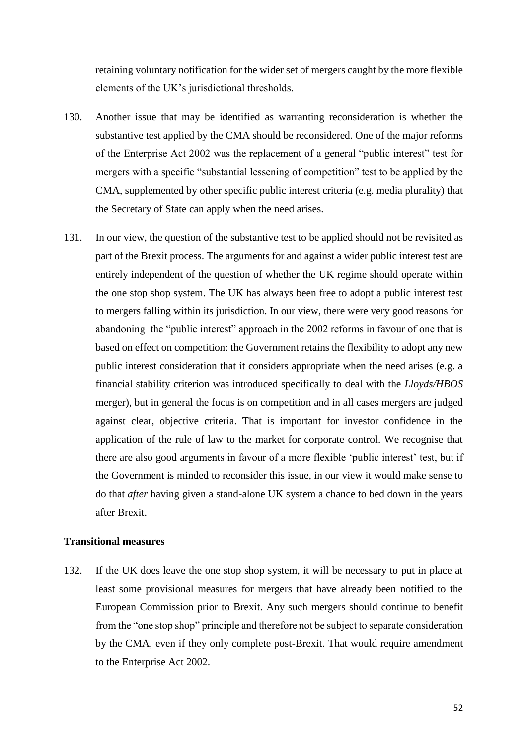retaining voluntary notification for the wider set of mergers caught by the more flexible elements of the UK's jurisdictional thresholds.

130. Another issue that may be identified as warranting reconsideration is whether the substantive test applied by the CMA should be reconsidered. One of the major reforms of the Enterprise Act 2002 was the replacement of a general "public interest" test for mergers with a specific "substantial lessening of competition" test to be applied by the CMA, supplemented by other specific public interest criteria (e.g. media plurality) that the Secretary of State can apply when the need arises.

131. In our view, the question of the substantive test to be applied should not be revisited as part of the Brexit process. The arguments for and against a wider public interest test are entirely independent of the question of whether the UK regime should operate within the one stop shop system. The UK has always been free to adopt a public interest test to mergers falling within its jurisdiction. In our view, there were very good reasons for abandoning the "public interest" approach in the 2002 reforms in favour of one that is based on effect on competition: the Government retains the flexibility to adopt any new public interest consideration that it considers appropriate when the need arises (e.g. a financial stability criterion was introduced specifically to deal with the *Lloyds/HBOS* merger), but in general the focus is on competition and in all cases mergers are judged against clear, objective criteria. That is important for investor confidence in the application of the rule of law to the market for corporate control. We recognise that there are also good arguments in favour of a more flexible 'public interest' test, but if the Government is minded to reconsider this issue, in our view it would make sense to do that *after* having given a stand-alone UK system a chance to bed down in the years after Brexit.

**Transitional measures**

132. If the UK does leave the one stop shop system, it will be necessary to put in place at least some provisional measures for mergers that have already been notified to the European Commission prior to Brexit. Any such mergers should continue to benefit from the "one stop shop" principle and therefore not be subject to separate consideration by the CMA, even if they only complete post-Brexit. That would require amendment to the Enterprise Act 2002.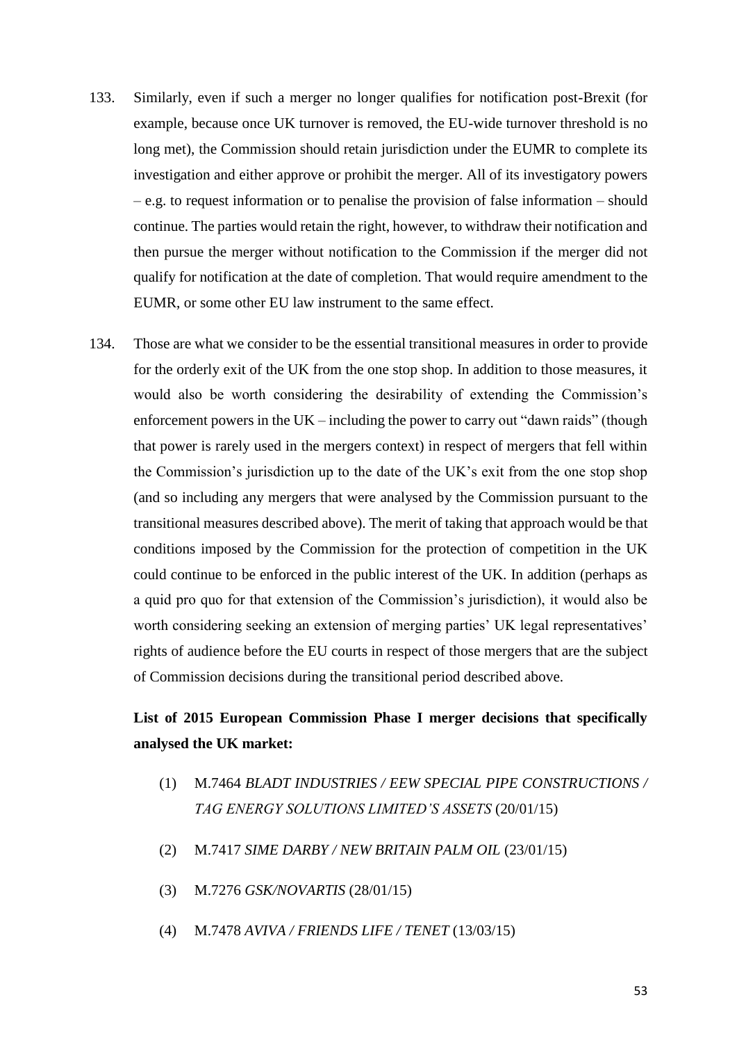133. Similarly, even if such a merger no longer qualifies for notification post-Brexit (for example, because once UK turnover is removed, the EU-wide turnover threshold is no long met), the Commission should retain jurisdiction under the EUMR to complete its investigation and either approve or prohibit the merger. All of its investigatory powers – e.g. to request information or to penalise the provision of false information – should continue. The parties would retain the right, however, to withdraw their notification and then pursue the merger without notification to the Commission if the merger did not qualify for notification at the date of completion. That would require amendment to the EUMR, or some other EU law instrument to the same effect.

134. Those are what we consider to be the essential transitional measures in order to provide for the orderly exit of the UK from the one stop shop. In addition to those measures, it would also be worth considering the desirability of extending the Commission's enforcement powers in the UK – including the power to carry out "dawn raids" (though that power is rarely used in the mergers context) in respect of mergers that fell within the Commission's jurisdiction up to the date of the UK's exit from the one stop shop (and so including any mergers that were analysed by the Commission pursuant to the transitional measures described above). The merit of taking that approach would be that conditions imposed by the Commission for the protection of competition in the UK could continue to be enforced in the public interest of the UK. In addition (perhaps as a quid pro quo for that extension of the Commission's jurisdiction), it would also be worth considering seeking an extension of merging parties' UK legal representatives' rights of audience before the EU courts in respect of those mergers that are the subject of Commission decisions during the transitional period described above.

**List of 2015 European Commission Phase I merger decisions that specifically analysed the UK market:**

(1) M.7464 *BLADT INDUSTRIES / EEW SPECIAL PIPE CONSTRUCTIONS / TAG ENERGY SOLUTIONS LIMITED'S ASSETS* (20/01/15)

(2) M.7417 *SIME DARBY / NEW BRITAIN PALM OIL* (23/01/15)

(3) M.7276 *GSK/NOVARTIS* (28/01/15)

(4) M.7478 *AVIVA / FRIENDS LIFE / TENET* (13/03/15)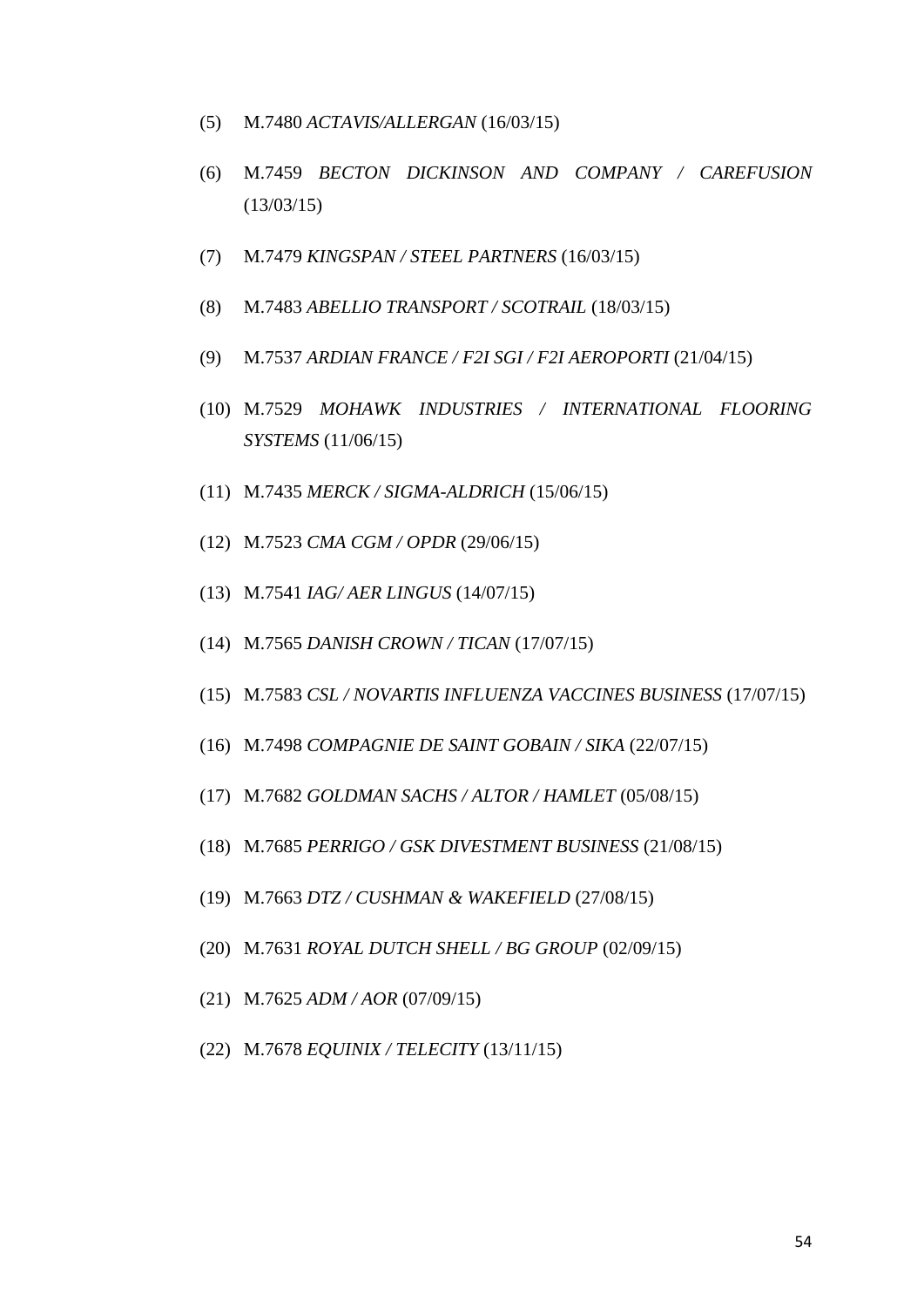(5) M.7480 *ACTAVIS/ALLERGAN* (16/03/15)

(6) M.7459 *BECTON DICKINSON AND COMPANY / CAREFUSION* (13/03/15)

(7) M.7479 *KINGSPAN / STEEL PARTNERS* (16/03/15)

(8) M.7483 *ABELLIO TRANSPORT / SCOTRAIL* (18/03/15)

(9) M.7537 *ARDIAN FRANCE / F2I SGI / F2I AEROPORTI* (21/04/15)

(10) M.7529 *MOHAWK INDUSTRIES / INTERNATIONAL FLOORING SYSTEMS* (11/06/15)

(11) M.7435 *MERCK / SIGMA-ALDRICH* (15/06/15)

(12) M.7523 *CMA CGM / OPDR* (29/06/15)

(13) M.7541 *IAG/ AER LINGUS* (14/07/15)

(14) M.7565 *DANISH CROWN / TICAN* (17/07/15)

(15) M.7583 *CSL / NOVARTIS INFLUENZA VACCINES BUSINESS* (17/07/15)

(16) M.7498 *COMPAGNIE DE SAINT GOBAIN / SIKA* (22/07/15)

(17) M.7682 *GOLDMAN SACHS / ALTOR / HAMLET* (05/08/15)

(18) M.7685 *PERRIGO / GSK DIVESTMENT BUSINESS* (21/08/15)

(19) M.7663 *DTZ / CUSHMAN & WAKEFIELD* (27/08/15)

(20) M.7631 *ROYAL DUTCH SHELL / BG GROUP* (02/09/15)

(21) M.7625 *ADM / AOR* (07/09/15)

(22) M.7678 *EQUINIX / TELECITY* (13/11/15)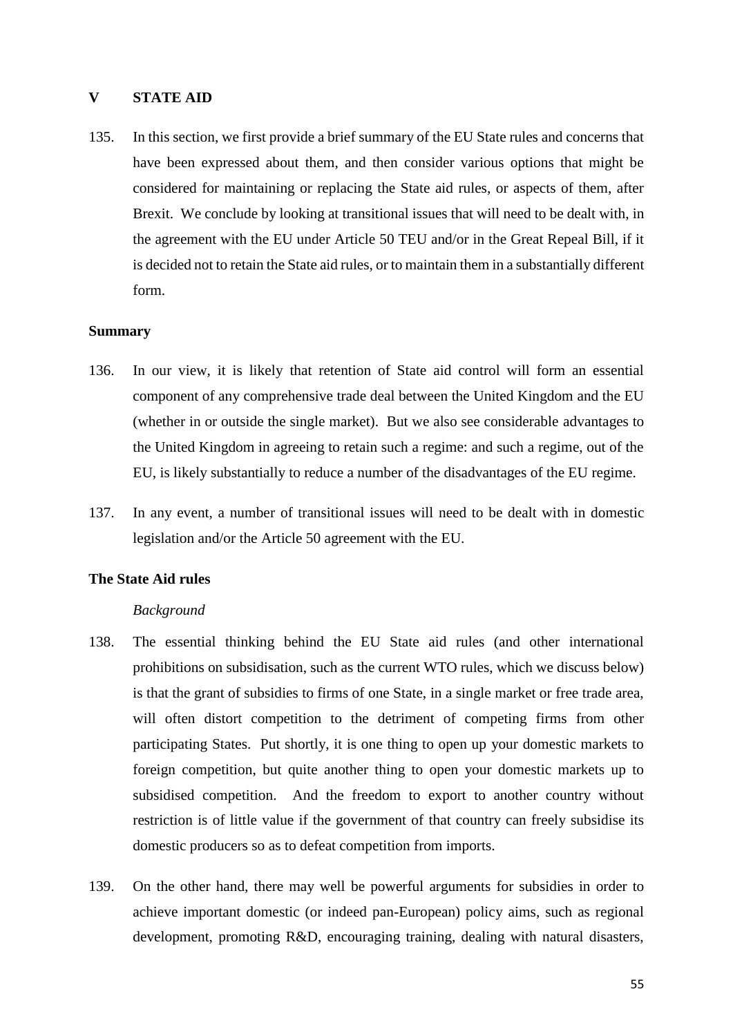## V STATE AID

135. In this section, we first provide a brief summary of the EU State rules and concerns that have been expressed about them, and then consider various options that might be considered for maintaining or replacing the State aid rules, or aspects of them, after Brexit. We conclude by looking at transitional issues that will need to be dealt with, in the agreement with the EU under Article 50 TEU and/or in the Great Repeal Bill, if it is decided not to retain the State aid rules, or to maintain them in a substantially different form.

### Summary

136. In our view, it is likely that retention of State aid control will form an essential component of any comprehensive trade deal between the United Kingdom and the EU (whether in or outside the single market). But we also see considerable advantages to the United Kingdom in agreeing to retain such a regime: and such a regime, out of the EU, is likely substantially to reduce a number of the disadvantages of the EU regime.

137. In any event, a number of transitional issues will need to be dealt with in domestic legislation and/or the Article 50 agreement with the EU.

### The State Aid rules

*Background*

138. The essential thinking behind the EU State aid rules (and other international prohibitions on subsidisation, such as the current WTO rules, which we discuss below) is that the grant of subsidies to firms of one State, in a single market or free trade area, will often distort competition to the detriment of competing firms from other participating States. Put shortly, it is one thing to open up your domestic markets to foreign competition, but quite another thing to open your domestic markets up to subsidised competition. And the freedom to export to another country without restriction is of little value if the government of that country can freely subsidise its domestic producers so as to defeat competition from imports.

139. On the other hand, there may well be powerful arguments for subsidies in order to achieve important domestic (or indeed pan-European) policy aims, such as regional development, promoting R&D, encouraging training, dealing with natural disasters,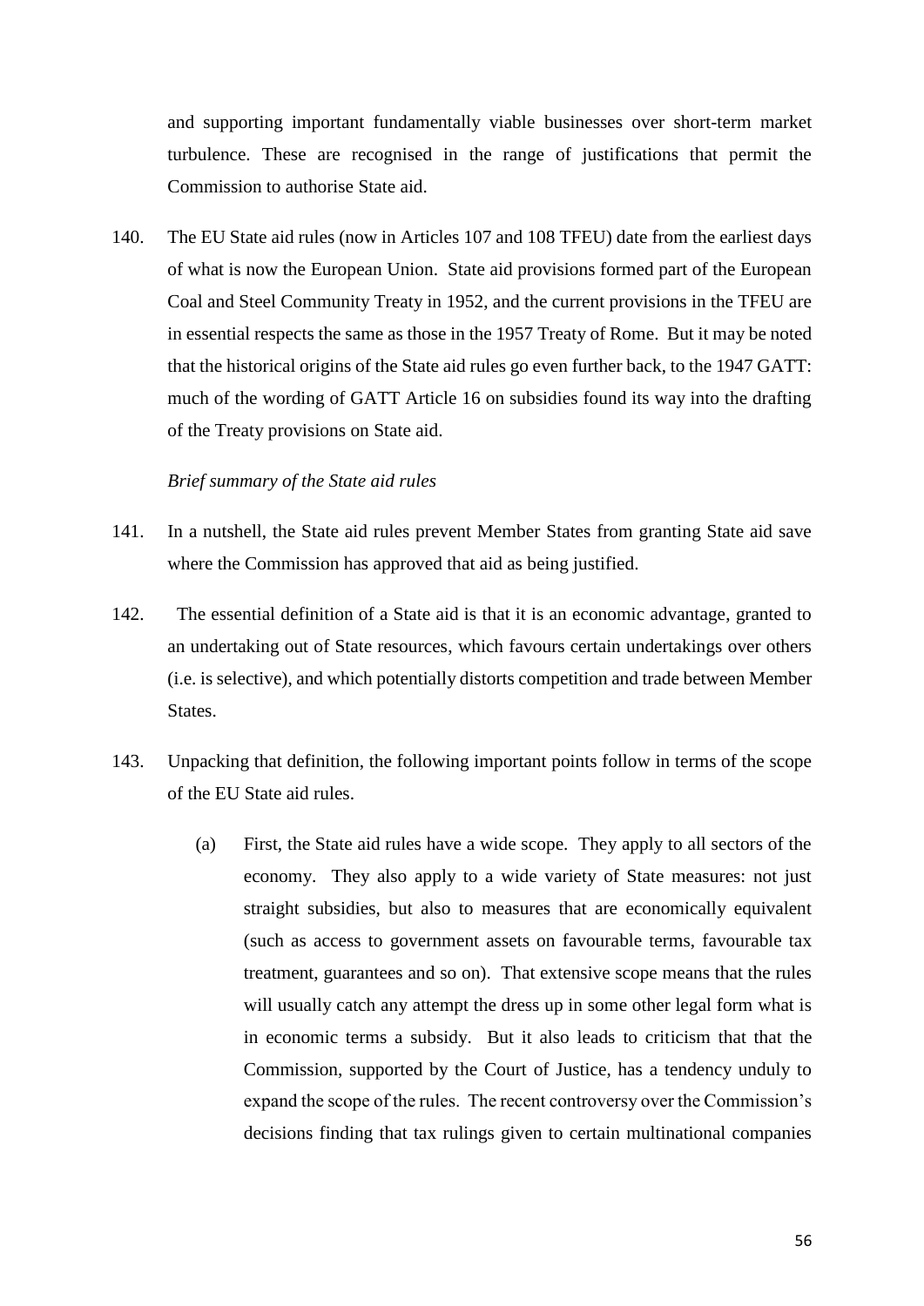and supporting important fundamentally viable businesses over short-term market turbulence. These are recognised in the range of justifications that permit the Commission to authorise State aid.

140. The EU State aid rules (now in Articles 107 and 108 TFEU) date from the earliest days of what is now the European Union. State aid provisions formed part of the European Coal and Steel Community Treaty in 1952, and the current provisions in the TFEU are in essential respects the same as those in the 1957 Treaty of Rome. But it may be noted that the historical origins of the State aid rules go even further back, to the 1947 GATT: much of the wording of GATT Article 16 on subsidies found its way into the drafting of the Treaty provisions on State aid.

*Brief summary of the State aid rules*

141. In a nutshell, the State aid rules prevent Member States from granting State aid save where the Commission has approved that aid as being justified.

142. The essential definition of a State aid is that it is an economic advantage, granted to an undertaking out of State resources, which favours certain undertakings over others (i.e. is selective), and which potentially distorts competition and trade between Member States.

143. Unpacking that definition, the following important points follow in terms of the scope of the EU State aid rules.

   (a) First, the State aid rules have a wide scope. They apply to all sectors of the economy. They also apply to a wide variety of State measures: not just straight subsidies, but also to measures that are economically equivalent (such as access to government assets on favourable terms, favourable tax treatment, guarantees and so on). That extensive scope means that the rules will usually catch any attempt the dress up in some other legal form what is in economic terms a subsidy. But it also leads to criticism that that the Commission, supported by the Court of Justice, has a tendency unduly to expand the scope of the rules. The recent controversy over the Commission's decisions finding that tax rulings given to certain multinational companies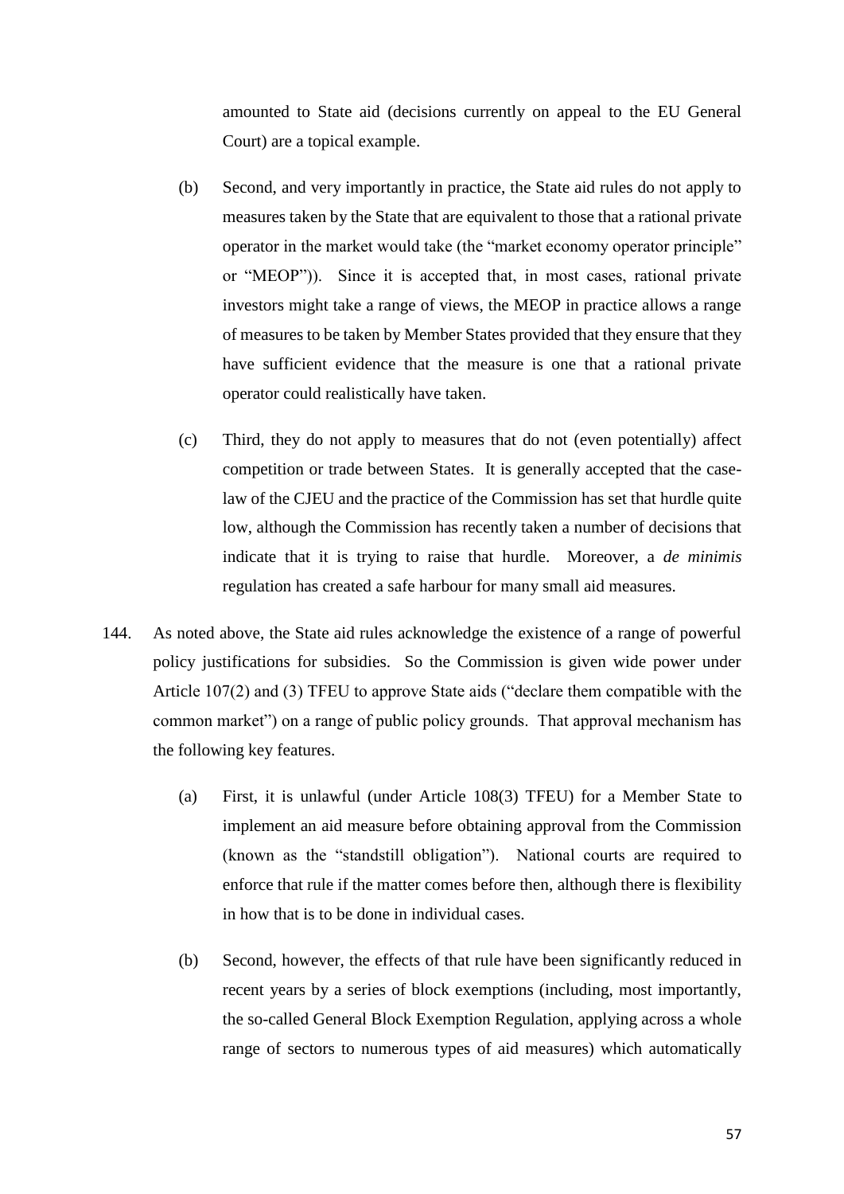amounted to State aid (decisions currently on appeal to the EU General Court) are a topical example.

(b) Second, and very importantly in practice, the State aid rules do not apply to measures taken by the State that are equivalent to those that a rational private operator in the market would take (the "market economy operator principle" or "MEOP")). Since it is accepted that, in most cases, rational private investors might take a range of views, the MEOP in practice allows a range of measures to be taken by Member States provided that they ensure that they have sufficient evidence that the measure is one that a rational private operator could realistically have taken.

(c) Third, they do not apply to measures that do not (even potentially) affect competition or trade between States. It is generally accepted that the case-law of the CJEU and the practice of the Commission has set that hurdle quite low, although the Commission has recently taken a number of decisions that indicate that it is trying to raise that hurdle. Moreover, a *de minimis* regulation has created a safe harbour for many small aid measures.

144. As noted above, the State aid rules acknowledge the existence of a range of powerful policy justifications for subsidies. So the Commission is given wide power under Article 107(2) and (3) TFEU to approve State aids ("declare them compatible with the common market") on a range of public policy grounds. That approval mechanism has the following key features.

(a) First, it is unlawful (under Article 108(3) TFEU) for a Member State to implement an aid measure before obtaining approval from the Commission (known as the "standstill obligation"). National courts are required to enforce that rule if the matter comes before then, although there is flexibility in how that is to be done in individual cases.

(b) Second, however, the effects of that rule have been significantly reduced in recent years by a series of block exemptions (including, most importantly, the so-called General Block Exemption Regulation, applying across a whole range of sectors to numerous types of aid measures) which automatically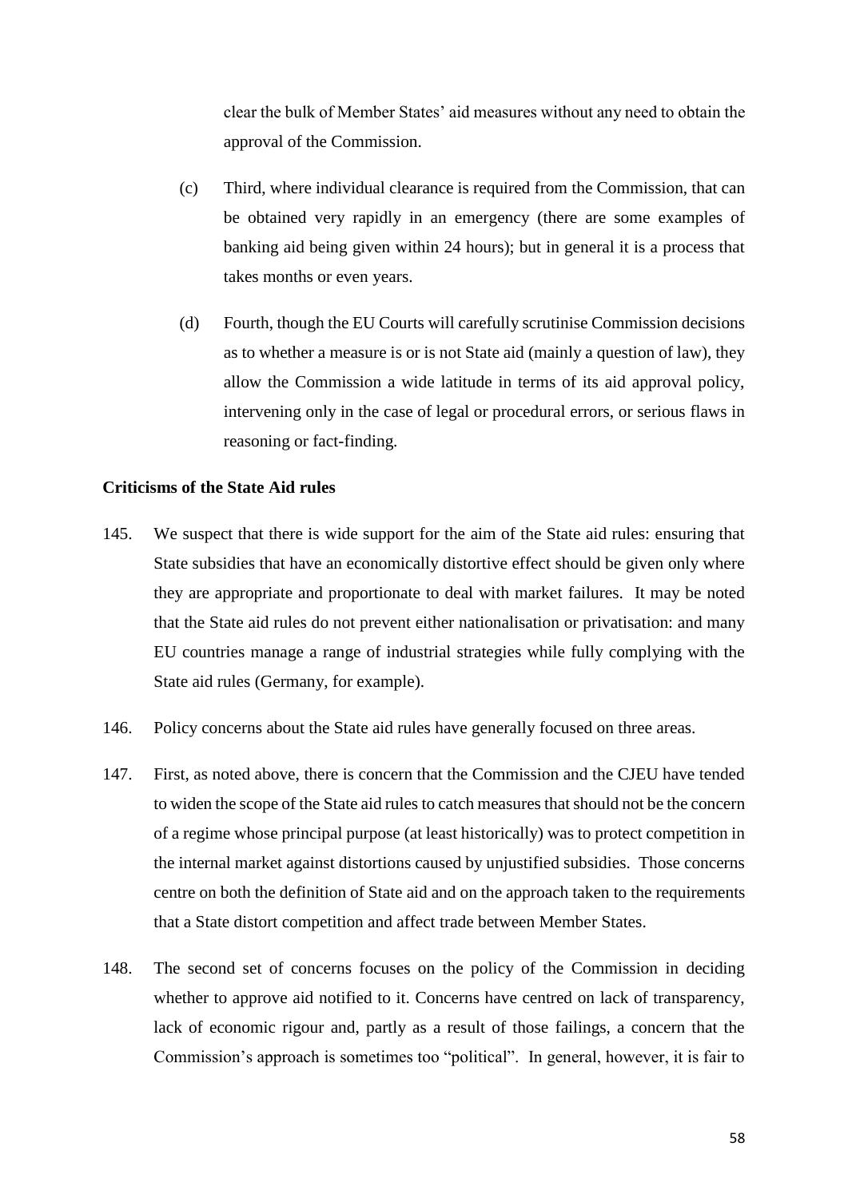clear the bulk of Member States' aid measures without any need to obtain the approval of the Commission.

(c) Third, where individual clearance is required from the Commission, that can be obtained very rapidly in an emergency (there are some examples of banking aid being given within 24 hours); but in general it is a process that takes months or even years.

(d) Fourth, though the EU Courts will carefully scrutinise Commission decisions as to whether a measure is or is not State aid (mainly a question of law), they allow the Commission a wide latitude in terms of its aid approval policy, intervening only in the case of legal or procedural errors, or serious flaws in reasoning or fact-finding.

**Criticisms of the State Aid rules**

145. We suspect that there is wide support for the aim of the State aid rules: ensuring that State subsidies that have an economically distortive effect should be given only where they are appropriate and proportionate to deal with market failures. It may be noted that the State aid rules do not prevent either nationalisation or privatisation: and many EU countries manage a range of industrial strategies while fully complying with the State aid rules (Germany, for example).

146. Policy concerns about the State aid rules have generally focused on three areas.

147. First, as noted above, there is concern that the Commission and the CJEU have tended to widen the scope of the State aid rules to catch measures that should not be the concern of a regime whose principal purpose (at least historically) was to protect competition in the internal market against distortions caused by unjustified subsidies. Those concerns centre on both the definition of State aid and on the approach taken to the requirements that a State distort competition and affect trade between Member States.

148. The second set of concerns focuses on the policy of the Commission in deciding whether to approve aid notified to it. Concerns have centred on lack of transparency, lack of economic rigour and, partly as a result of those failings, a concern that the Commission's approach is sometimes too "political". In general, however, it is fair to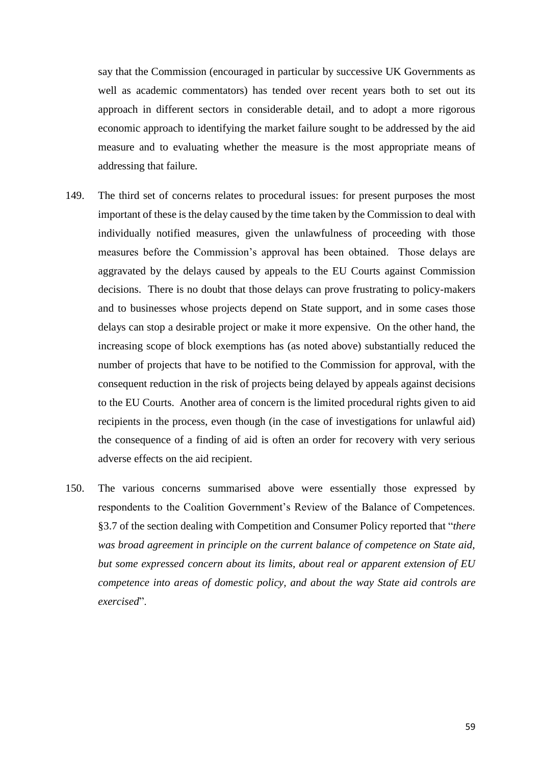say that the Commission (encouraged in particular by successive UK Governments as well as academic commentators) has tended over recent years both to set out its approach in different sectors in considerable detail, and to adopt a more rigorous economic approach to identifying the market failure sought to be addressed by the aid measure and to evaluating whether the measure is the most appropriate means of addressing that failure.

149. The third set of concerns relates to procedural issues: for present purposes the most important of these is the delay caused by the time taken by the Commission to deal with individually notified measures, given the unlawfulness of proceeding with those measures before the Commission's approval has been obtained. Those delays are aggravated by the delays caused by appeals to the EU Courts against Commission decisions. There is no doubt that those delays can prove frustrating to policy-makers and to businesses whose projects depend on State support, and in some cases those delays can stop a desirable project or make it more expensive. On the other hand, the increasing scope of block exemptions has (as noted above) substantially reduced the number of projects that have to be notified to the Commission for approval, with the consequent reduction in the risk of projects being delayed by appeals against decisions to the EU Courts. Another area of concern is the limited procedural rights given to aid recipients in the process, even though (in the case of investigations for unlawful aid) the consequence of a finding of aid is often an order for recovery with very serious adverse effects on the aid recipient.

150. The various concerns summarised above were essentially those expressed by respondents to the Coalition Government's Review of the Balance of Competences. §3.7 of the section dealing with Competition and Consumer Policy reported that "*there was broad agreement in principle on the current balance of competence on State aid, but some expressed concern about its limits, about real or apparent extension of EU competence into areas of domestic policy, and about the way State aid controls are exercised*".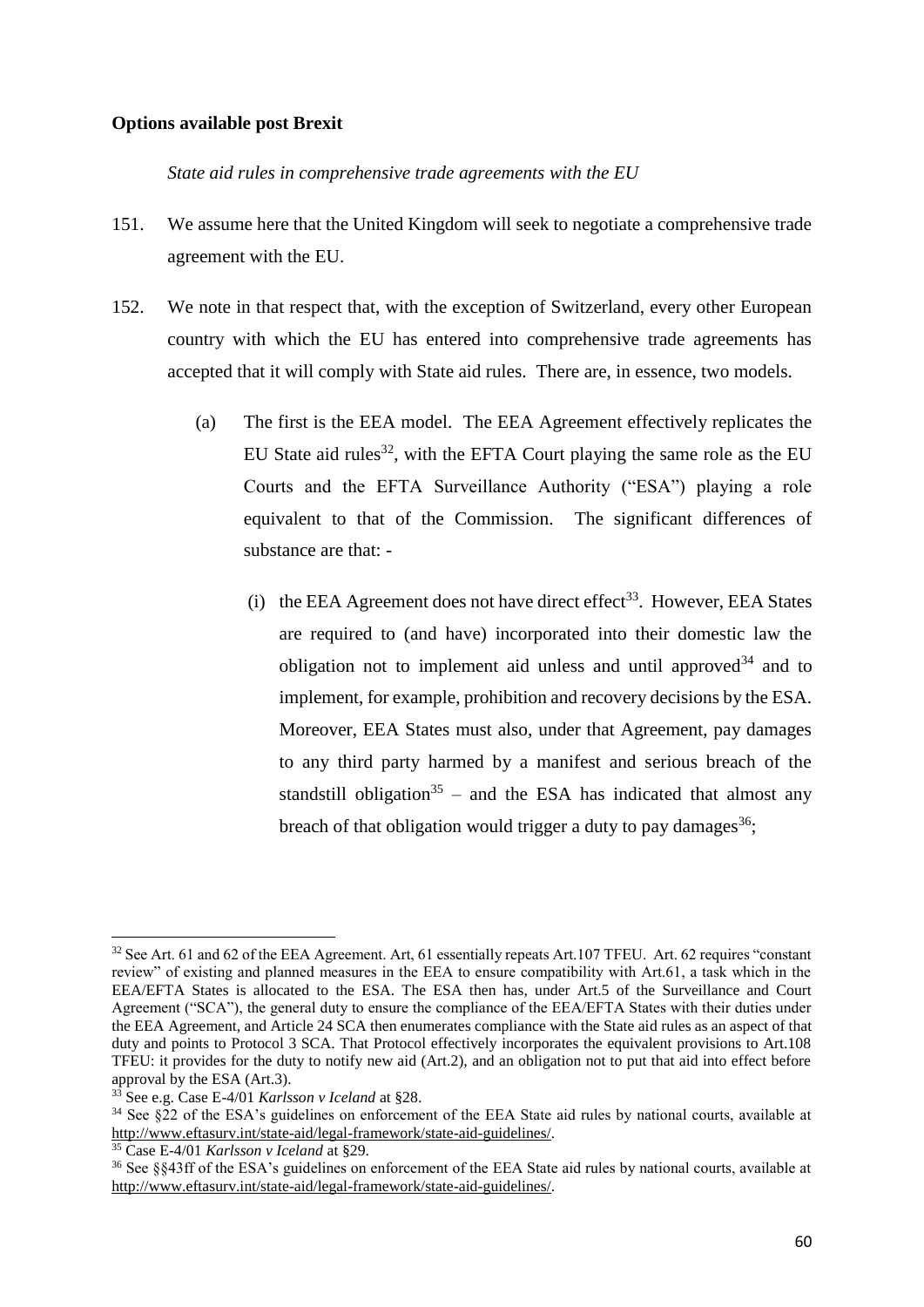**Options available post Brexit**

*State aid rules in comprehensive trade agreements with the EU*

151. We assume here that the United Kingdom will seek to negotiate a comprehensive trade agreement with the EU.

152. We note in that respect that, with the exception of Switzerland, every other European country with which the EU has entered into comprehensive trade agreements has accepted that it will comply with State aid rules. There are, in essence, two models.

   (a) The first is the EEA model. The EEA Agreement effectively replicates the EU State aid rules[32], with the EFTA Court playing the same role as the EU Courts and the EFTA Surveillance Authority ("ESA") playing a role equivalent to that of the Commission. The significant differences of substance are that: -

      (i) the EEA Agreement does not have direct effect[33]. However, EEA States are required to (and have) incorporated into their domestic law the obligation not to implement aid unless and until approved[34] and to implement, for example, prohibition and recovery decisions by the ESA. Moreover, EEA States must also, under that Agreement, pay damages to any third party harmed by a manifest and serious breach of the standstill obligation[35] – and the ESA has indicated that almost any breach of that obligation would trigger a duty to pay damages[36];

---

[32] See Art. 61 and 62 of the EEA Agreement. Art, 61 essentially repeats Art.107 TFEU. Art. 62 requires "constant review" of existing and planned measures in the EEA to ensure compatibility with Art.61, a task which in the EEA/EFTA States is allocated to the ESA. The ESA then has, under Art.5 of the Surveillance and Court Agreement ("SCA"), the general duty to ensure the compliance of the EEA/EFTA States with their duties under the EEA Agreement, and Article 24 SCA then enumerates compliance with the State aid rules as an aspect of that duty and points to Protocol 3 SCA. That Protocol effectively incorporates the equivalent provisions to Art.108 TFEU: it provides for the duty to notify new aid (Art.2), and an obligation not to put that aid into effect before approval by the ESA (Art.3).

[33] See e.g. Case E-4/01 *Karlsson v Iceland* at §28.

[34] See §22 of the ESA's guidelines on enforcement of the EEA State aid rules by national courts, available at http://www.eftasurv.int/state-aid/legal-framework/state-aid-guidelines/.

[35] Case E-4/01 *Karlsson v Iceland* at §29.

[36] See §§43ff of the ESA's guidelines on enforcement of the EEA State aid rules by national courts, available at http://www.eftasurv.int/state-aid/legal-framework/state-aid-guidelines/.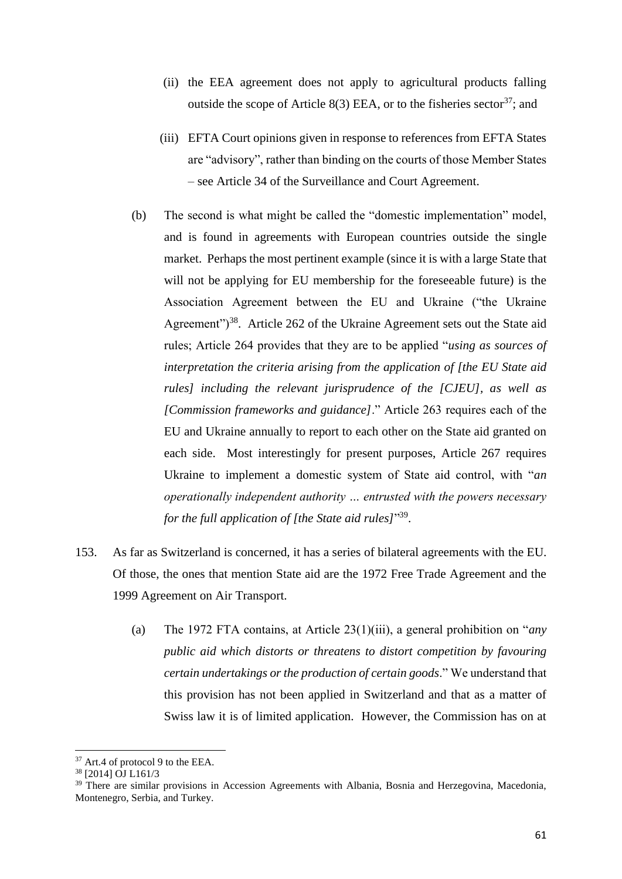(ii) the EEA agreement does not apply to agricultural products falling outside the scope of Article 8(3) EEA, or to the fisheries sector[37]; and

(iii) EFTA Court opinions given in response to references from EFTA States are "advisory", rather than binding on the courts of those Member States – see Article 34 of the Surveillance and Court Agreement.

(b) The second is what might be called the "domestic implementation" model, and is found in agreements with European countries outside the single market. Perhaps the most pertinent example (since it is with a large State that will not be applying for EU membership for the foreseeable future) is the Association Agreement between the EU and Ukraine ("the Ukraine Agreement")[38]. Article 262 of the Ukraine Agreement sets out the State aid rules; Article 264 provides that they are to be applied "*using as sources of interpretation the criteria arising from the application of [the EU State aid rules] including the relevant jurisprudence of the [CJEU], as well as [Commission frameworks and guidance]*." Article 263 requires each of the EU and Ukraine annually to report to each other on the State aid granted on each side. Most interestingly for present purposes, Article 267 requires Ukraine to implement a domestic system of State aid control, with "*an operationally independent authority … entrusted with the powers necessary for the full application of [the State aid rules]*"[39].

153. As far as Switzerland is concerned, it has a series of bilateral agreements with the EU. Of those, the ones that mention State aid are the 1972 Free Trade Agreement and the 1999 Agreement on Air Transport.

(a) The 1972 FTA contains, at Article 23(1)(iii), a general prohibition on "*any public aid which distorts or threatens to distort competition by favouring certain undertakings or the production of certain goods*." We understand that this provision has not been applied in Switzerland and that as a matter of Swiss law it is of limited application. However, the Commission has on at

---

[37] Art.4 of protocol 9 to the EEA.

[38] [2014] OJ L161/3

[39] There are similar provisions in Accession Agreements with Albania, Bosnia and Herzegovina, Macedonia, Montenegro, Serbia, and Turkey.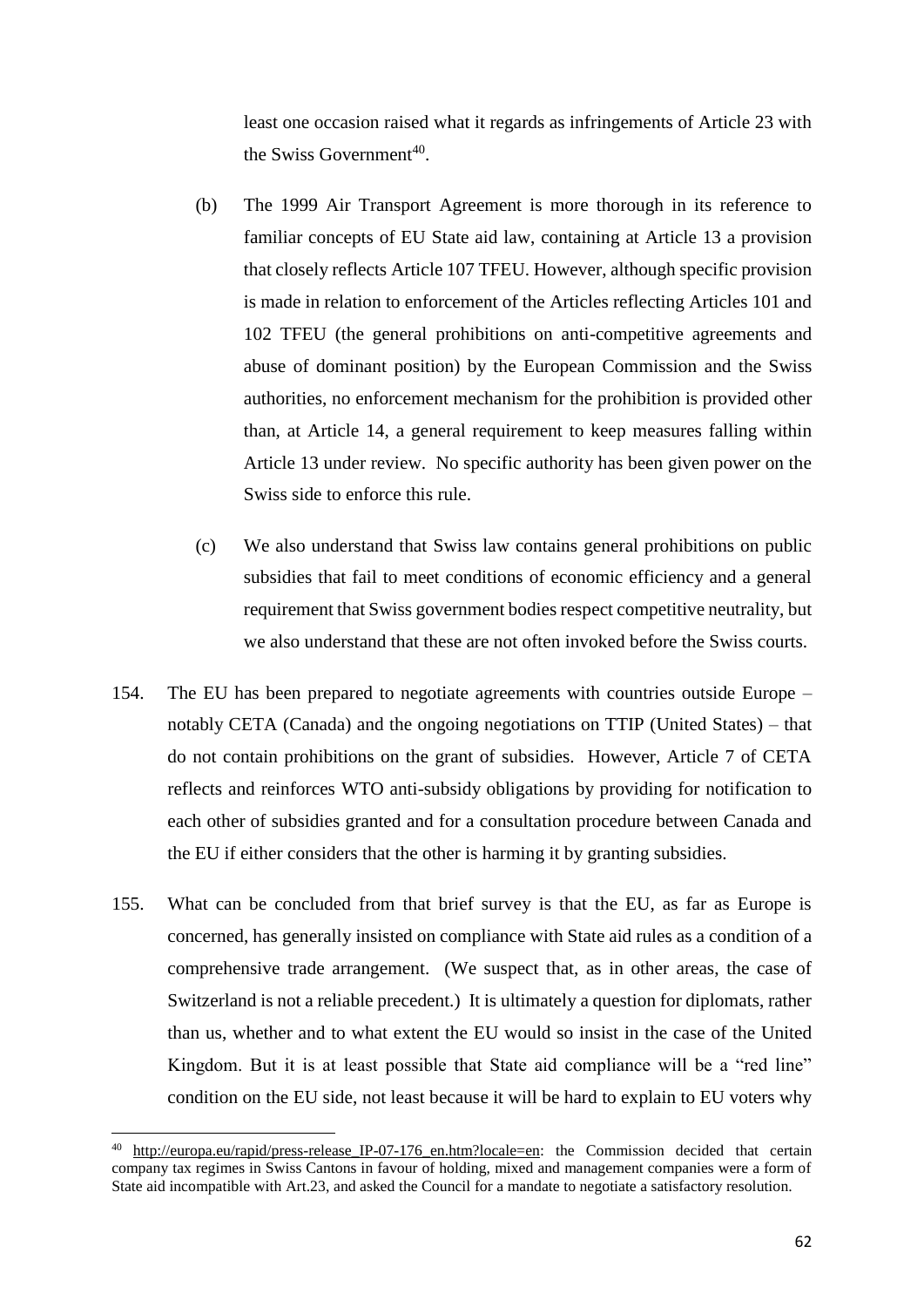least one occasion raised what it regards as infringements of Article 23 with the Swiss Government[40].

(b) The 1999 Air Transport Agreement is more thorough in its reference to familiar concepts of EU State aid law, containing at Article 13 a provision that closely reflects Article 107 TFEU. However, although specific provision is made in relation to enforcement of the Articles reflecting Articles 101 and 102 TFEU (the general prohibitions on anti-competitive agreements and abuse of dominant position) by the European Commission and the Swiss authorities, no enforcement mechanism for the prohibition is provided other than, at Article 14, a general requirement to keep measures falling within Article 13 under review. No specific authority has been given power on the Swiss side to enforce this rule.

(c) We also understand that Swiss law contains general prohibitions on public subsidies that fail to meet conditions of economic efficiency and a general requirement that Swiss government bodies respect competitive neutrality, but we also understand that these are not often invoked before the Swiss courts.

154. The EU has been prepared to negotiate agreements with countries outside Europe – notably CETA (Canada) and the ongoing negotiations on TTIP (United States) – that do not contain prohibitions on the grant of subsidies. However, Article 7 of CETA reflects and reinforces WTO anti-subsidy obligations by providing for notification to each other of subsidies granted and for a consultation procedure between Canada and the EU if either considers that the other is harming it by granting subsidies.

155. What can be concluded from that brief survey is that the EU, as far as Europe is concerned, has generally insisted on compliance with State aid rules as a condition of a comprehensive trade arrangement. (We suspect that, as in other areas, the case of Switzerland is not a reliable precedent.) It is ultimately a question for diplomats, rather than us, whether and to what extent the EU would so insist in the case of the United Kingdom. But it is at least possible that State aid compliance will be a "red line" condition on the EU side, not least because it will be hard to explain to EU voters why

---

[40] http://europa.eu/rapid/press-release_IP-07-176_en.htm?locale=en: the Commission decided that certain company tax regimes in Swiss Cantons in favour of holding, mixed and management companies were a form of State aid incompatible with Art.23, and asked the Council for a mandate to negotiate a satisfactory resolution.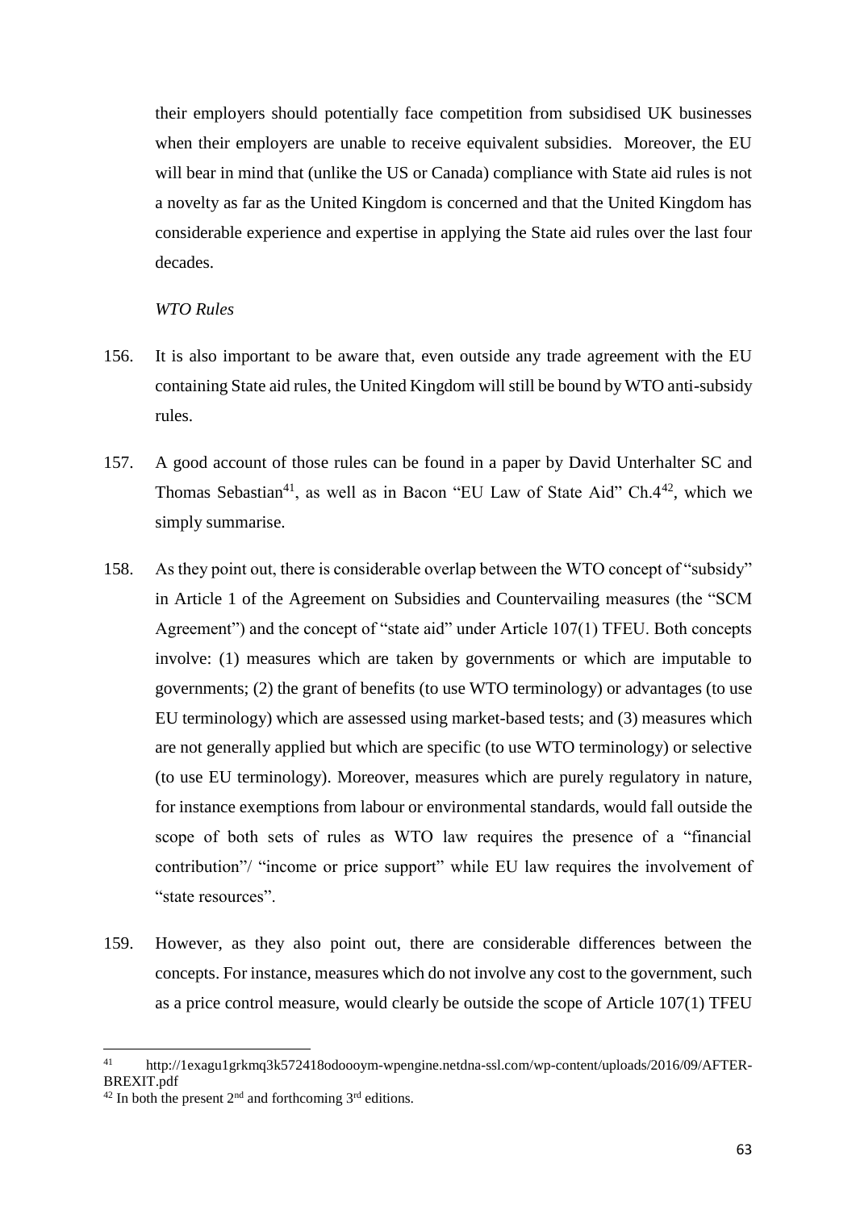their employers should potentially face competition from subsidised UK businesses when their employers are unable to receive equivalent subsidies. Moreover, the EU will bear in mind that (unlike the US or Canada) compliance with State aid rules is not a novelty as far as the United Kingdom is concerned and that the United Kingdom has considerable experience and expertise in applying the State aid rules over the last four decades.

*WTO Rules*

156. It is also important to be aware that, even outside any trade agreement with the EU containing State aid rules, the United Kingdom will still be bound by WTO anti-subsidy rules.

157. A good account of those rules can be found in a paper by David Unterhalter SC and Thomas Sebastian[41], as well as in Bacon "EU Law of State Aid" Ch.4[42], which we simply summarise.

158. As they point out, there is considerable overlap between the WTO concept of "subsidy" in Article 1 of the Agreement on Subsidies and Countervailing measures (the "SCM Agreement") and the concept of "state aid" under Article 107(1) TFEU. Both concepts involve: (1) measures which are taken by governments or which are imputable to governments; (2) the grant of benefits (to use WTO terminology) or advantages (to use EU terminology) which are assessed using market-based tests; and (3) measures which are not generally applied but which are specific (to use WTO terminology) or selective (to use EU terminology). Moreover, measures which are purely regulatory in nature, for instance exemptions from labour or environmental standards, would fall outside the scope of both sets of rules as WTO law requires the presence of a "financial contribution"/ "income or price support" while EU law requires the involvement of "state resources".

159. However, as they also point out, there are considerable differences between the concepts. For instance, measures which do not involve any cost to the government, such as a price control measure, would clearly be outside the scope of Article 107(1) TFEU

---

[41] http://1exagu1grkmq3k572418odoooym-wpengine.netdna-ssl.com/wp-content/uploads/2016/09/AFTER-BREXIT.pdf

[42] In both the present 2nd and forthcoming 3rd editions.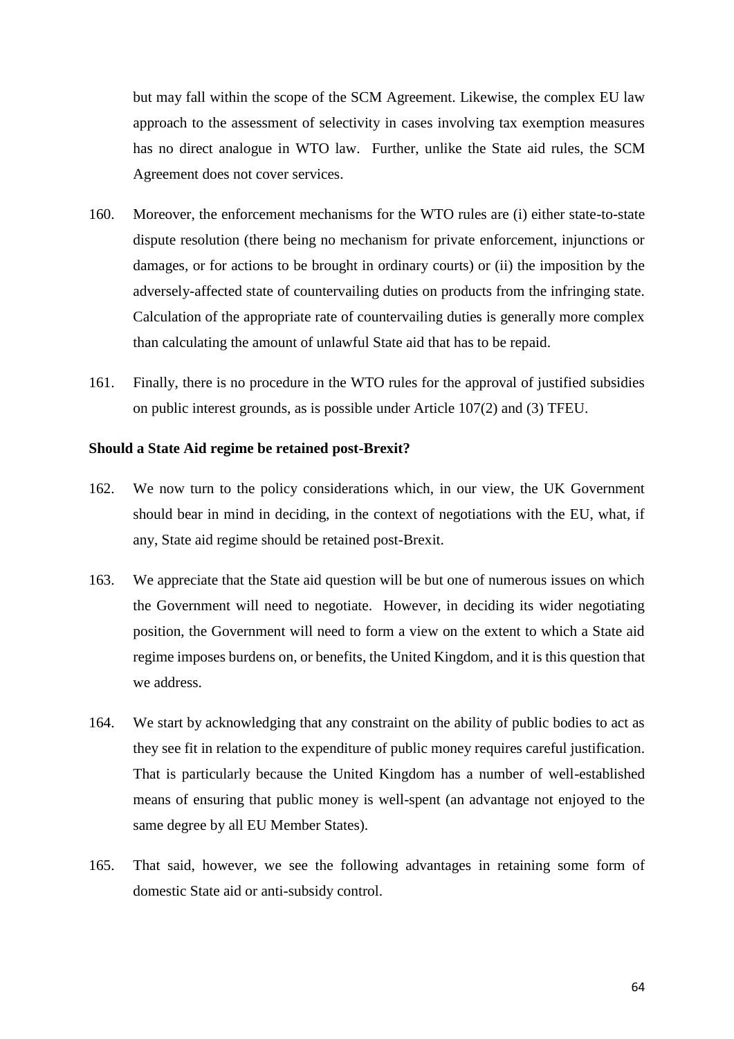but may fall within the scope of the SCM Agreement. Likewise, the complex EU law approach to the assessment of selectivity in cases involving tax exemption measures has no direct analogue in WTO law. Further, unlike the State aid rules, the SCM Agreement does not cover services.

160. Moreover, the enforcement mechanisms for the WTO rules are (i) either state-to-state dispute resolution (there being no mechanism for private enforcement, injunctions or damages, or for actions to be brought in ordinary courts) or (ii) the imposition by the adversely-affected state of countervailing duties on products from the infringing state. Calculation of the appropriate rate of countervailing duties is generally more complex than calculating the amount of unlawful State aid that has to be repaid.

161. Finally, there is no procedure in the WTO rules for the approval of justified subsidies on public interest grounds, as is possible under Article 107(2) and (3) TFEU.

**Should a State Aid regime be retained post-Brexit?**

162. We now turn to the policy considerations which, in our view, the UK Government should bear in mind in deciding, in the context of negotiations with the EU, what, if any, State aid regime should be retained post-Brexit.

163. We appreciate that the State aid question will be but one of numerous issues on which the Government will need to negotiate. However, in deciding its wider negotiating position, the Government will need to form a view on the extent to which a State aid regime imposes burdens on, or benefits, the United Kingdom, and it is this question that we address.

164. We start by acknowledging that any constraint on the ability of public bodies to act as they see fit in relation to the expenditure of public money requires careful justification. That is particularly because the United Kingdom has a number of well-established means of ensuring that public money is well-spent (an advantage not enjoyed to the same degree by all EU Member States).

165. That said, however, we see the following advantages in retaining some form of domestic State aid or anti-subsidy control.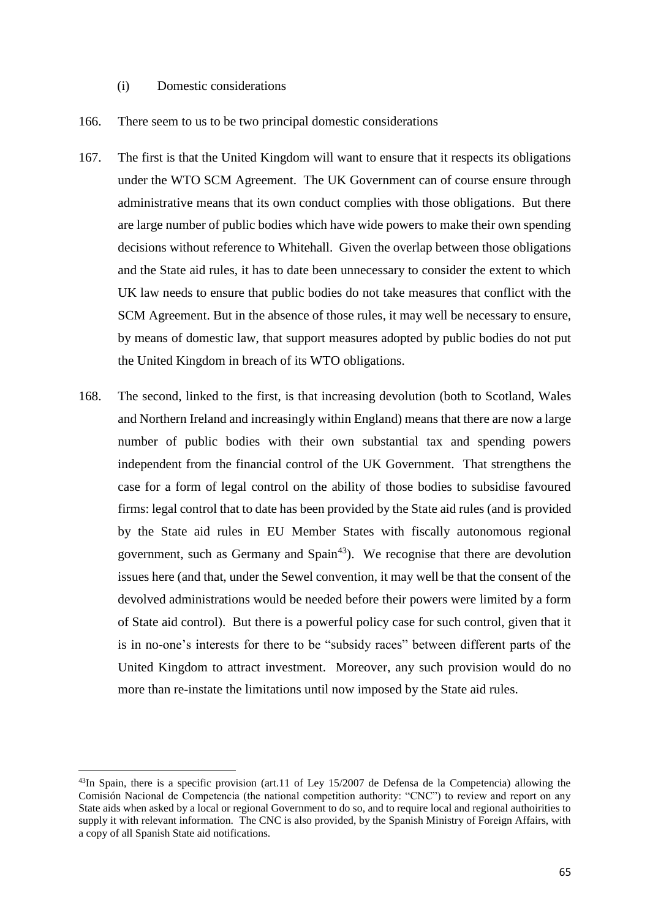(i) Domestic considerations

166. There seem to us to be two principal domestic considerations

167. The first is that the United Kingdom will want to ensure that it respects its obligations under the WTO SCM Agreement. The UK Government can of course ensure through administrative means that its own conduct complies with those obligations. But there are large number of public bodies which have wide powers to make their own spending decisions without reference to Whitehall. Given the overlap between those obligations and the State aid rules, it has to date been unnecessary to consider the extent to which UK law needs to ensure that public bodies do not take measures that conflict with the SCM Agreement. But in the absence of those rules, it may well be necessary to ensure, by means of domestic law, that support measures adopted by public bodies do not put the United Kingdom in breach of its WTO obligations.

168. The second, linked to the first, is that increasing devolution (both to Scotland, Wales and Northern Ireland and increasingly within England) means that there are now a large number of public bodies with their own substantial tax and spending powers independent from the financial control of the UK Government. That strengthens the case for a form of legal control on the ability of those bodies to subsidise favoured firms: legal control that to date has been provided by the State aid rules (and is provided by the State aid rules in EU Member States with fiscally autonomous regional government, such as Germany and Spain[43]). We recognise that there are devolution issues here (and that, under the Sewel convention, it may well be that the consent of the devolved administrations would be needed before their powers were limited by a form of State aid control). But there is a powerful policy case for such control, given that it is in no-one's interests for there to be "subsidy races" between different parts of the United Kingdom to attract investment. Moreover, any such provision would do no more than re-instate the limitations until now imposed by the State aid rules.

---

[43] In Spain, there is a specific provision (art.11 of Ley 15/2007 de Defensa de la Competencia) allowing the Comisión Nacional de Competencia (the national competition authority: "CNC") to review and report on any State aids when asked by a local or regional Government to do so, and to require local and regional authoirities to supply it with relevant information. The CNC is also provided, by the Spanish Ministry of Foreign Affairs, with a copy of all Spanish State aid notifications.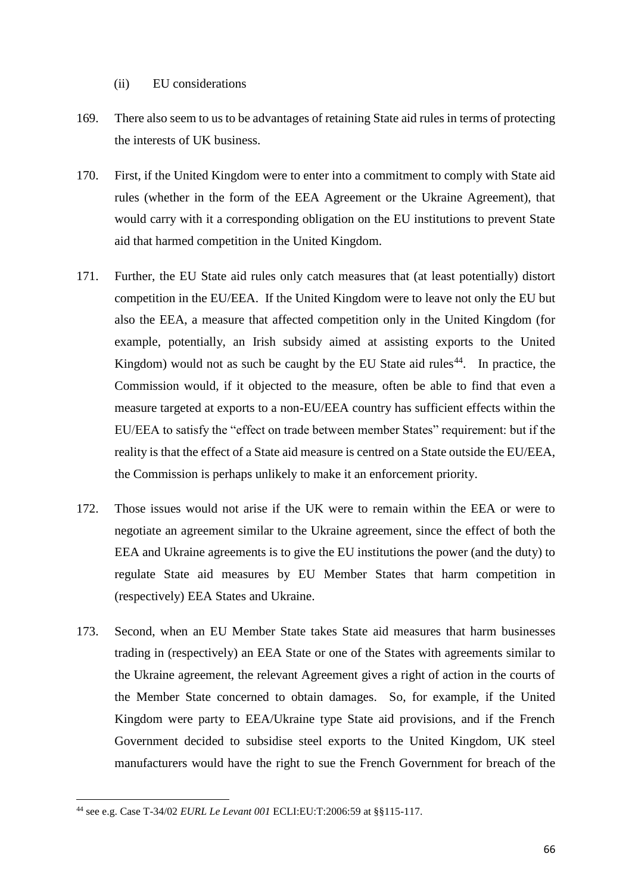(ii) EU considerations

169. There also seem to us to be advantages of retaining State aid rules in terms of protecting the interests of UK business.

170. First, if the United Kingdom were to enter into a commitment to comply with State aid rules (whether in the form of the EEA Agreement or the Ukraine Agreement), that would carry with it a corresponding obligation on the EU institutions to prevent State aid that harmed competition in the United Kingdom.

171. Further, the EU State aid rules only catch measures that (at least potentially) distort competition in the EU/EEA. If the United Kingdom were to leave not only the EU but also the EEA, a measure that affected competition only in the United Kingdom (for example, potentially, an Irish subsidy aimed at assisting exports to the United Kingdom) would not as such be caught by the EU State aid rules[44]. In practice, the Commission would, if it objected to the measure, often be able to find that even a measure targeted at exports to a non-EU/EEA country has sufficient effects within the EU/EEA to satisfy the "effect on trade between member States" requirement: but if the reality is that the effect of a State aid measure is centred on a State outside the EU/EEA, the Commission is perhaps unlikely to make it an enforcement priority.

172. Those issues would not arise if the UK were to remain within the EEA or were to negotiate an agreement similar to the Ukraine agreement, since the effect of both the EEA and Ukraine agreements is to give the EU institutions the power (and the duty) to regulate State aid measures by EU Member States that harm competition in (respectively) EEA States and Ukraine.

173. Second, when an EU Member State takes State aid measures that harm businesses trading in (respectively) an EEA State or one of the States with agreements similar to the Ukraine agreement, the relevant Agreement gives a right of action in the courts of the Member State concerned to obtain damages. So, for example, if the United Kingdom were party to EEA/Ukraine type State aid provisions, and if the French Government decided to subsidise steel exports to the United Kingdom, UK steel manufacturers would have the right to sue the French Government for breach of the

[44] see e.g. Case T-34/02 *EURL Le Levant 001* ECLI:EU:T:2006:59 at §§115-117.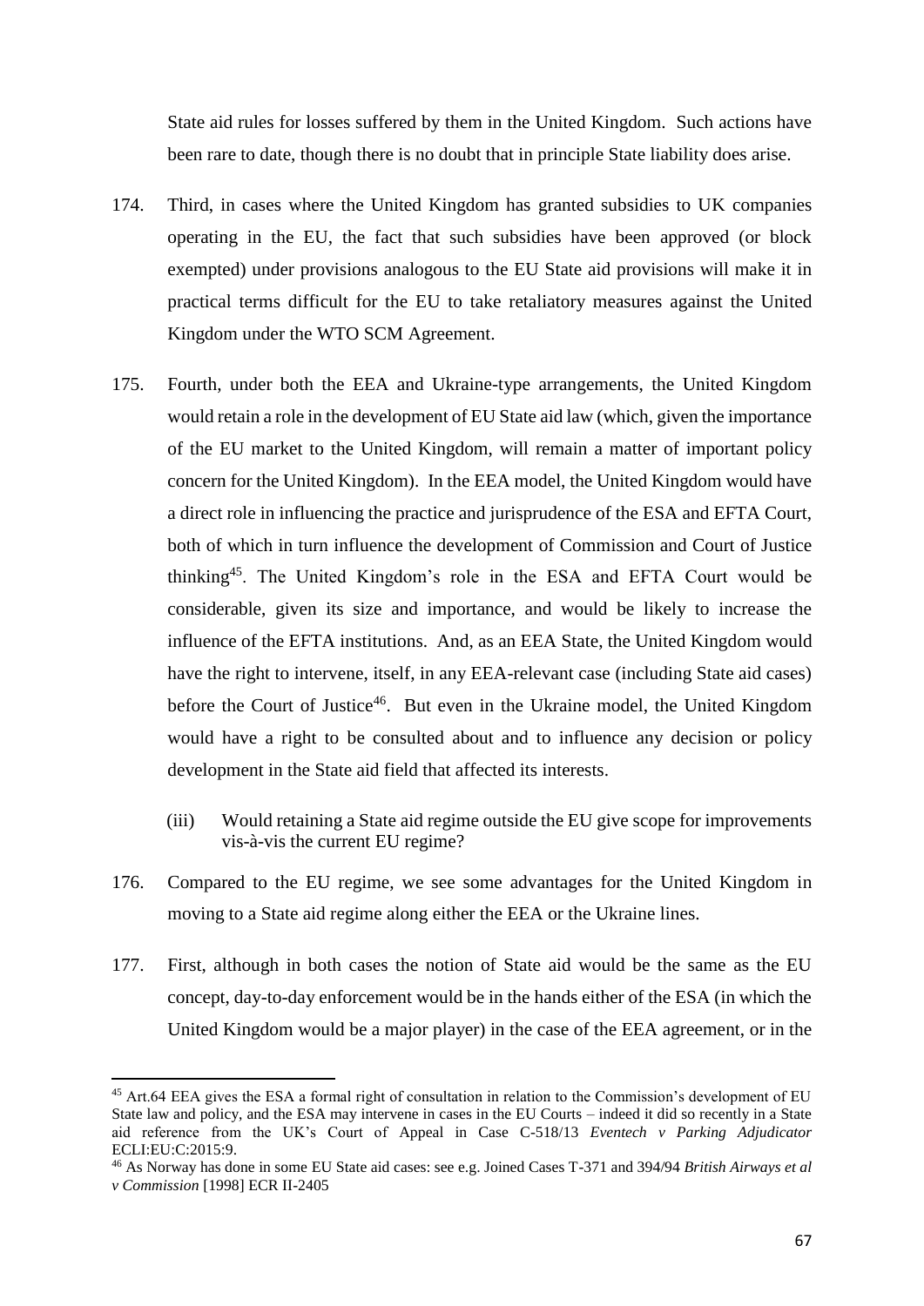State aid rules for losses suffered by them in the United Kingdom. Such actions have been rare to date, though there is no doubt that in principle State liability does arise.

174. Third, in cases where the United Kingdom has granted subsidies to UK companies operating in the EU, the fact that such subsidies have been approved (or block exempted) under provisions analogous to the EU State aid provisions will make it in practical terms difficult for the EU to take retaliatory measures against the United Kingdom under the WTO SCM Agreement.

175. Fourth, under both the EEA and Ukraine-type arrangements, the United Kingdom would retain a role in the development of EU State aid law (which, given the importance of the EU market to the United Kingdom, will remain a matter of important policy concern for the United Kingdom). In the EEA model, the United Kingdom would have a direct role in influencing the practice and jurisprudence of the ESA and EFTA Court, both of which in turn influence the development of Commission and Court of Justice thinking[45]. The United Kingdom's role in the ESA and EFTA Court would be considerable, given its size and importance, and would be likely to increase the influence of the EFTA institutions. And, as an EEA State, the United Kingdom would have the right to intervene, itself, in any EEA-relevant case (including State aid cases) before the Court of Justice[46]. But even in the Ukraine model, the United Kingdom would have a right to be consulted about and to influence any decision or policy development in the State aid field that affected its interests.

(iii) Would retaining a State aid regime outside the EU give scope for improvements vis-à-vis the current EU regime?

176. Compared to the EU regime, we see some advantages for the United Kingdom in moving to a State aid regime along either the EEA or the Ukraine lines.

177. First, although in both cases the notion of State aid would be the same as the EU concept, day-to-day enforcement would be in the hands either of the ESA (in which the United Kingdom would be a major player) in the case of the EEA agreement, or in the

---

[45] Art.64 EEA gives the ESA a formal right of consultation in relation to the Commission's development of EU State law and policy, and the ESA may intervene in cases in the EU Courts – indeed it did so recently in a State aid reference from the UK's Court of Appeal in Case C-518/13 *Eventech v Parking Adjudicator* ECLI:EU:C:2015:9.

[46] As Norway has done in some EU State aid cases: see e.g. Joined Cases T-371 and 394/94 *British Airways et al v Commission* [1998] ECR II-2405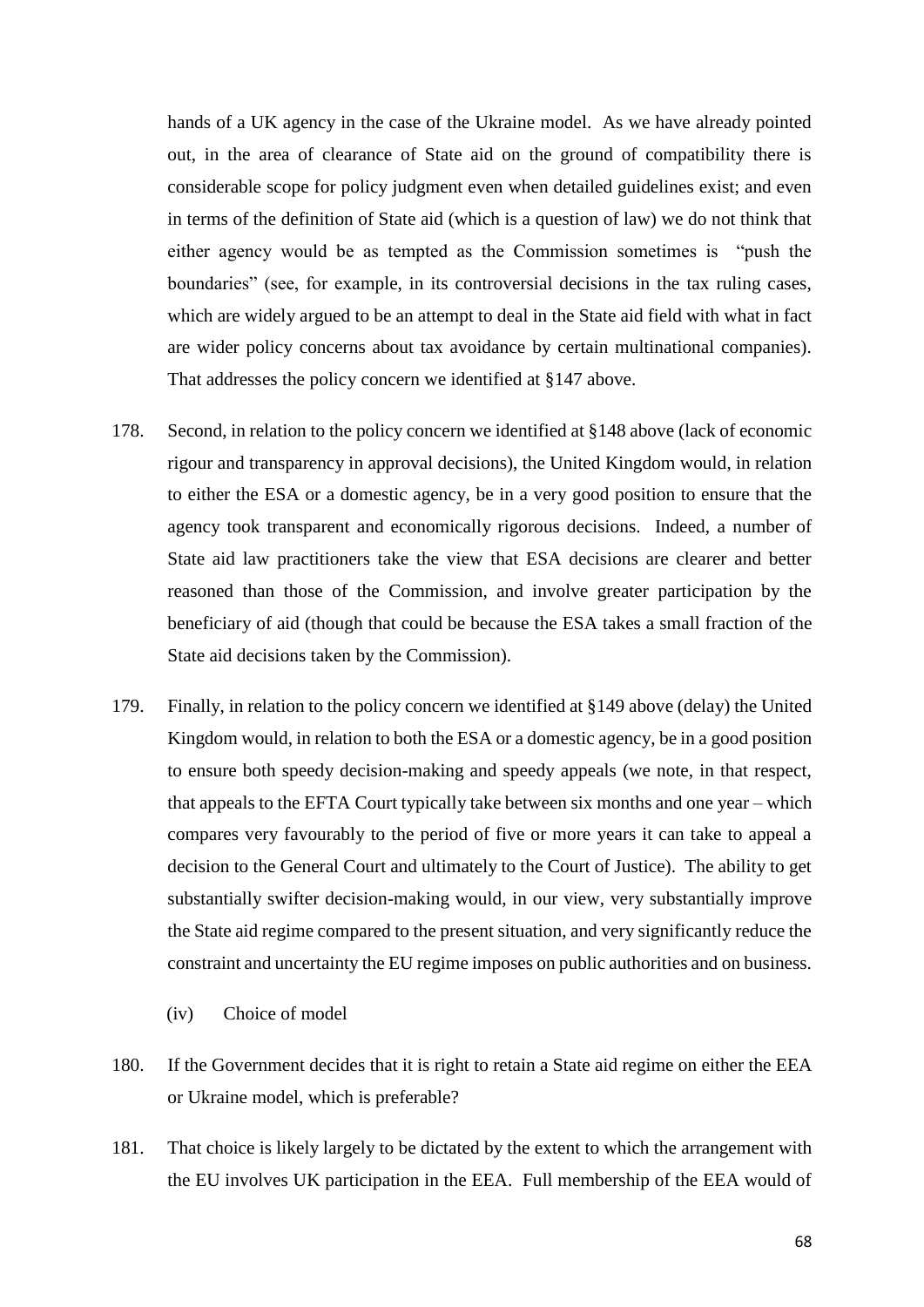hands of a UK agency in the case of the Ukraine model. As we have already pointed out, in the area of clearance of State aid on the ground of compatibility there is considerable scope for policy judgment even when detailed guidelines exist; and even in terms of the definition of State aid (which is a question of law) we do not think that either agency would be as tempted as the Commission sometimes is "push the boundaries" (see, for example, in its controversial decisions in the tax ruling cases, which are widely argued to be an attempt to deal in the State aid field with what in fact are wider policy concerns about tax avoidance by certain multinational companies). That addresses the policy concern we identified at §147 above.

178. Second, in relation to the policy concern we identified at §148 above (lack of economic rigour and transparency in approval decisions), the United Kingdom would, in relation to either the ESA or a domestic agency, be in a very good position to ensure that the agency took transparent and economically rigorous decisions. Indeed, a number of State aid law practitioners take the view that ESA decisions are clearer and better reasoned than those of the Commission, and involve greater participation by the beneficiary of aid (though that could be because the ESA takes a small fraction of the State aid decisions taken by the Commission).

179. Finally, in relation to the policy concern we identified at §149 above (delay) the United Kingdom would, in relation to both the ESA or a domestic agency, be in a good position to ensure both speedy decision-making and speedy appeals (we note, in that respect, that appeals to the EFTA Court typically take between six months and one year – which compares very favourably to the period of five or more years it can take to appeal a decision to the General Court and ultimately to the Court of Justice). The ability to get substantially swifter decision-making would, in our view, very substantially improve the State aid regime compared to the present situation, and very significantly reduce the constraint and uncertainty the EU regime imposes on public authorities and on business.

(iv) Choice of model

180. If the Government decides that it is right to retain a State aid regime on either the EEA or Ukraine model, which is preferable?

181. That choice is likely largely to be dictated by the extent to which the arrangement with the EU involves UK participation in the EEA. Full membership of the EEA would of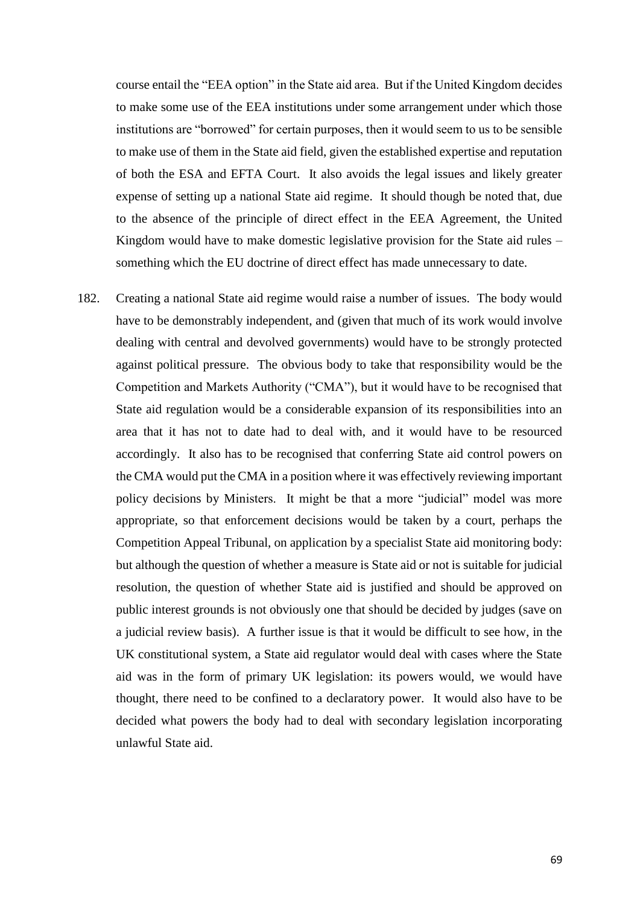course entail the "EEA option" in the State aid area. But if the United Kingdom decides to make some use of the EEA institutions under some arrangement under which those institutions are "borrowed" for certain purposes, then it would seem to us to be sensible to make use of them in the State aid field, given the established expertise and reputation of both the ESA and EFTA Court. It also avoids the legal issues and likely greater expense of setting up a national State aid regime. It should though be noted that, due to the absence of the principle of direct effect in the EEA Agreement, the United Kingdom would have to make domestic legislative provision for the State aid rules – something which the EU doctrine of direct effect has made unnecessary to date.

182. Creating a national State aid regime would raise a number of issues. The body would have to be demonstrably independent, and (given that much of its work would involve dealing with central and devolved governments) would have to be strongly protected against political pressure. The obvious body to take that responsibility would be the Competition and Markets Authority ("CMA"), but it would have to be recognised that State aid regulation would be a considerable expansion of its responsibilities into an area that it has not to date had to deal with, and it would have to be resourced accordingly. It also has to be recognised that conferring State aid control powers on the CMA would put the CMA in a position where it was effectively reviewing important policy decisions by Ministers. It might be that a more "judicial" model was more appropriate, so that enforcement decisions would be taken by a court, perhaps the Competition Appeal Tribunal, on application by a specialist State aid monitoring body: but although the question of whether a measure is State aid or not is suitable for judicial resolution, the question of whether State aid is justified and should be approved on public interest grounds is not obviously one that should be decided by judges (save on a judicial review basis). A further issue is that it would be difficult to see how, in the UK constitutional system, a State aid regulator would deal with cases where the State aid was in the form of primary UK legislation: its powers would, we would have thought, there need to be confined to a declaratory power. It would also have to be decided what powers the body had to deal with secondary legislation incorporating unlawful State aid.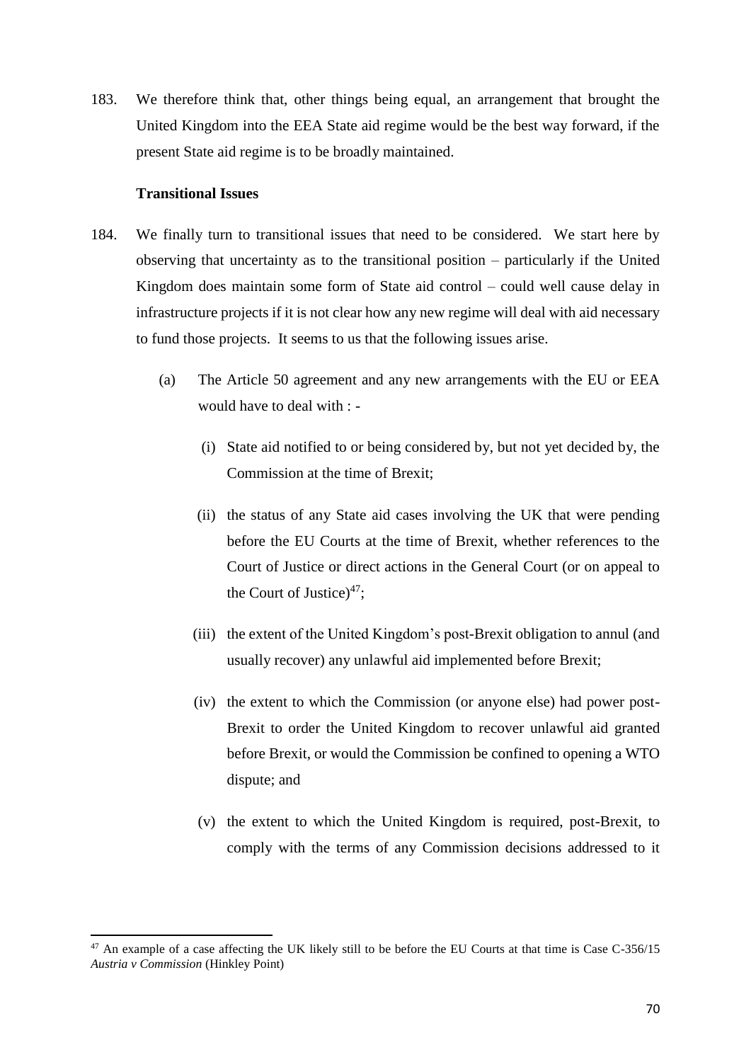183. We therefore think that, other things being equal, an arrangement that brought the United Kingdom into the EEA State aid regime would be the best way forward, if the present State aid regime is to be broadly maintained.

**Transitional Issues**

184. We finally turn to transitional issues that need to be considered. We start here by observing that uncertainty as to the transitional position – particularly if the United Kingdom does maintain some form of State aid control – could well cause delay in infrastructure projects if it is not clear how any new regime will deal with aid necessary to fund those projects. It seems to us that the following issues arise.

    (a) The Article 50 agreement and any new arrangements with the EU or EEA would have to deal with : -

        (i) State aid notified to or being considered by, but not yet decided by, the Commission at the time of Brexit;

        (ii) the status of any State aid cases involving the UK that were pending before the EU Courts at the time of Brexit, whether references to the Court of Justice or direct actions in the General Court (or on appeal to the Court of Justice)[47];

        (iii) the extent of the United Kingdom's post-Brexit obligation to annul (and usually recover) any unlawful aid implemented before Brexit;

        (iv) the extent to which the Commission (or anyone else) had power post-Brexit to order the United Kingdom to recover unlawful aid granted before Brexit, or would the Commission be confined to opening a WTO dispute; and

        (v) the extent to which the United Kingdom is required, post-Brexit, to comply with the terms of any Commission decisions addressed to it

[47] An example of a case affecting the UK likely still to be before the EU Courts at that time is Case C-356/15 *Austria v Commission* (Hinkley Point)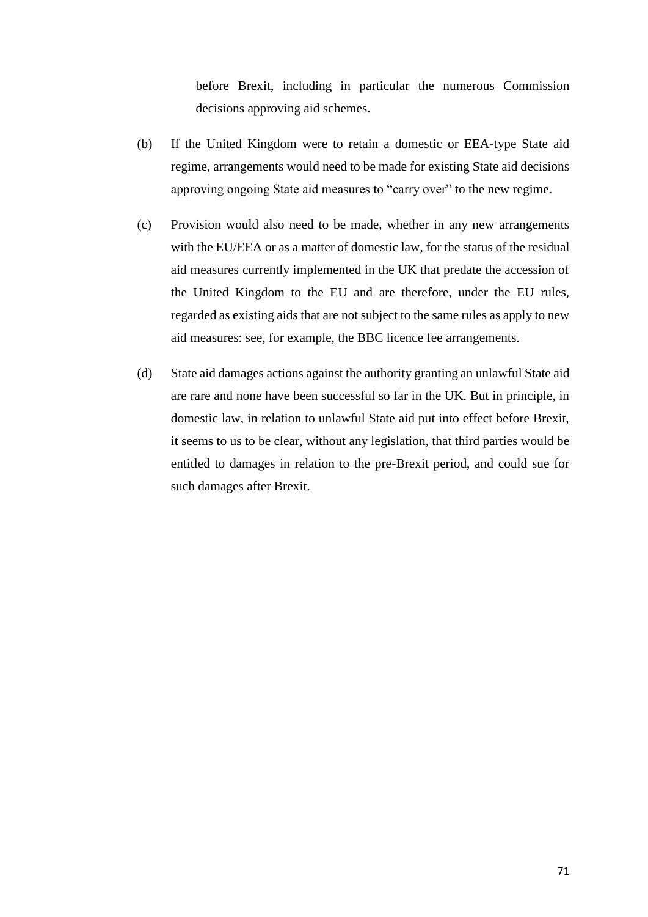before Brexit, including in particular the numerous Commission decisions approving aid schemes.

(b) If the United Kingdom were to retain a domestic or EEA-type State aid regime, arrangements would need to be made for existing State aid decisions approving ongoing State aid measures to "carry over" to the new regime.

(c) Provision would also need to be made, whether in any new arrangements with the EU/EEA or as a matter of domestic law, for the status of the residual aid measures currently implemented in the UK that predate the accession of the United Kingdom to the EU and are therefore, under the EU rules, regarded as existing aids that are not subject to the same rules as apply to new aid measures: see, for example, the BBC licence fee arrangements.

(d) State aid damages actions against the authority granting an unlawful State aid are rare and none have been successful so far in the UK. But in principle, in domestic law, in relation to unlawful State aid put into effect before Brexit, it seems to us to be clear, without any legislation, that third parties would be entitled to damages in relation to the pre-Brexit period, and could sue for such damages after Brexit.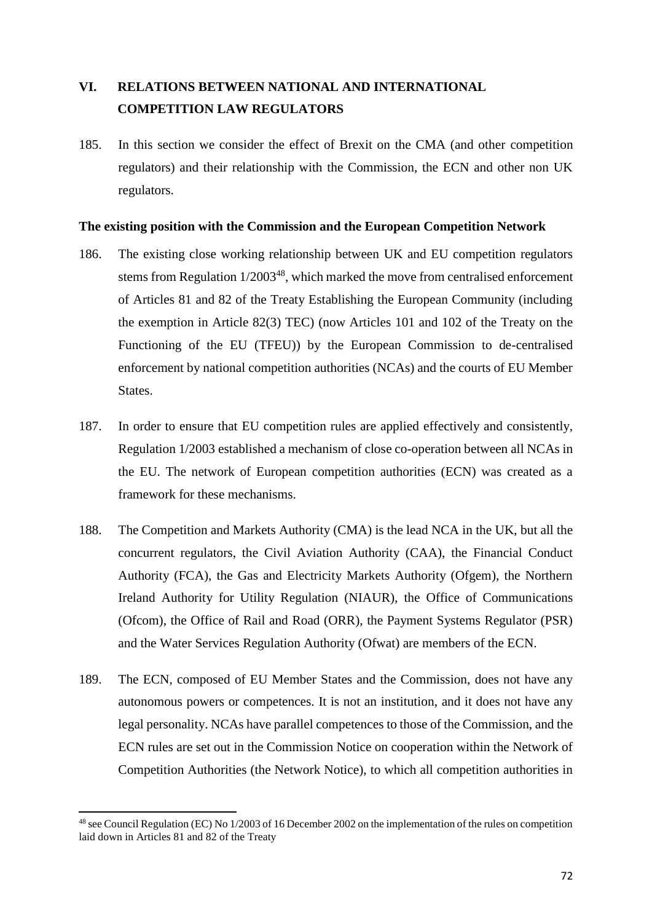## VI. RELATIONS BETWEEN NATIONAL AND INTERNATIONAL COMPETITION LAW REGULATORS

185. In this section we consider the effect of Brexit on the CMA (and other competition regulators) and their relationship with the Commission, the ECN and other non UK regulators.

**The existing position with the Commission and the European Competition Network**

186. The existing close working relationship between UK and EU competition regulators stems from Regulation 1/2003[48], which marked the move from centralised enforcement of Articles 81 and 82 of the Treaty Establishing the European Community (including the exemption in Article 82(3) TEC) (now Articles 101 and 102 of the Treaty on the Functioning of the EU (TFEU)) by the European Commission to de-centralised enforcement by national competition authorities (NCAs) and the courts of EU Member States.

187. In order to ensure that EU competition rules are applied effectively and consistently, Regulation 1/2003 established a mechanism of close co-operation between all NCAs in the EU. The network of European competition authorities (ECN) was created as a framework for these mechanisms.

188. The Competition and Markets Authority (CMA) is the lead NCA in the UK, but all the concurrent regulators, the Civil Aviation Authority (CAA), the Financial Conduct Authority (FCA), the Gas and Electricity Markets Authority (Ofgem), the Northern Ireland Authority for Utility Regulation (NIAUR), the Office of Communications (Ofcom), the Office of Rail and Road (ORR), the Payment Systems Regulator (PSR) and the Water Services Regulation Authority (Ofwat) are members of the ECN.

189. The ECN, composed of EU Member States and the Commission, does not have any autonomous powers or competences. It is not an institution, and it does not have any legal personality. NCAs have parallel competences to those of the Commission, and the ECN rules are set out in the Commission Notice on cooperation within the Network of Competition Authorities (the Network Notice), to which all competition authorities in

---

[48] see Council Regulation (EC) No 1/2003 of 16 December 2002 on the implementation of the rules on competition laid down in Articles 81 and 82 of the Treaty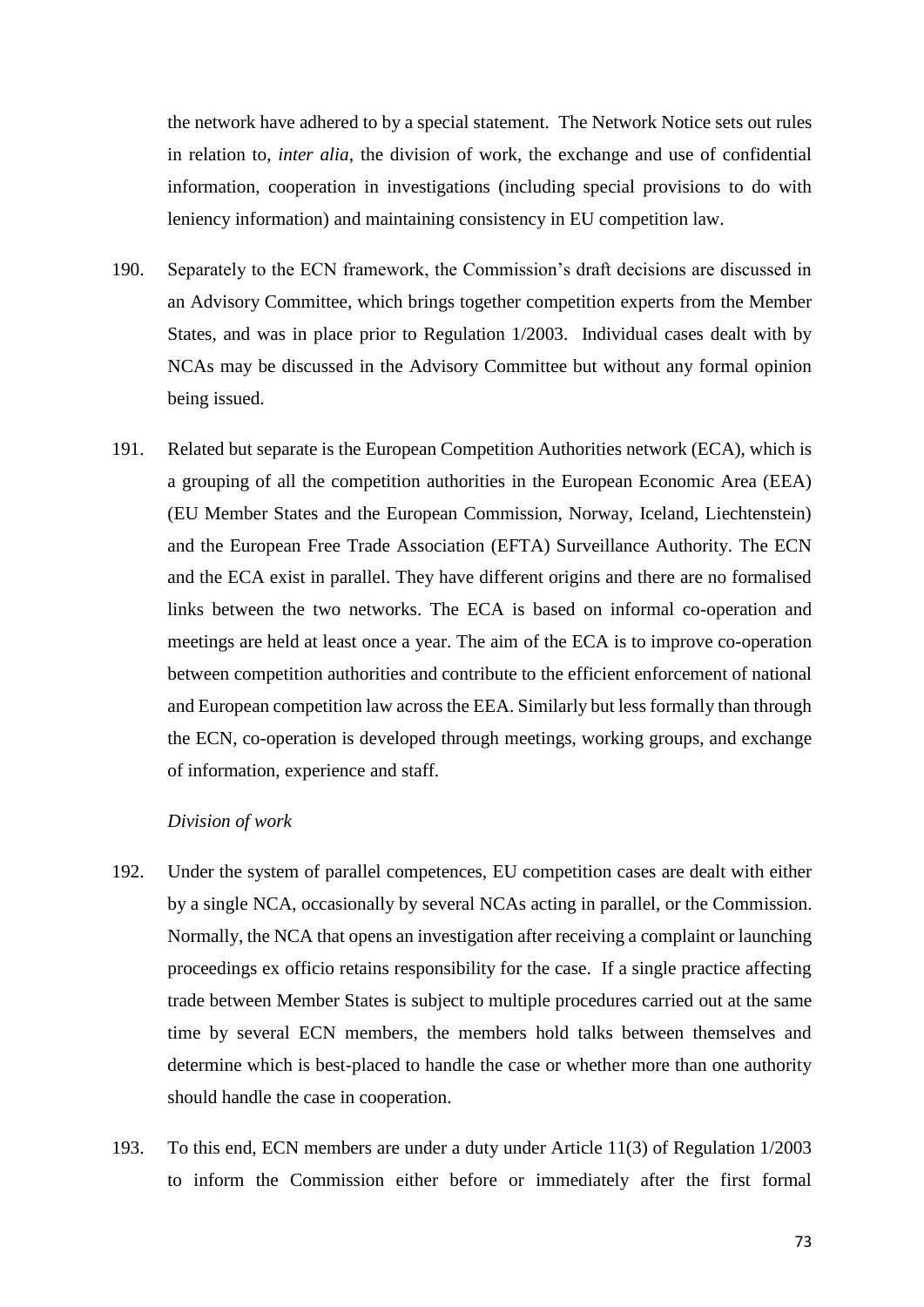the network have adhered to by a special statement. The Network Notice sets out rules in relation to, *inter alia*, the division of work, the exchange and use of confidential information, cooperation in investigations (including special provisions to do with leniency information) and maintaining consistency in EU competition law.

190. Separately to the ECN framework, the Commission's draft decisions are discussed in an Advisory Committee, which brings together competition experts from the Member States, and was in place prior to Regulation 1/2003. Individual cases dealt with by NCAs may be discussed in the Advisory Committee but without any formal opinion being issued.

191. Related but separate is the European Competition Authorities network (ECA), which is a grouping of all the competition authorities in the European Economic Area (EEA) (EU Member States and the European Commission, Norway, Iceland, Liechtenstein) and the European Free Trade Association (EFTA) Surveillance Authority. The ECN and the ECA exist in parallel. They have different origins and there are no formalised links between the two networks. The ECA is based on informal co-operation and meetings are held at least once a year. The aim of the ECA is to improve co-operation between competition authorities and contribute to the efficient enforcement of national and European competition law across the EEA. Similarly but less formally than through the ECN, co-operation is developed through meetings, working groups, and exchange of information, experience and staff.

*Division of work*

192. Under the system of parallel competences, EU competition cases are dealt with either by a single NCA, occasionally by several NCAs acting in parallel, or the Commission. Normally, the NCA that opens an investigation after receiving a complaint or launching proceedings ex officio retains responsibility for the case. If a single practice affecting trade between Member States is subject to multiple procedures carried out at the same time by several ECN members, the members hold talks between themselves and determine which is best-placed to handle the case or whether more than one authority should handle the case in cooperation.

193. To this end, ECN members are under a duty under Article 11(3) of Regulation 1/2003 to inform the Commission either before or immediately after the first formal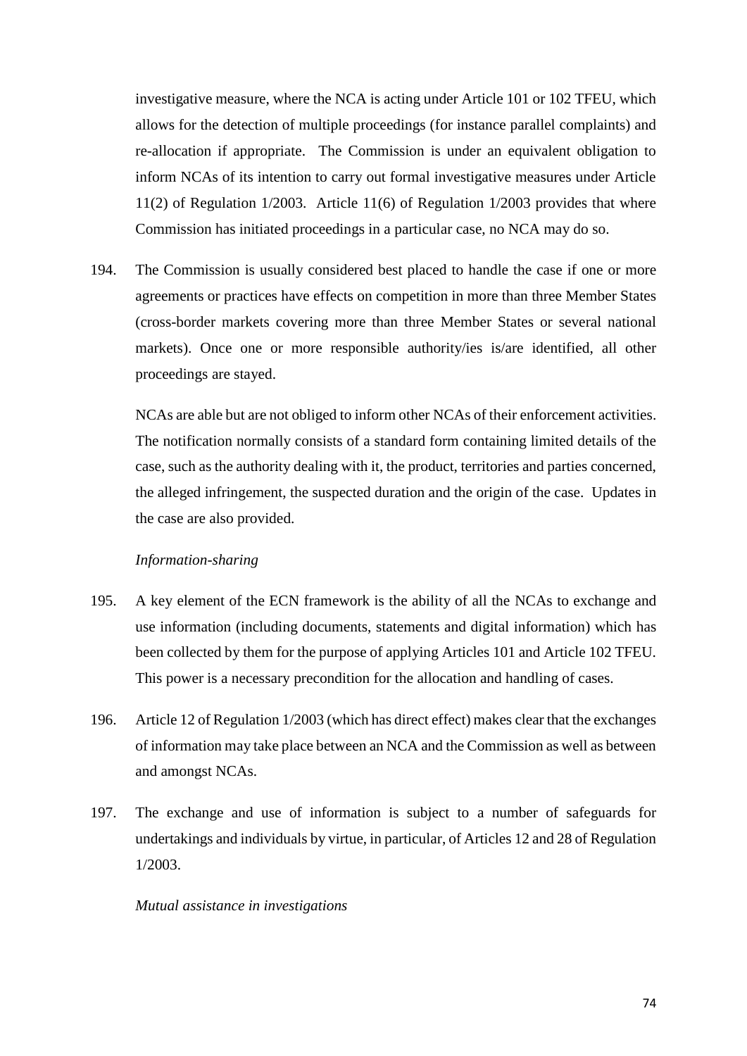investigative measure, where the NCA is acting under Article 101 or 102 TFEU, which allows for the detection of multiple proceedings (for instance parallel complaints) and re-allocation if appropriate. The Commission is under an equivalent obligation to inform NCAs of its intention to carry out formal investigative measures under Article 11(2) of Regulation 1/2003. Article 11(6) of Regulation 1/2003 provides that where Commission has initiated proceedings in a particular case, no NCA may do so.

194. The Commission is usually considered best placed to handle the case if one or more agreements or practices have effects on competition in more than three Member States (cross-border markets covering more than three Member States or several national markets). Once one or more responsible authority/ies is/are identified, all other proceedings are stayed.

NCAs are able but are not obliged to inform other NCAs of their enforcement activities. The notification normally consists of a standard form containing limited details of the case, such as the authority dealing with it, the product, territories and parties concerned, the alleged infringement, the suspected duration and the origin of the case. Updates in the case are also provided.

*Information-sharing*

195. A key element of the ECN framework is the ability of all the NCAs to exchange and use information (including documents, statements and digital information) which has been collected by them for the purpose of applying Articles 101 and Article 102 TFEU. This power is a necessary precondition for the allocation and handling of cases.

196. Article 12 of Regulation 1/2003 (which has direct effect) makes clear that the exchanges of information may take place between an NCA and the Commission as well as between and amongst NCAs.

197. The exchange and use of information is subject to a number of safeguards for undertakings and individuals by virtue, in particular, of Articles 12 and 28 of Regulation 1/2003.

*Mutual assistance in investigations*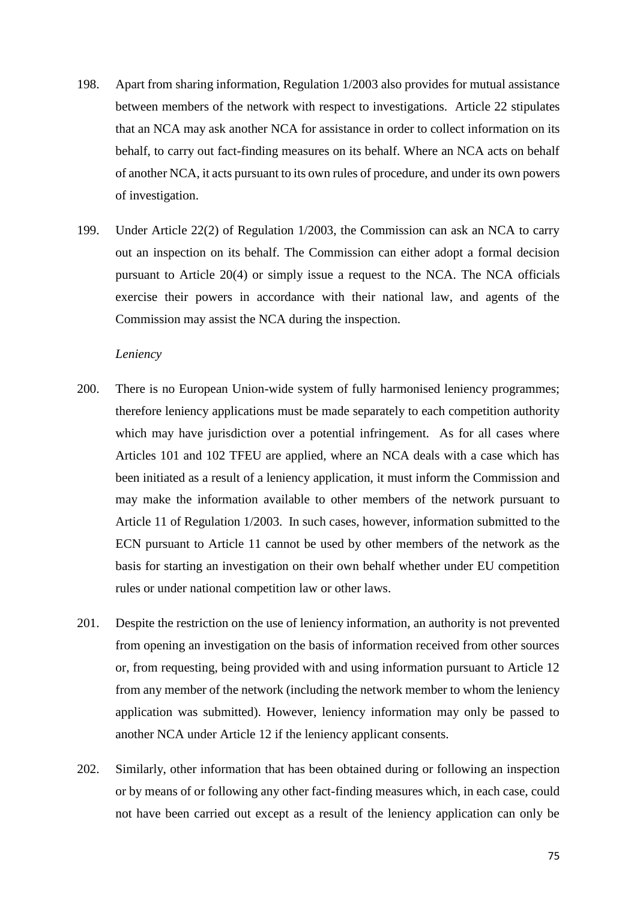198. Apart from sharing information, Regulation 1/2003 also provides for mutual assistance between members of the network with respect to investigations. Article 22 stipulates that an NCA may ask another NCA for assistance in order to collect information on its behalf, to carry out fact-finding measures on its behalf. Where an NCA acts on behalf of another NCA, it acts pursuant to its own rules of procedure, and under its own powers of investigation.

199. Under Article 22(2) of Regulation 1/2003, the Commission can ask an NCA to carry out an inspection on its behalf. The Commission can either adopt a formal decision pursuant to Article 20(4) or simply issue a request to the NCA. The NCA officials exercise their powers in accordance with their national law, and agents of the Commission may assist the NCA during the inspection.

*Leniency*

200. There is no European Union-wide system of fully harmonised leniency programmes; therefore leniency applications must be made separately to each competition authority which may have jurisdiction over a potential infringement. As for all cases where Articles 101 and 102 TFEU are applied, where an NCA deals with a case which has been initiated as a result of a leniency application, it must inform the Commission and may make the information available to other members of the network pursuant to Article 11 of Regulation 1/2003. In such cases, however, information submitted to the ECN pursuant to Article 11 cannot be used by other members of the network as the basis for starting an investigation on their own behalf whether under EU competition rules or under national competition law or other laws.

201. Despite the restriction on the use of leniency information, an authority is not prevented from opening an investigation on the basis of information received from other sources or, from requesting, being provided with and using information pursuant to Article 12 from any member of the network (including the network member to whom the leniency application was submitted). However, leniency information may only be passed to another NCA under Article 12 if the leniency applicant consents.

202. Similarly, other information that has been obtained during or following an inspection or by means of or following any other fact-finding measures which, in each case, could not have been carried out except as a result of the leniency application can only be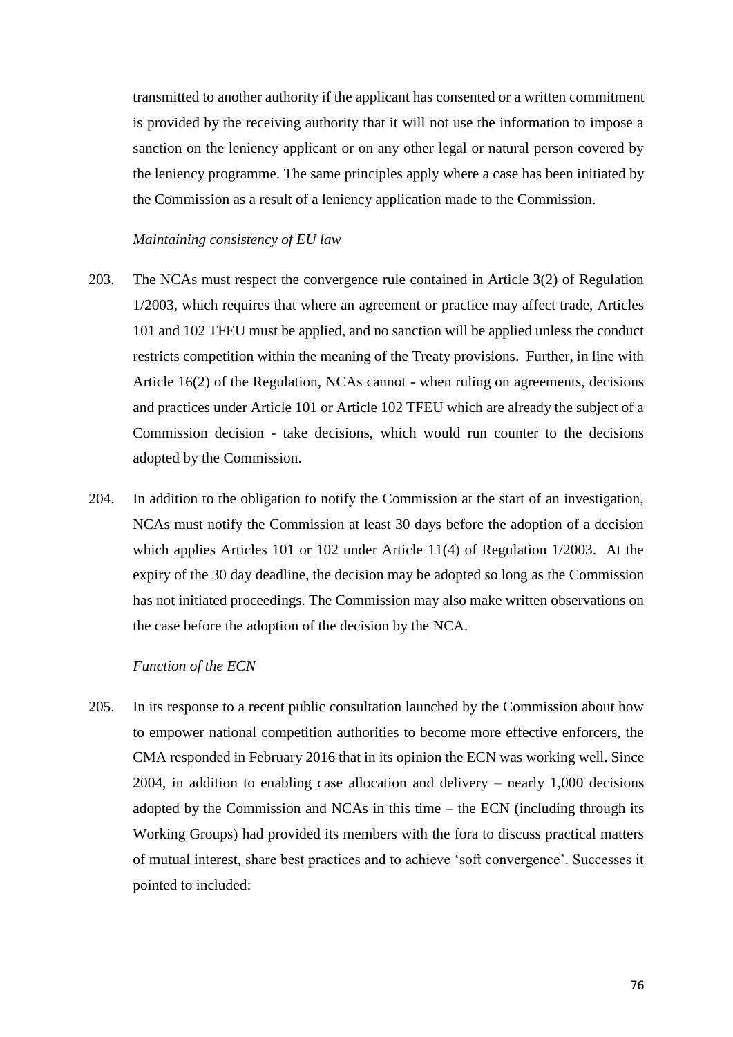transmitted to another authority if the applicant has consented or a written commitment is provided by the receiving authority that it will not use the information to impose a sanction on the leniency applicant or on any other legal or natural person covered by the leniency programme. The same principles apply where a case has been initiated by the Commission as a result of a leniency application made to the Commission.

*Maintaining consistency of EU law*

203. The NCAs must respect the convergence rule contained in Article 3(2) of Regulation 1/2003, which requires that where an agreement or practice may affect trade, Articles 101 and 102 TFEU must be applied, and no sanction will be applied unless the conduct restricts competition within the meaning of the Treaty provisions. Further, in line with Article 16(2) of the Regulation, NCAs cannot - when ruling on agreements, decisions and practices under Article 101 or Article 102 TFEU which are already the subject of a Commission decision - take decisions, which would run counter to the decisions adopted by the Commission.

204. In addition to the obligation to notify the Commission at the start of an investigation, NCAs must notify the Commission at least 30 days before the adoption of a decision which applies Articles 101 or 102 under Article 11(4) of Regulation 1/2003. At the expiry of the 30 day deadline, the decision may be adopted so long as the Commission has not initiated proceedings. The Commission may also make written observations on the case before the adoption of the decision by the NCA.

*Function of the ECN*

205. In its response to a recent public consultation launched by the Commission about how to empower national competition authorities to become more effective enforcers, the CMA responded in February 2016 that in its opinion the ECN was working well. Since 2004, in addition to enabling case allocation and delivery – nearly 1,000 decisions adopted by the Commission and NCAs in this time – the ECN (including through its Working Groups) had provided its members with the fora to discuss practical matters of mutual interest, share best practices and to achieve 'soft convergence'. Successes it pointed to included: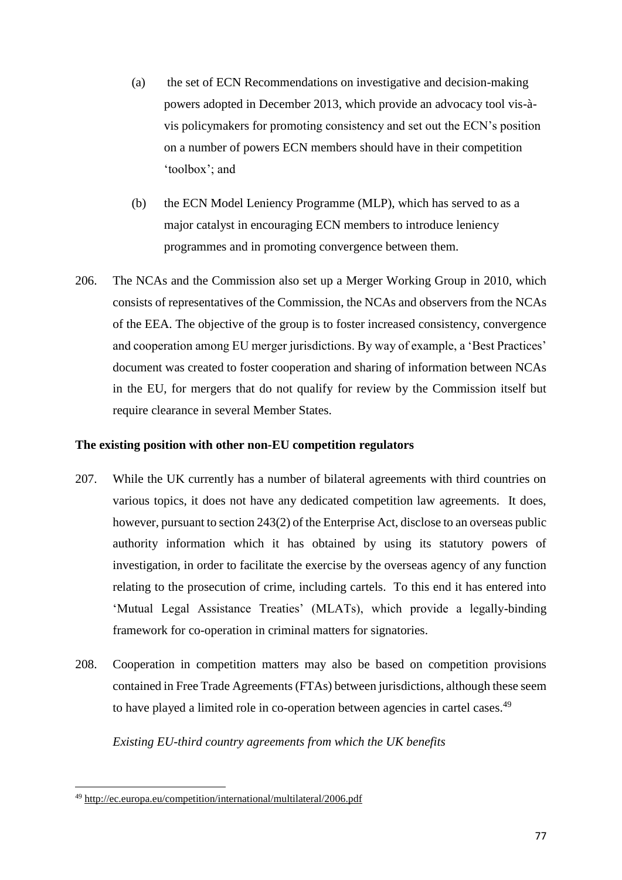(a) the set of ECN Recommendations on investigative and decision-making powers adopted in December 2013, which provide an advocacy tool vis-à-vis policymakers for promoting consistency and set out the ECN's position on a number of powers ECN members should have in their competition 'toolbox'; and

(b) the ECN Model Leniency Programme (MLP), which has served to as a major catalyst in encouraging ECN members to introduce leniency programmes and in promoting convergence between them.

206. The NCAs and the Commission also set up a Merger Working Group in 2010, which consists of representatives of the Commission, the NCAs and observers from the NCAs of the EEA. The objective of the group is to foster increased consistency, convergence and cooperation among EU merger jurisdictions. By way of example, a 'Best Practices' document was created to foster cooperation and sharing of information between NCAs in the EU, for mergers that do not qualify for review by the Commission itself but require clearance in several Member States.

**The existing position with other non-EU competition regulators**

207. While the UK currently has a number of bilateral agreements with third countries on various topics, it does not have any dedicated competition law agreements. It does, however, pursuant to section 243(2) of the Enterprise Act, disclose to an overseas public authority information which it has obtained by using its statutory powers of investigation, in order to facilitate the exercise by the overseas agency of any function relating to the prosecution of crime, including cartels. To this end it has entered into 'Mutual Legal Assistance Treaties' (MLATs), which provide a legally-binding framework for co-operation in criminal matters for signatories.

208. Cooperation in competition matters may also be based on competition provisions contained in Free Trade Agreements (FTAs) between jurisdictions, although these seem to have played a limited role in co-operation between agencies in cartel cases.[49]

*Existing EU-third country agreements from which the UK benefits*

[49] http://ec.europa.eu/competition/international/multilateral/2006.pdf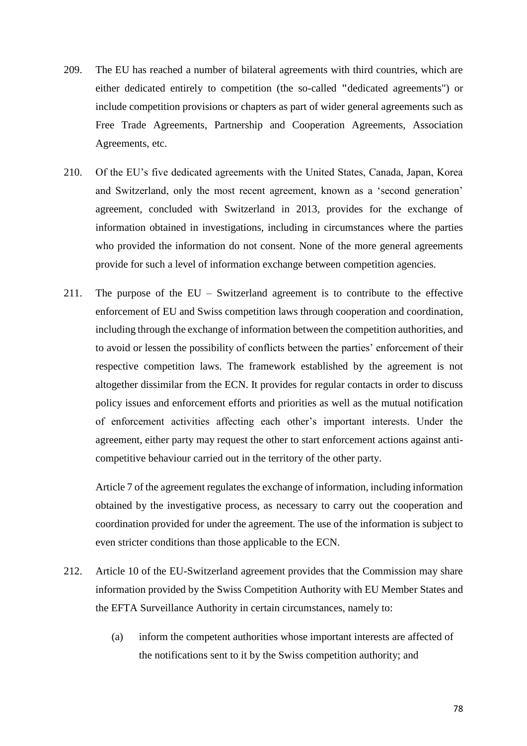209. The EU has reached a number of bilateral agreements with third countries, which are either dedicated entirely to competition (the so-called "dedicated agreements") or include competition provisions or chapters as part of wider general agreements such as Free Trade Agreements, Partnership and Cooperation Agreements, Association Agreements, etc.

210. Of the EU's five dedicated agreements with the United States, Canada, Japan, Korea and Switzerland, only the most recent agreement, known as a 'second generation' agreement, concluded with Switzerland in 2013, provides for the exchange of information obtained in investigations, including in circumstances where the parties who provided the information do not consent. None of the more general agreements provide for such a level of information exchange between competition agencies.

211. The purpose of the EU – Switzerland agreement is to contribute to the effective enforcement of EU and Swiss competition laws through cooperation and coordination, including through the exchange of information between the competition authorities, and to avoid or lessen the possibility of conflicts between the parties' enforcement of their respective competition laws. The framework established by the agreement is not altogether dissimilar from the ECN. It provides for regular contacts in order to discuss policy issues and enforcement efforts and priorities as well as the mutual notification of enforcement activities affecting each other's important interests. Under the agreement, either party may request the other to start enforcement actions against anti-competitive behaviour carried out in the territory of the other party.

Article 7 of the agreement regulates the exchange of information, including information obtained by the investigative process, as necessary to carry out the cooperation and coordination provided for under the agreement. The use of the information is subject to even stricter conditions than those applicable to the ECN.

212. Article 10 of the EU-Switzerland agreement provides that the Commission may share information provided by the Swiss Competition Authority with EU Member States and the EFTA Surveillance Authority in certain circumstances, namely to:

(a) inform the competent authorities whose important interests are affected of the notifications sent to it by the Swiss competition authority; and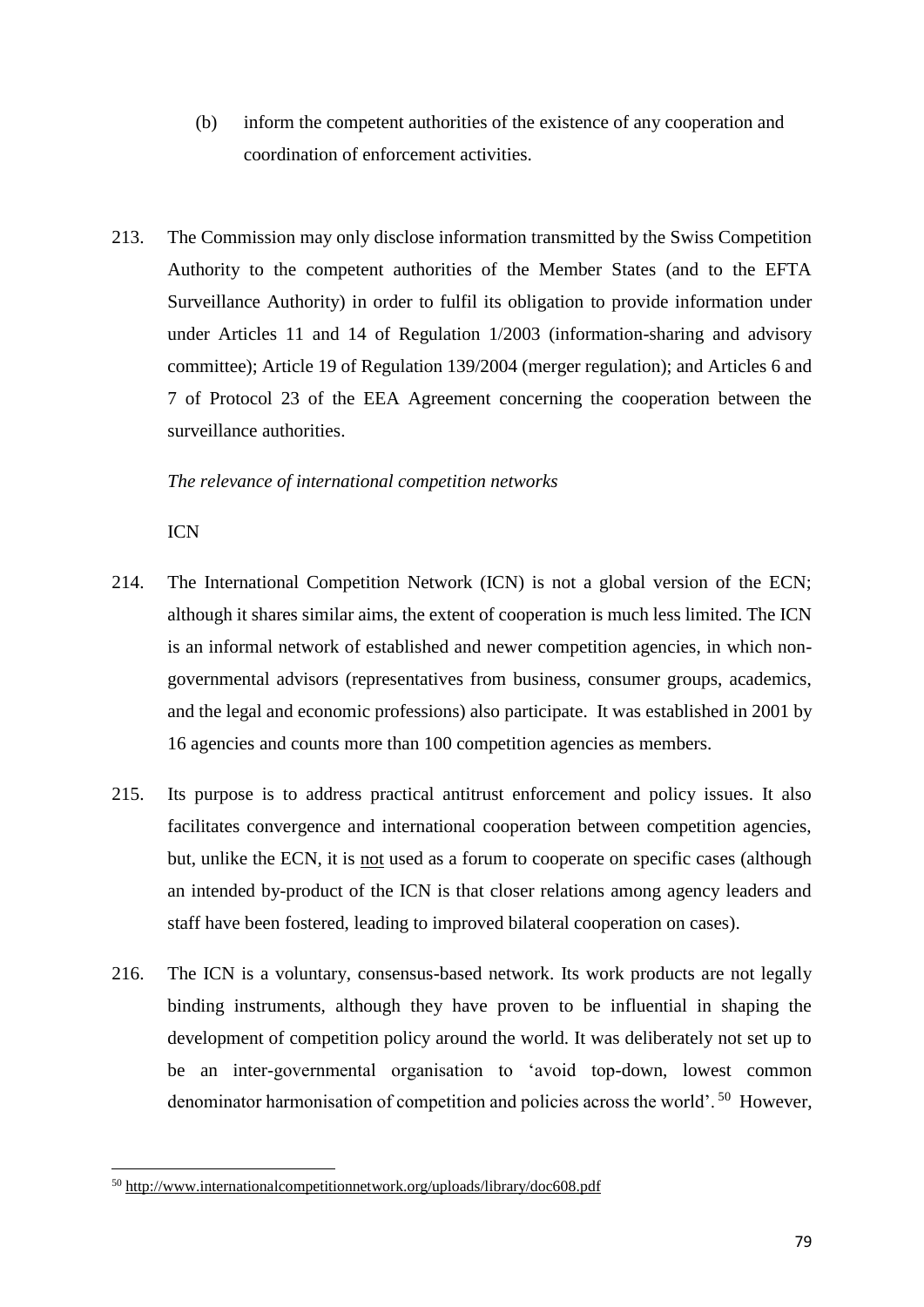(b) inform the competent authorities of the existence of any cooperation and coordination of enforcement activities.

213. The Commission may only disclose information transmitted by the Swiss Competition Authority to the competent authorities of the Member States (and to the EFTA Surveillance Authority) in order to fulfil its obligation to provide information under under Articles 11 and 14 of Regulation 1/2003 (information-sharing and advisory committee); Article 19 of Regulation 139/2004 (merger regulation); and Articles 6 and 7 of Protocol 23 of the EEA Agreement concerning the cooperation between the surveillance authorities.

*The relevance of international competition networks*

ICN

214. The International Competition Network (ICN) is not a global version of the ECN; although it shares similar aims, the extent of cooperation is much less limited. The ICN is an informal network of established and newer competition agencies, in which non-governmental advisors (representatives from business, consumer groups, academics, and the legal and economic professions) also participate. It was established in 2001 by 16 agencies and counts more than 100 competition agencies as members.

215. Its purpose is to address practical antitrust enforcement and policy issues. It also facilitates convergence and international cooperation between competition agencies, but, unlike the ECN, it is <u>not</u> used as a forum to cooperate on specific cases (although an intended by-product of the ICN is that closer relations among agency leaders and staff have been fostered, leading to improved bilateral cooperation on cases).

216. The ICN is a voluntary, consensus-based network. Its work products are not legally binding instruments, although they have proven to be influential in shaping the development of competition policy around the world. It was deliberately not set up to be an inter-governmental organisation to 'avoid top-down, lowest common denominator harmonisation of competition and policies across the world'.[50] However,

[50] http://www.internationalcompetitionnetwork.org/uploads/library/doc608.pdf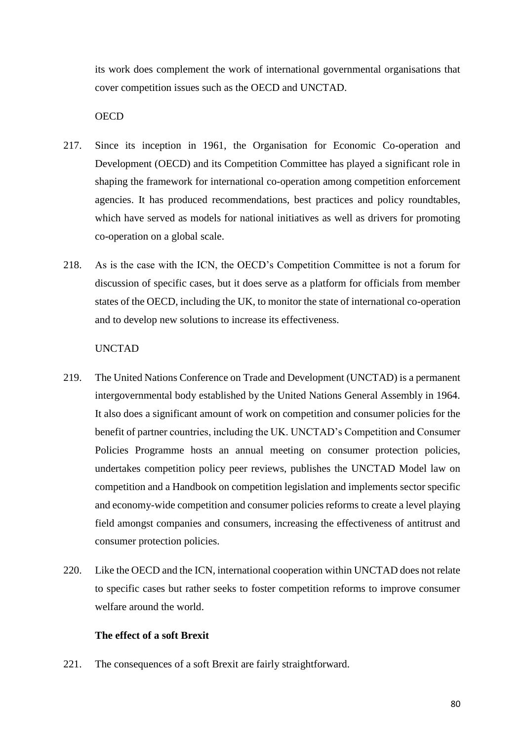its work does complement the work of international governmental organisations that cover competition issues such as the OECD and UNCTAD.

OECD

217. Since its inception in 1961, the Organisation for Economic Co-operation and Development (OECD) and its Competition Committee has played a significant role in shaping the framework for international co-operation among competition enforcement agencies. It has produced recommendations, best practices and policy roundtables, which have served as models for national initiatives as well as drivers for promoting co-operation on a global scale.

218. As is the case with the ICN, the OECD's Competition Committee is not a forum for discussion of specific cases, but it does serve as a platform for officials from member states of the OECD, including the UK, to monitor the state of international co-operation and to develop new solutions to increase its effectiveness.

UNCTAD

219. The United Nations Conference on Trade and Development (UNCTAD) is a permanent intergovernmental body established by the United Nations General Assembly in 1964. It also does a significant amount of work on competition and consumer policies for the benefit of partner countries, including the UK. UNCTAD's Competition and Consumer Policies Programme hosts an annual meeting on consumer protection policies, undertakes competition policy peer reviews, publishes the UNCTAD Model law on competition and a Handbook on competition legislation and implements sector specific and economy-wide competition and consumer policies reforms to create a level playing field amongst companies and consumers, increasing the effectiveness of antitrust and consumer protection policies.

220. Like the OECD and the ICN, international cooperation within UNCTAD does not relate to specific cases but rather seeks to foster competition reforms to improve consumer welfare around the world.

**The effect of a soft Brexit**

221. The consequences of a soft Brexit are fairly straightforward.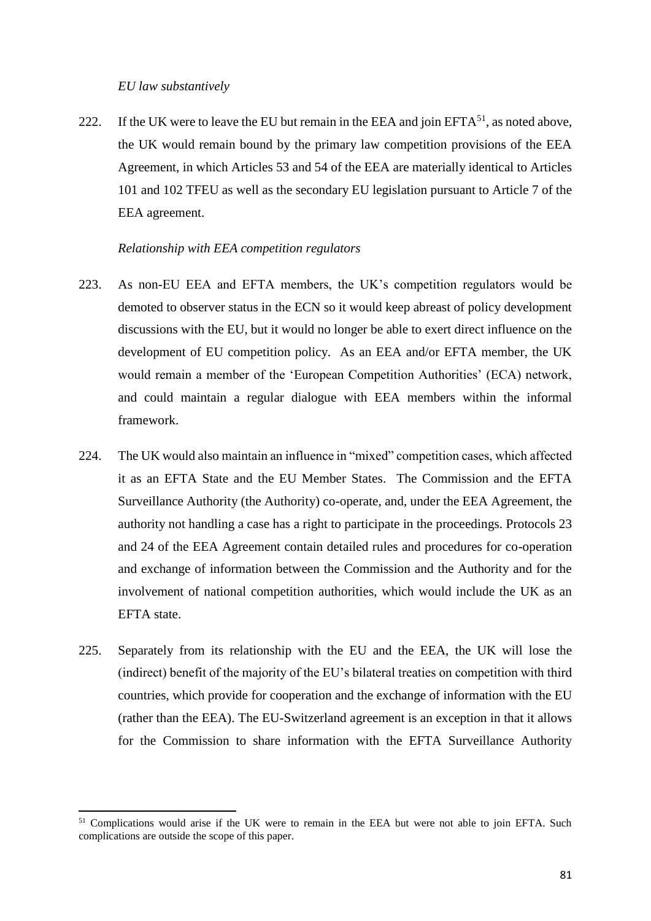*EU law substantively*

222. If the UK were to leave the EU but remain in the EEA and join EFTA[51], as noted above, the UK would remain bound by the primary law competition provisions of the EEA Agreement, in which Articles 53 and 54 of the EEA are materially identical to Articles 101 and 102 TFEU as well as the secondary EU legislation pursuant to Article 7 of the EEA agreement.

*Relationship with EEA competition regulators*

223. As non-EU EEA and EFTA members, the UK's competition regulators would be demoted to observer status in the ECN so it would keep abreast of policy development discussions with the EU, but it would no longer be able to exert direct influence on the development of EU competition policy. As an EEA and/or EFTA member, the UK would remain a member of the 'European Competition Authorities' (ECA) network, and could maintain a regular dialogue with EEA members within the informal framework.

224. The UK would also maintain an influence in "mixed" competition cases, which affected it as an EFTA State and the EU Member States. The Commission and the EFTA Surveillance Authority (the Authority) co-operate, and, under the EEA Agreement, the authority not handling a case has a right to participate in the proceedings. Protocols 23 and 24 of the EEA Agreement contain detailed rules and procedures for co-operation and exchange of information between the Commission and the Authority and for the involvement of national competition authorities, which would include the UK as an EFTA state.

225. Separately from its relationship with the EU and the EEA, the UK will lose the (indirect) benefit of the majority of the EU's bilateral treaties on competition with third countries, which provide for cooperation and the exchange of information with the EU (rather than the EEA). The EU-Switzerland agreement is an exception in that it allows for the Commission to share information with the EFTA Surveillance Authority

---

[51] Complications would arise if the UK were to remain in the EEA but were not able to join EFTA. Such complications are outside the scope of this paper.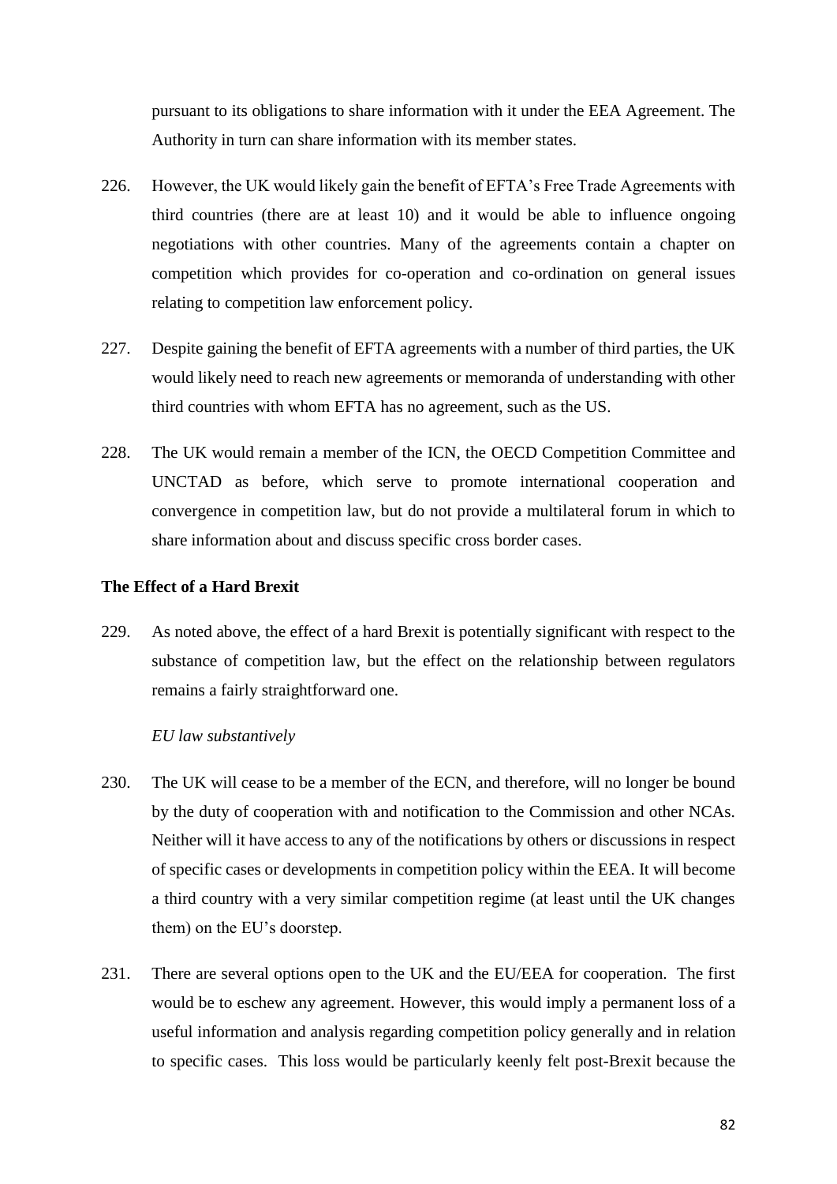pursuant to its obligations to share information with it under the EEA Agreement. The Authority in turn can share information with its member states.

226. However, the UK would likely gain the benefit of EFTA's Free Trade Agreements with third countries (there are at least 10) and it would be able to influence ongoing negotiations with other countries. Many of the agreements contain a chapter on competition which provides for co-operation and co-ordination on general issues relating to competition law enforcement policy.

227. Despite gaining the benefit of EFTA agreements with a number of third parties, the UK would likely need to reach new agreements or memoranda of understanding with other third countries with whom EFTA has no agreement, such as the US.

228. The UK would remain a member of the ICN, the OECD Competition Committee and UNCTAD as before, which serve to promote international cooperation and convergence in competition law, but do not provide a multilateral forum in which to share information about and discuss specific cross border cases.

**The Effect of a Hard Brexit**

229. As noted above, the effect of a hard Brexit is potentially significant with respect to the substance of competition law, but the effect on the relationship between regulators remains a fairly straightforward one.

*EU law substantively*

230. The UK will cease to be a member of the ECN, and therefore, will no longer be bound by the duty of cooperation with and notification to the Commission and other NCAs. Neither will it have access to any of the notifications by others or discussions in respect of specific cases or developments in competition policy within the EEA. It will become a third country with a very similar competition regime (at least until the UK changes them) on the EU's doorstep.

231. There are several options open to the UK and the EU/EEA for cooperation. The first would be to eschew any agreement. However, this would imply a permanent loss of a useful information and analysis regarding competition policy generally and in relation to specific cases. This loss would be particularly keenly felt post-Brexit because the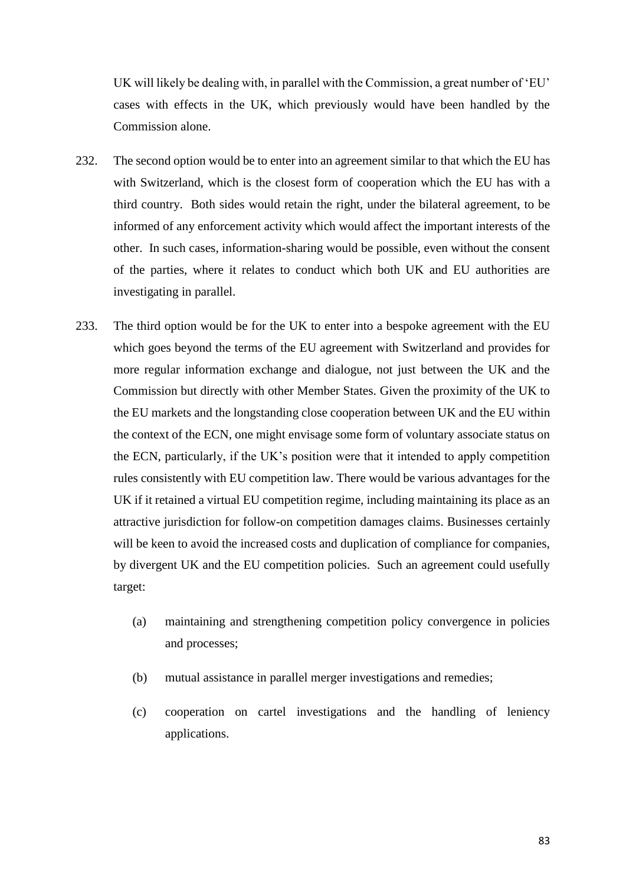UK will likely be dealing with, in parallel with the Commission, a great number of 'EU' cases with effects in the UK, which previously would have been handled by the Commission alone.

232. The second option would be to enter into an agreement similar to that which the EU has with Switzerland, which is the closest form of cooperation which the EU has with a third country. Both sides would retain the right, under the bilateral agreement, to be informed of any enforcement activity which would affect the important interests of the other. In such cases, information-sharing would be possible, even without the consent of the parties, where it relates to conduct which both UK and EU authorities are investigating in parallel.

233. The third option would be for the UK to enter into a bespoke agreement with the EU which goes beyond the terms of the EU agreement with Switzerland and provides for more regular information exchange and dialogue, not just between the UK and the Commission but directly with other Member States. Given the proximity of the UK to the EU markets and the longstanding close cooperation between UK and the EU within the context of the ECN, one might envisage some form of voluntary associate status on the ECN, particularly, if the UK's position were that it intended to apply competition rules consistently with EU competition law. There would be various advantages for the UK if it retained a virtual EU competition regime, including maintaining its place as an attractive jurisdiction for follow-on competition damages claims. Businesses certainly will be keen to avoid the increased costs and duplication of compliance for companies, by divergent UK and the EU competition policies. Such an agreement could usefully target:

    (a) maintaining and strengthening competition policy convergence in policies and processes;

    (b) mutual assistance in parallel merger investigations and remedies;

    (c) cooperation on cartel investigations and the handling of leniency applications.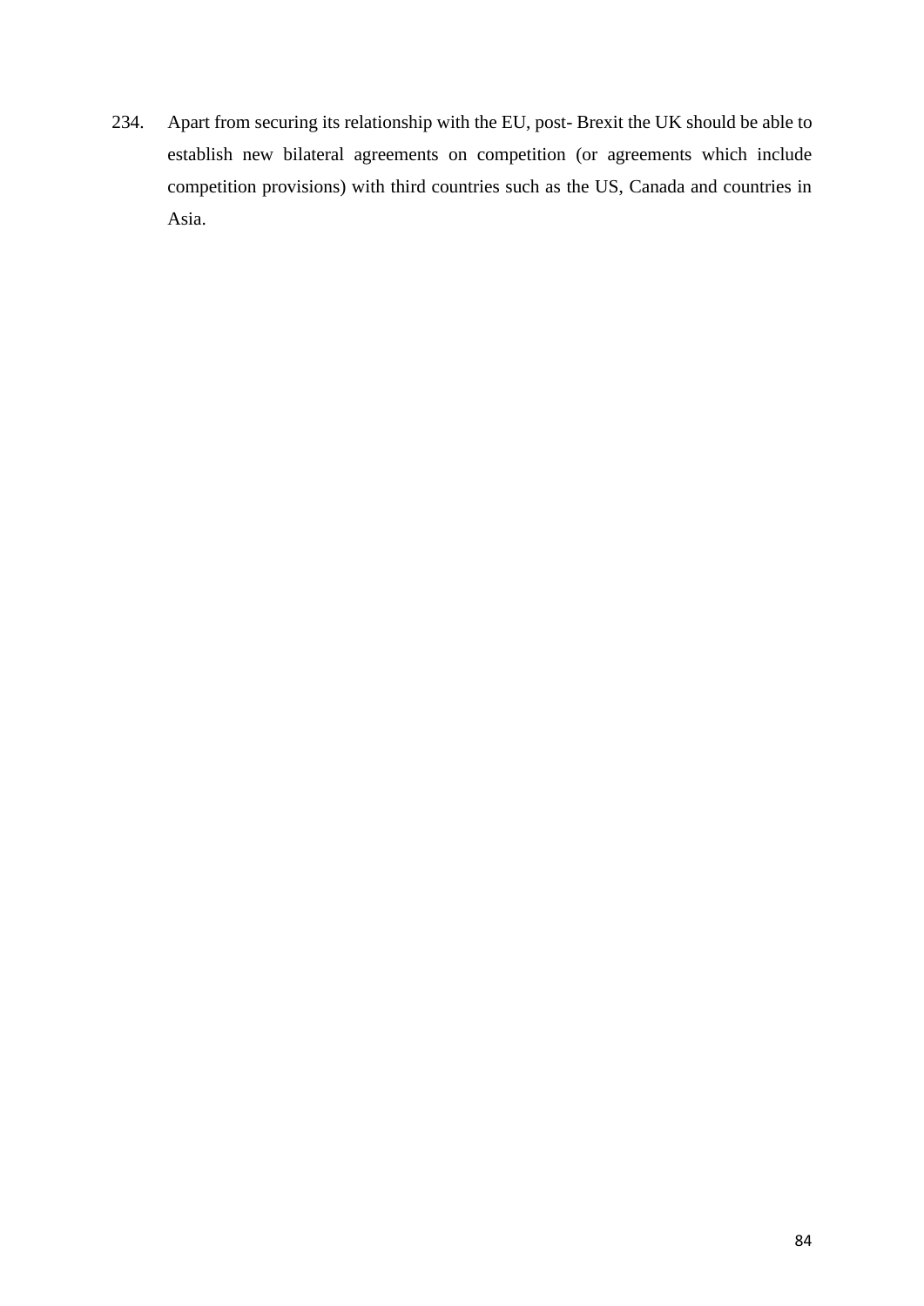234. Apart from securing its relationship with the EU, post- Brexit the UK should be able to establish new bilateral agreements on competition (or agreements which include competition provisions) with third countries such as the US, Canada and countries in Asia.